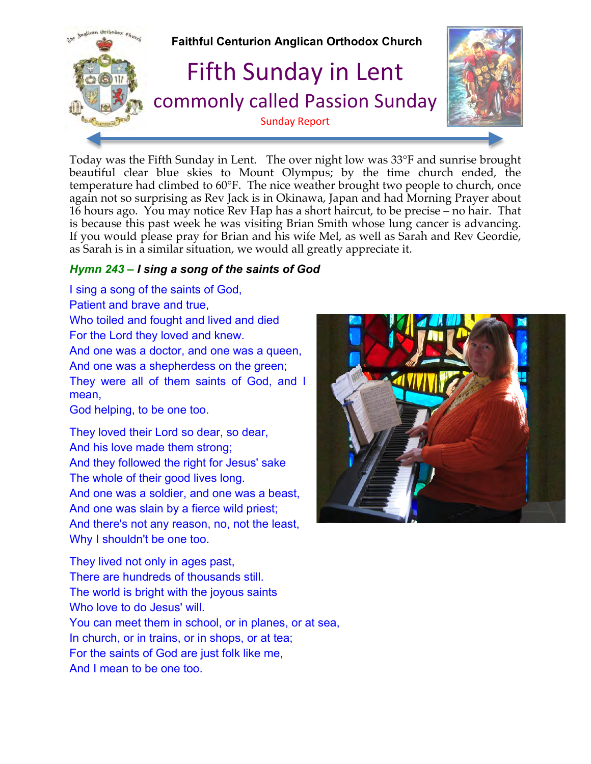# Faithful Centurion Anglican Orthodox Church

## Fifth Sunday in Lent

### commonly called Passion Sunday

Sunday Report

Today was the Fifth Sunday in Lent. The over night low was 33°F and sunrise brought beautiful clear blue skies to Mount Olympus; by the time church ended, the temperature had climbed to 60°F. The nice weather brought two people to church, once again not so surprising as Rev Jack is in Okinawa, Japan and had Morning Prayer about 16 hours ago. You may notice Rev Hap has a short haircut, to be precise – no hair. That is because this past week he was visiting Brian Smith whose lung cancer is advancing. If you would please pray for Brian and his wife Mel, as well as Sarah and Rev Geordie, as Sarah is in a similar situation, we would all greatly appreciate it.

***Hymn 243 – I sing a song of the saints of God***

I sing a song of the saints of God,
Patient and brave and true,
Who toiled and fought and lived and died
For the Lord they loved and knew.
And one was a doctor, and one was a queen,
And one was a shepherdess on the green;
They were all of them saints of God, and I mean,
God helping, to be one too.

They loved their Lord so dear, so dear,
And his love made them strong;
And they followed the right for Jesus' sake
The whole of their good lives long.
And one was a soldier, and one was a beast,
And one was slain by a fierce wild priest;
And there's not any reason, no, not the least,
Why I shouldn't be one too.

They lived not only in ages past,
There are hundreds of thousands still.
The world is bright with the joyous saints
Who love to do Jesus' will.
You can meet them in school, or in planes, or at sea,
In church, or in trains, or in shops, or at tea;
For the saints of God are just folk like me,
And I mean to be one too.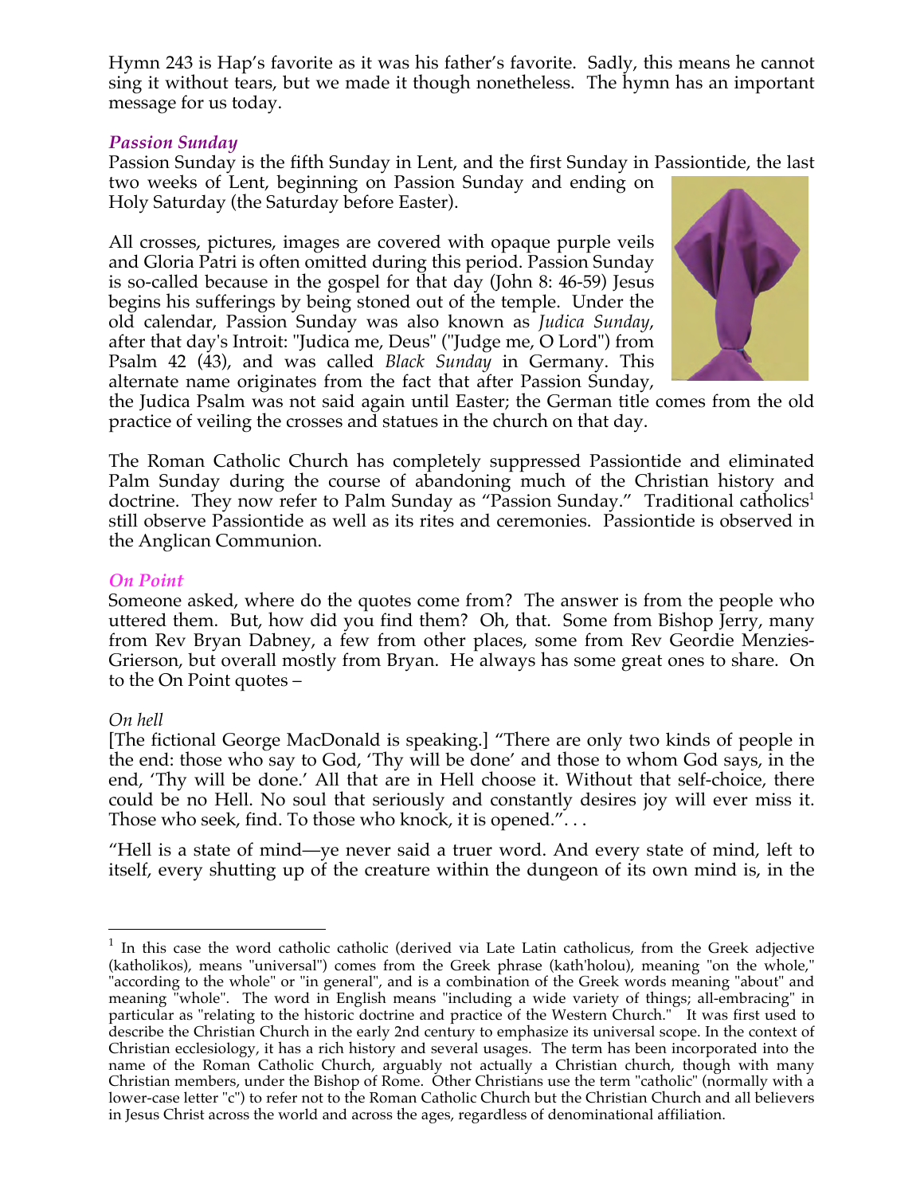Hymn 243 is Hap's favorite as it was his father's favorite. Sadly, this means he cannot sing it without tears, but we made it though nonetheless. The hymn has an important message for us today.

### *Passion Sunday*

Passion Sunday is the fifth Sunday in Lent, and the first Sunday in Passiontide, the last two weeks of Lent, beginning on Passion Sunday and ending on Holy Saturday (the Saturday before Easter).

All crosses, pictures, images are covered with opaque purple veils and Gloria Patri is often omitted during this period. Passion Sunday is so-called because in the gospel for that day (John 8: 46-59) Jesus begins his sufferings by being stoned out of the temple. Under the old calendar, Passion Sunday was also known as *Judica Sunday*, after that day's Introit: "Judica me, Deus" ("Judge me, O Lord") from Psalm 42 (43), and was called *Black Sunday* in Germany. This alternate name originates from the fact that after Passion Sunday, the Judica Psalm was not said again until Easter; the German title comes from the old practice of veiling the crosses and statues in the church on that day.

The Roman Catholic Church has completely suppressed Passiontide and eliminated Palm Sunday during the course of abandoning much of the Christian history and doctrine. They now refer to Palm Sunday as "Passion Sunday." Traditional catholics[1] still observe Passiontide as well as its rites and ceremonies. Passiontide is observed in the Anglican Communion.

### *On Point*

Someone asked, where do the quotes come from? The answer is from the people who uttered them. But, how did you find them? Oh, that. Some from Bishop Jerry, many from Rev Bryan Dabney, a few from other places, some from Rev Geordie Menzies-Grierson, but overall mostly from Bryan. He always has some great ones to share. On to the On Point quotes –

*On hell*

[The fictional George MacDonald is speaking.] "There are only two kinds of people in the end: those who say to God, 'Thy will be done' and those to whom God says, in the end, 'Thy will be done.' All that are in Hell choose it. Without that self-choice, there could be no Hell. No soul that seriously and constantly desires joy will ever miss it. Those who seek, find. To those who knock, it is opened.". . .

"Hell is a state of mind—ye never said a truer word. And every state of mind, left to itself, every shutting up of the creature within the dungeon of its own mind is, in the

---

[1] In this case the word catholic catholic (derived via Late Latin catholicus, from the Greek adjective (katholikos), means "universal") comes from the Greek phrase (kath'holou), meaning "on the whole," "according to the whole" or "in general", and is a combination of the Greek words meaning "about" and meaning "whole". The word in English means "including a wide variety of things; all-embracing" in particular as "relating to the historic doctrine and practice of the Western Church." It was first used to describe the Christian Church in the early 2nd century to emphasize its universal scope. In the context of Christian ecclesiology, it has a rich history and several usages. The term has been incorporated into the name of the Roman Catholic Church, arguably not actually a Christian church, though with many Christian members, under the Bishop of Rome. Other Christians use the term "catholic" (normally with a lower-case letter "c") to refer not to the Roman Catholic Church but the Christian Church and all believers in Jesus Christ across the world and across the ages, regardless of denominational affiliation.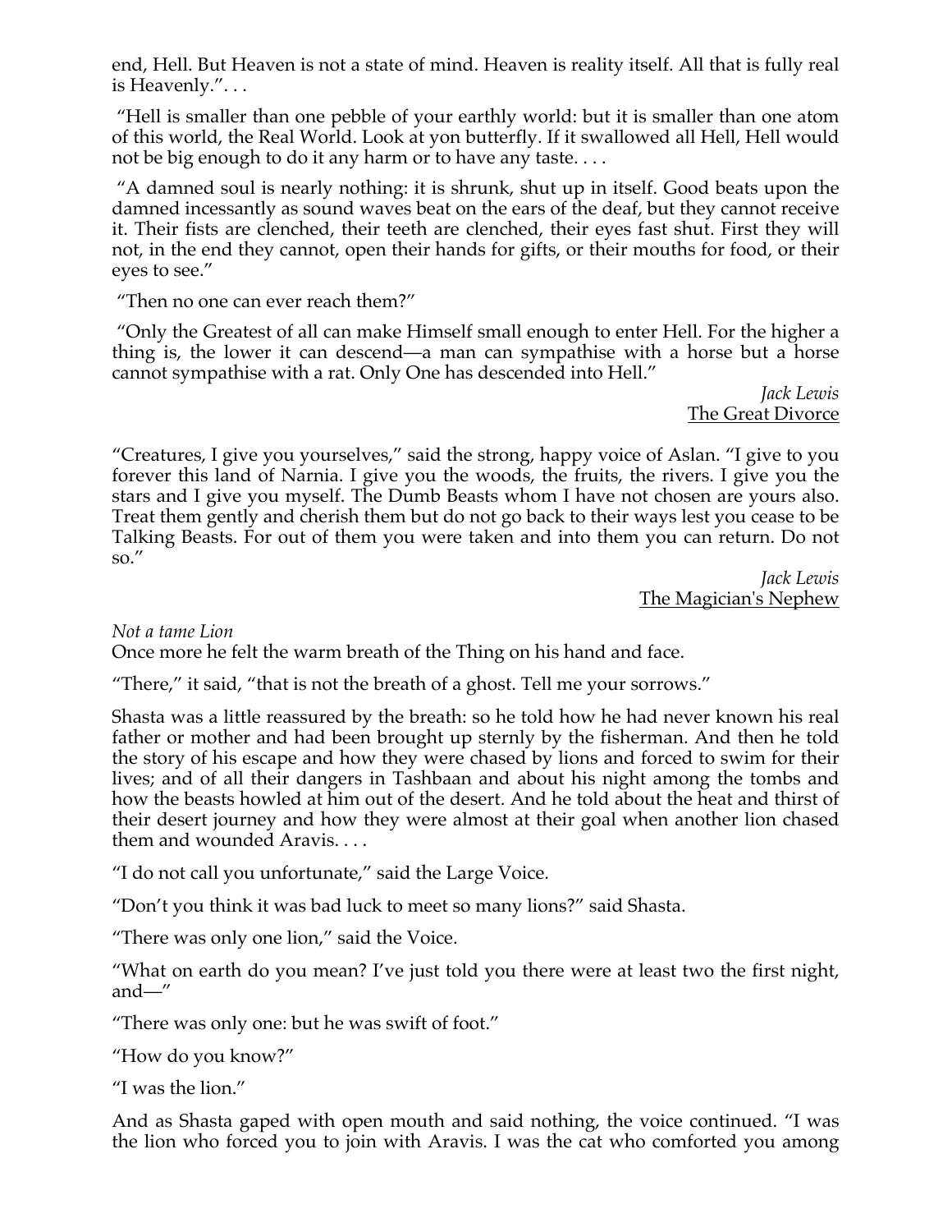end, Hell. But Heaven is not a state of mind. Heaven is reality itself. All that is fully real is Heavenly.". . .

"Hell is smaller than one pebble of your earthly world: but it is smaller than one atom of this world, the Real World. Look at yon butterfly. If it swallowed all Hell, Hell would not be big enough to do it any harm or to have any taste. . . .

"A damned soul is nearly nothing: it is shrunk, shut up in itself. Good beats upon the damned incessantly as sound waves beat on the ears of the deaf, but they cannot receive it. Their fists are clenched, their teeth are clenched, their eyes fast shut. First they will not, in the end they cannot, open their hands for gifts, or their mouths for food, or their eyes to see."

"Then no one can ever reach them?"

"Only the Greatest of all can make Himself small enough to enter Hell. For the higher a thing is, the lower it can descend—a man can sympathise with a horse but a horse cannot sympathise with a rat. Only One has descended into Hell."

*Jack Lewis*
The Great Divorce

"Creatures, I give you yourselves," said the strong, happy voice of Aslan. "I give to you forever this land of Narnia. I give you the woods, the fruits, the rivers. I give you the stars and I give you myself. The Dumb Beasts whom I have not chosen are yours also. Treat them gently and cherish them but do not go back to their ways lest you cease to be Talking Beasts. For out of them you were taken and into them you can return. Do not so."

*Jack Lewis*
The Magician's Nephew

*Not a tame Lion*

Once more he felt the warm breath of the Thing on his hand and face.

"There," it said, "that is not the breath of a ghost. Tell me your sorrows."

Shasta was a little reassured by the breath: so he told how he had never known his real father or mother and had been brought up sternly by the fisherman. And then he told the story of his escape and how they were chased by lions and forced to swim for their lives; and of all their dangers in Tashbaan and about his night among the tombs and how the beasts howled at him out of the desert. And he told about the heat and thirst of their desert journey and how they were almost at their goal when another lion chased them and wounded Aravis. . . .

"I do not call you unfortunate," said the Large Voice.

"Don't you think it was bad luck to meet so many lions?" said Shasta.

"There was only one lion," said the Voice.

"What on earth do you mean? I've just told you there were at least two the first night, and—"

"There was only one: but he was swift of foot."

"How do you know?"

"I was the lion."

And as Shasta gaped with open mouth and said nothing, the voice continued. "I was the lion who forced you to join with Aravis. I was the cat who comforted you among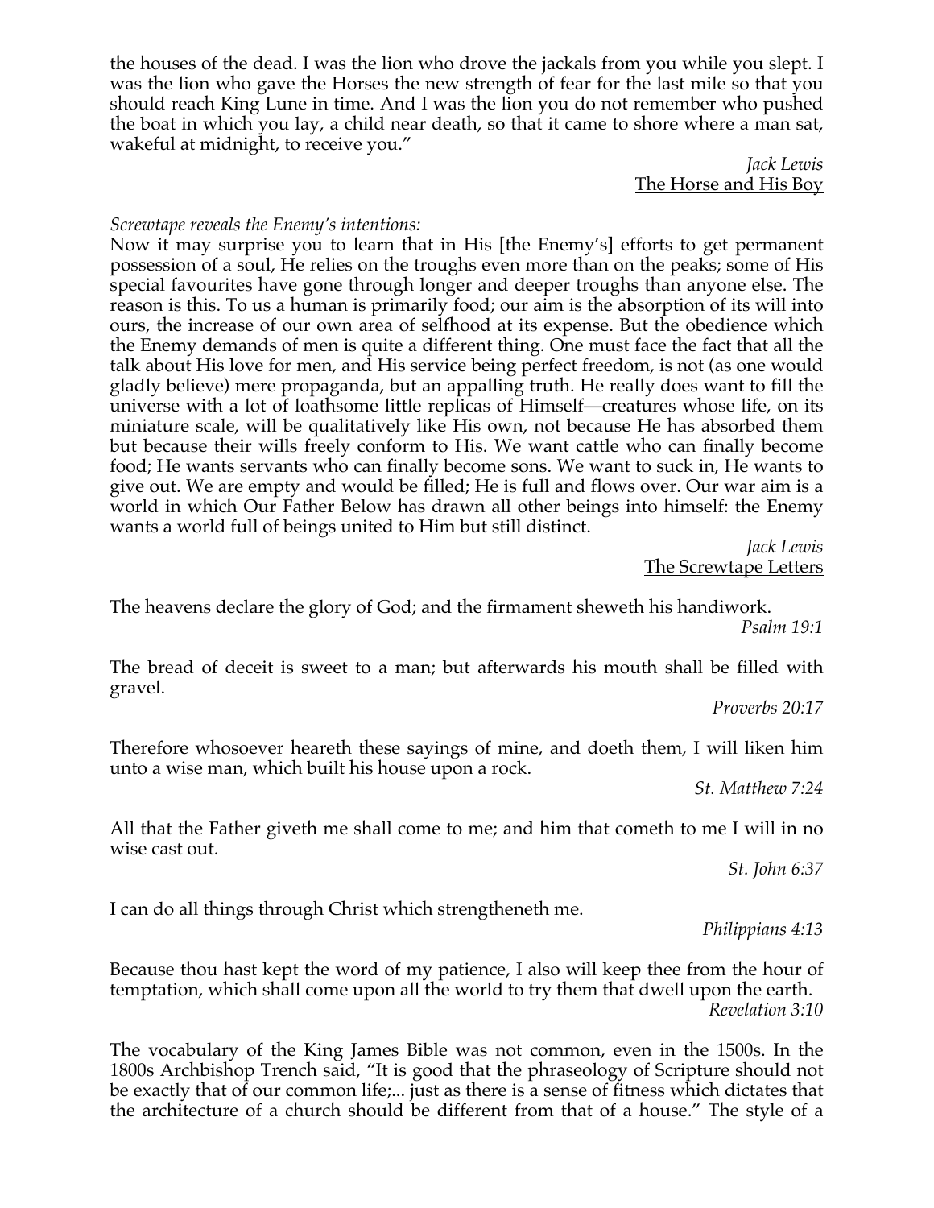the houses of the dead. I was the lion who drove the jackals from you while you slept. I was the lion who gave the Horses the new strength of fear for the last mile so that you should reach King Lune in time. And I was the lion you do not remember who pushed the boat in which you lay, a child near death, so that it came to shore where a man sat, wakeful at midnight, to receive you."

*Jack Lewis*
The Horse and His Boy

*Screwtape reveals the Enemy's intentions:*
Now it may surprise you to learn that in His [the Enemy's] efforts to get permanent possession of a soul, He relies on the troughs even more than on the peaks; some of His special favourites have gone through longer and deeper troughs than anyone else. The reason is this. To us a human is primarily food; our aim is the absorption of its will into ours, the increase of our own area of selfhood at its expense. But the obedience which the Enemy demands of men is quite a different thing. One must face the fact that all the talk about His love for men, and His service being perfect freedom, is not (as one would gladly believe) mere propaganda, but an appalling truth. He really does want to fill the universe with a lot of loathsome little replicas of Himself—creatures whose life, on its miniature scale, will be qualitatively like His own, not because He has absorbed them but because their wills freely conform to His. We want cattle who can finally become food; He wants servants who can finally become sons. We want to suck in, He wants to give out. We are empty and would be filled; He is full and flows over. Our war aim is a world in which Our Father Below has drawn all other beings into himself: the Enemy wants a world full of beings united to Him but still distinct.

*Jack Lewis*
The Screwtape Letters

The heavens declare the glory of God; and the firmament sheweth his handiwork.

*Psalm 19:1*

The bread of deceit is sweet to a man; but afterwards his mouth shall be filled with gravel.

*Proverbs 20:17*

Therefore whosoever heareth these sayings of mine, and doeth them, I will liken him unto a wise man, which built his house upon a rock.

*St. Matthew 7:24*

All that the Father giveth me shall come to me; and him that cometh to me I will in no wise cast out.

*St. John 6:37*

I can do all things through Christ which strengtheneth me.

*Philippians 4:13*

Because thou hast kept the word of my patience, I also will keep thee from the hour of temptation, which shall come upon all the world to try them that dwell upon the earth.

*Revelation 3:10*

The vocabulary of the King James Bible was not common, even in the 1500s. In the 1800s Archbishop Trench said, "It is good that the phraseology of Scripture should not be exactly that of our common life;... just as there is a sense of fitness which dictates that the architecture of a church should be different from that of a house." The style of a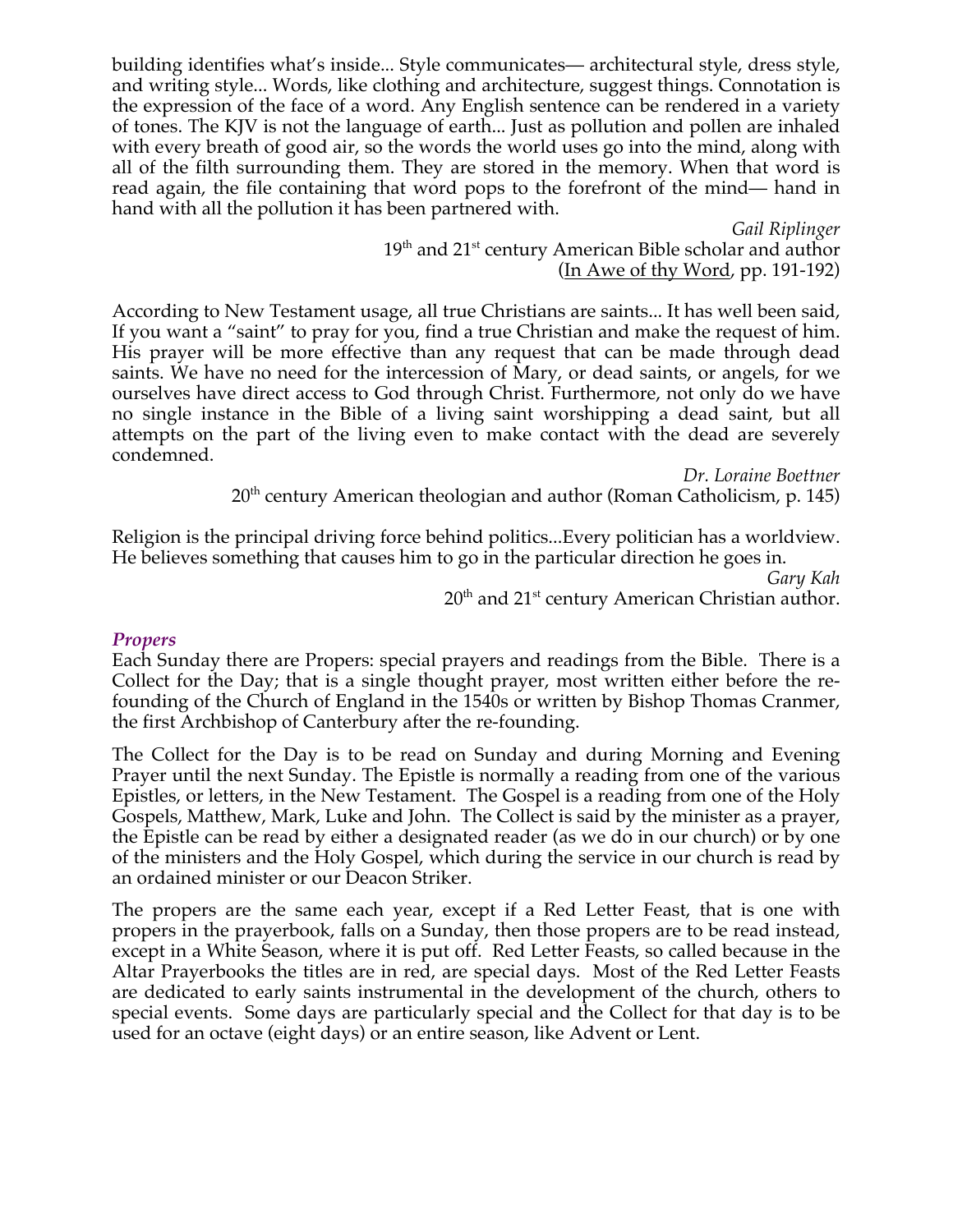building identifies what's inside... Style communicates— architectural style, dress style, and writing style... Words, like clothing and architecture, suggest things. Connotation is the expression of the face of a word. Any English sentence can be rendered in a variety of tones. The KJV is not the language of earth... Just as pollution and pollen are inhaled with every breath of good air, so the words the world uses go into the mind, along with all of the filth surrounding them. They are stored in the memory. When that word is read again, the file containing that word pops to the forefront of the mind— hand in hand with all the pollution it has been partnered with.

*Gail Riplinger*
19th and 21st century American Bible scholar and author
(In Awe of thy Word, pp. 191-192)

According to New Testament usage, all true Christians are saints... It has well been said, If you want a "saint" to pray for you, find a true Christian and make the request of him. His prayer will be more effective than any request that can be made through dead saints. We have no need for the intercession of Mary, or dead saints, or angels, for we ourselves have direct access to God through Christ. Furthermore, not only do we have no single instance in the Bible of a living saint worshipping a dead saint, but all attempts on the part of the living even to make contact with the dead are severely condemned.

*Dr. Loraine Boettner*
20th century American theologian and author (Roman Catholicism, p. 145)

Religion is the principal driving force behind politics...Every politician has a worldview. He believes something that causes him to go in the particular direction he goes in.

*Gary Kah*
20th and 21st century American Christian author.

### *Propers*

Each Sunday there are Propers: special prayers and readings from the Bible. There is a Collect for the Day; that is a single thought prayer, most written either before the re-founding of the Church of England in the 1540s or written by Bishop Thomas Cranmer, the first Archbishop of Canterbury after the re-founding.

The Collect for the Day is to be read on Sunday and during Morning and Evening Prayer until the next Sunday. The Epistle is normally a reading from one of the various Epistles, or letters, in the New Testament. The Gospel is a reading from one of the Holy Gospels, Matthew, Mark, Luke and John. The Collect is said by the minister as a prayer, the Epistle can be read by either a designated reader (as we do in our church) or by one of the ministers and the Holy Gospel, which during the service in our church is read by an ordained minister or our Deacon Striker.

The propers are the same each year, except if a Red Letter Feast, that is one with propers in the prayerbook, falls on a Sunday, then those propers are to be read instead, except in a White Season, where it is put off. Red Letter Feasts, so called because in the Altar Prayerbooks the titles are in red, are special days. Most of the Red Letter Feasts are dedicated to early saints instrumental in the development of the church, others to special events. Some days are particularly special and the Collect for that day is to be used for an octave (eight days) or an entire season, like Advent or Lent.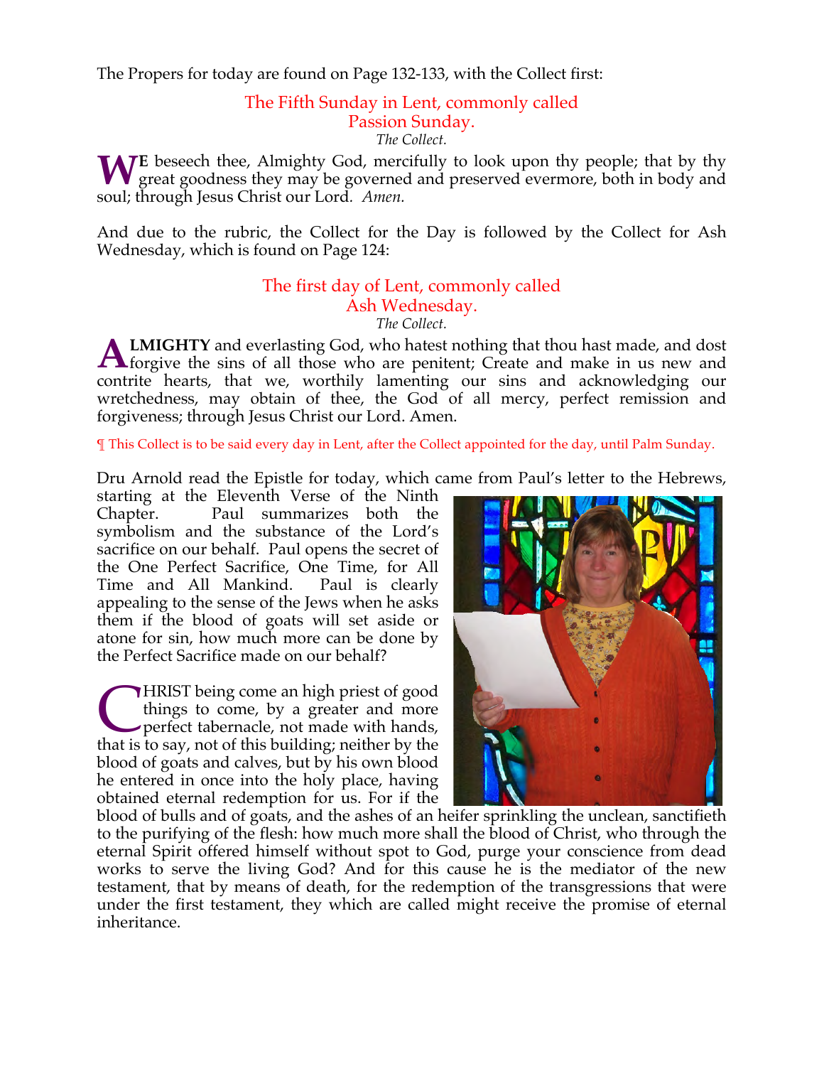The Propers for today are found on Page 132-133, with the Collect first:

## The Fifth Sunday in Lent, commonly called Passion Sunday.

*The Collect.*

**WE** beseech thee, Almighty God, mercifully to look upon thy people; that by thy great goodness they may be governed and preserved evermore, both in body and soul; through Jesus Christ our Lord. *Amen.*

And due to the rubric, the Collect for the Day is followed by the Collect for Ash Wednesday, which is found on Page 124:

## The first day of Lent, commonly called Ash Wednesday.

*The Collect.*

**ALMIGHTY** and everlasting God, who hatest nothing that thou hast made, and dost forgive the sins of all those who are penitent; Create and make in us new and contrite hearts, that we, worthily lamenting our sins and acknowledging our wretchedness, may obtain of thee, the God of all mercy, perfect remission and forgiveness; through Jesus Christ our Lord. Amen.

¶ This Collect is to be said every day in Lent, after the Collect appointed for the day, until Palm Sunday.

Dru Arnold read the Epistle for today, which came from Paul's letter to the Hebrews, starting at the Eleventh Verse of the Ninth Chapter. Paul summarizes both the symbolism and the substance of the Lord's sacrifice on our behalf. Paul opens the secret of the One Perfect Sacrifice, One Time, for All Time and All Mankind. Paul is clearly appealing to the sense of the Jews when he asks them if the blood of goats will set aside or atone for sin, how much more can be done by the Perfect Sacrifice made on our behalf?

CHRIST being come an high priest of good things to come, by a greater and more perfect tabernacle, not made with hands, that is to say, not of this building; neither by the blood of goats and calves, but by his own blood he entered in once into the holy place, having obtained eternal redemption for us. For if the blood of bulls and of goats, and the ashes of an heifer sprinkling the unclean, sanctifieth to the purifying of the flesh: how much more shall the blood of Christ, who through the eternal Spirit offered himself without spot to God, purge your conscience from dead works to serve the living God? And for this cause he is the mediator of the new testament, that by means of death, for the redemption of the transgressions that were under the first testament, they which are called might receive the promise of eternal inheritance.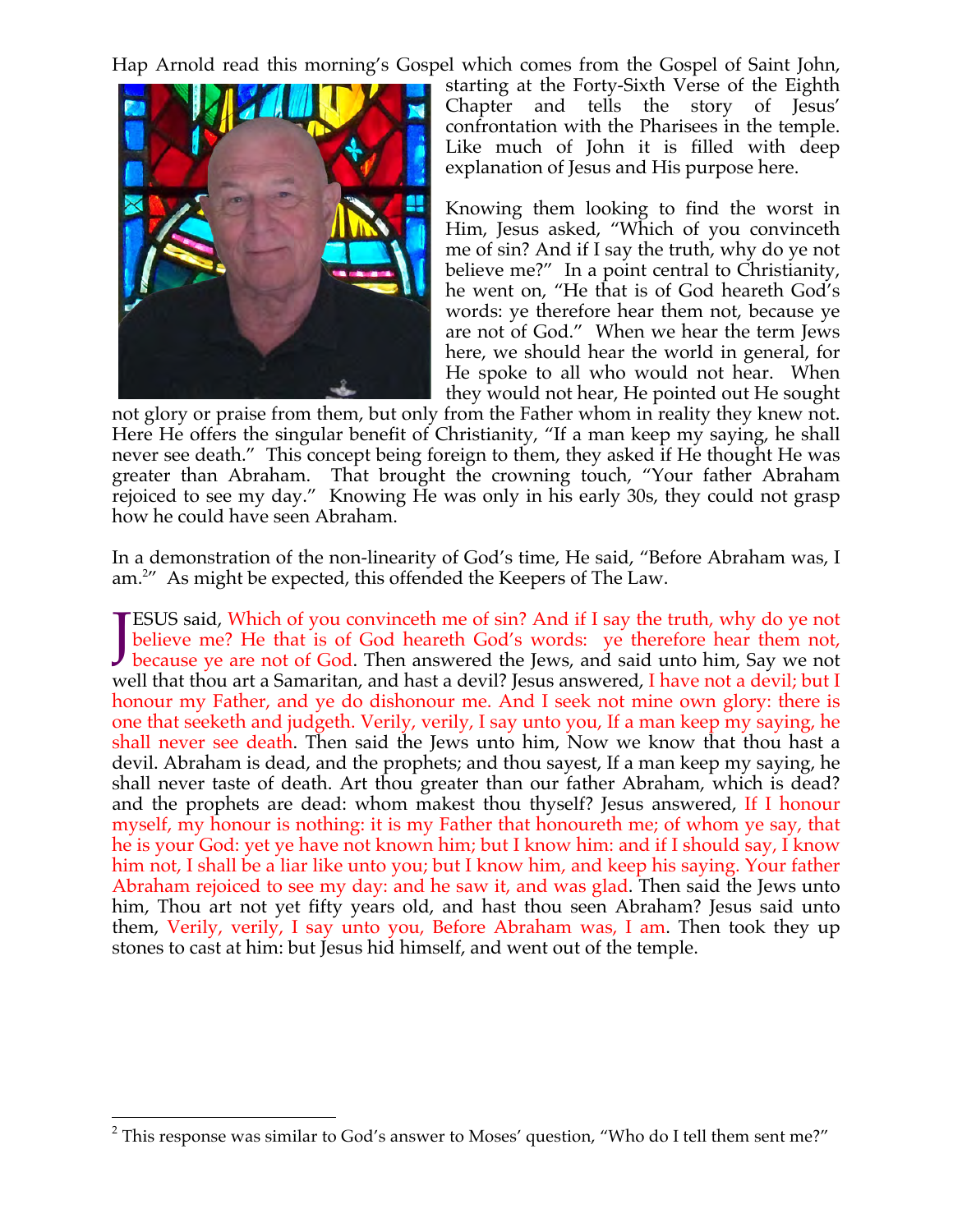Hap Arnold read this morning's Gospel which comes from the Gospel of Saint John, starting at the Forty-Sixth Verse of the Eighth Chapter and tells the story of Jesus' confrontation with the Pharisees in the temple. Like much of John it is filled with deep explanation of Jesus and His purpose here.

Knowing them looking to find the worst in Him, Jesus asked, "Which of you convinceth me of sin? And if I say the truth, why do ye not believe me?" In a point central to Christianity, he went on, "He that is of God heareth God's words: ye therefore hear them not, because ye are not of God." When we hear the term Jews here, we should hear the world in general, for He spoke to all who would not hear. When they would not hear, He pointed out He sought not glory or praise from them, but only from the Father whom in reality they knew not. Here He offers the singular benefit of Christianity, "If a man keep my saying, he shall never see death." This concept being foreign to them, they asked if He thought He was greater than Abraham. That brought the crowning touch, "Your father Abraham rejoiced to see my day." Knowing He was only in his early 30s, they could not grasp how he could have seen Abraham.

In a demonstration of the non-linearity of God's time, He said, "Before Abraham was, I am.[2]" As might be expected, this offended the Keepers of The Law.

JESUS said, Which of you convinceth me of sin? And if I say the truth, why do ye not believe me? He that is of God heareth God's words: ye therefore hear them not, because ye are not of God. Then answered the Jews, and said unto him, Say we not well that thou art a Samaritan, and hast a devil? Jesus answered, I have not a devil; but I honour my Father, and ye do dishonour me. And I seek not mine own glory: there is one that seeketh and judgeth. Verily, verily, I say unto you, If a man keep my saying, he shall never see death. Then said the Jews unto him, Now we know that thou hast a devil. Abraham is dead, and the prophets; and thou sayest, If a man keep my saying, he shall never taste of death. Art thou greater than our father Abraham, which is dead? and the prophets are dead: whom makest thou thyself? Jesus answered, If I honour myself, my honour is nothing: it is my Father that honoureth me; of whom ye say, that he is your God: yet ye have not known him; but I know him: and if I should say, I know him not, I shall be a liar like unto you; but I know him, and keep his saying. Your father Abraham rejoiced to see my day: and he saw it, and was glad. Then said the Jews unto him, Thou art not yet fifty years old, and hast thou seen Abraham? Jesus said unto them, Verily, verily, I say unto you, Before Abraham was, I am. Then took they up stones to cast at him: but Jesus hid himself, and went out of the temple.

---

[2] This response was similar to God's answer to Moses' question, "Who do I tell them sent me?"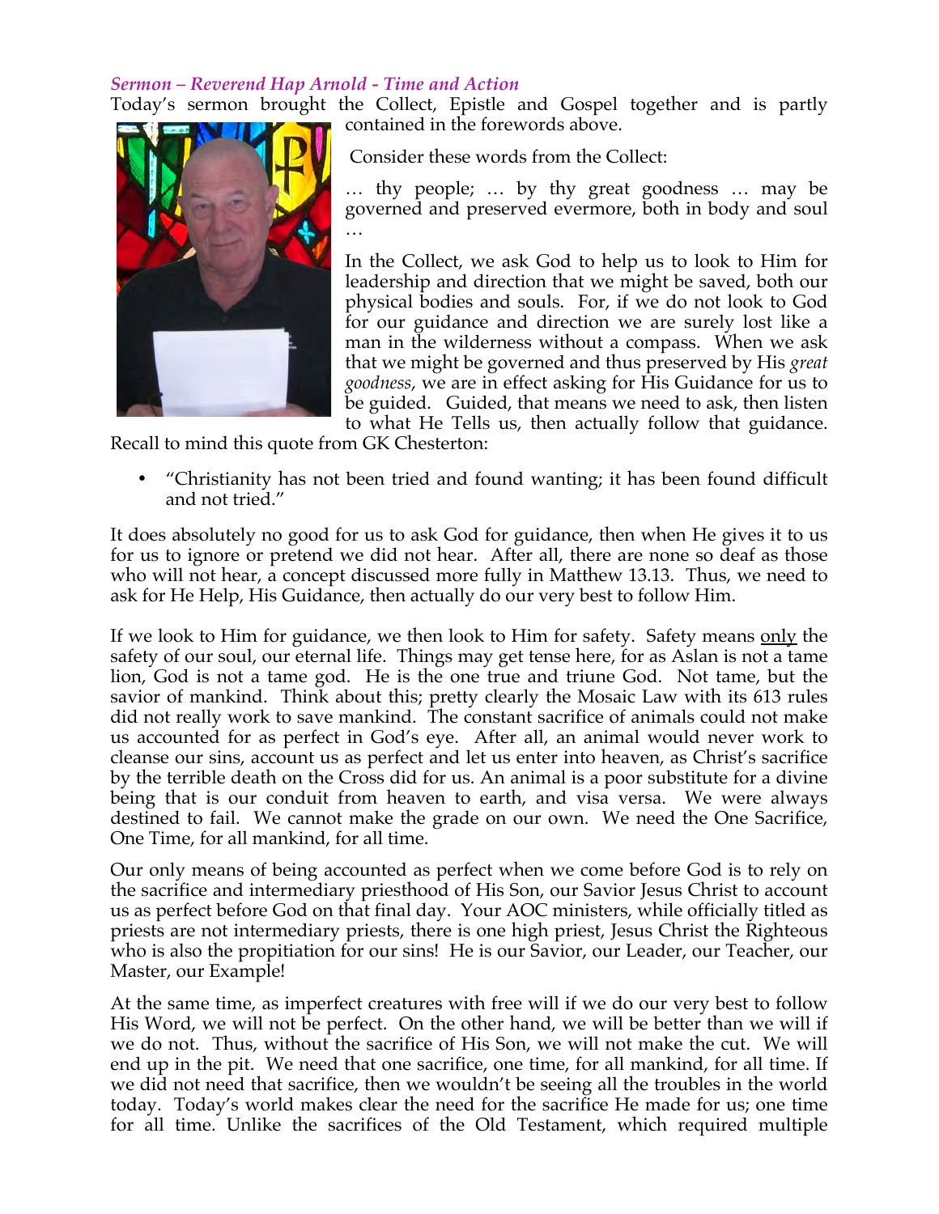*Sermon – Reverend Hap Arnold - Time and Action*

Today's sermon brought the Collect, Epistle and Gospel together and is partly contained in the forewords above.

Consider these words from the Collect:

… thy people; … by thy great goodness … may be governed and preserved evermore, both in body and soul …

In the Collect, we ask God to help us to look to Him for leadership and direction that we might be saved, both our physical bodies and souls. For, if we do not look to God for our guidance and direction we are surely lost like a man in the wilderness without a compass. When we ask that we might be governed and thus preserved by His *great goodness*, we are in effect asking for His Guidance for us to be guided. Guided, that means we need to ask, then listen to what He Tells us, then actually follow that guidance. Recall to mind this quote from GK Chesterton:

- "Christianity has not been tried and found wanting; it has been found difficult and not tried."

It does absolutely no good for us to ask God for guidance, then when He gives it to us for us to ignore or pretend we did not hear. After all, there are none so deaf as those who will not hear, a concept discussed more fully in Matthew 13.13. Thus, we need to ask for He Help, His Guidance, then actually do our very best to follow Him.

If we look to Him for guidance, we then look to Him for safety. Safety means <u>only</u> the safety of our soul, our eternal life. Things may get tense here, for as Aslan is not a tame lion, God is not a tame god. He is the one true and triune God. Not tame, but the savior of mankind. Think about this; pretty clearly the Mosaic Law with its 613 rules did not really work to save mankind. The constant sacrifice of animals could not make us accounted for as perfect in God's eye. After all, an animal would never work to cleanse our sins, account us as perfect and let us enter into heaven, as Christ's sacrifice by the terrible death on the Cross did for us. An animal is a poor substitute for a divine being that is our conduit from heaven to earth, and visa versa. We were always destined to fail. We cannot make the grade on our own. We need the One Sacrifice, One Time, for all mankind, for all time.

Our only means of being accounted as perfect when we come before God is to rely on the sacrifice and intermediary priesthood of His Son, our Savior Jesus Christ to account us as perfect before God on that final day. Your AOC ministers, while officially titled as priests are not intermediary priests, there is one high priest, Jesus Christ the Righteous who is also the propitiation for our sins! He is our Savior, our Leader, our Teacher, our Master, our Example!

At the same time, as imperfect creatures with free will if we do our very best to follow His Word, we will not be perfect. On the other hand, we will be better than we will if we do not. Thus, without the sacrifice of His Son, we will not make the cut. We will end up in the pit. We need that one sacrifice, one time, for all mankind, for all time. If we did not need that sacrifice, then we wouldn't be seeing all the troubles in the world today. Today's world makes clear the need for the sacrifice He made for us; one time for all time. Unlike the sacrifices of the Old Testament, which required multiple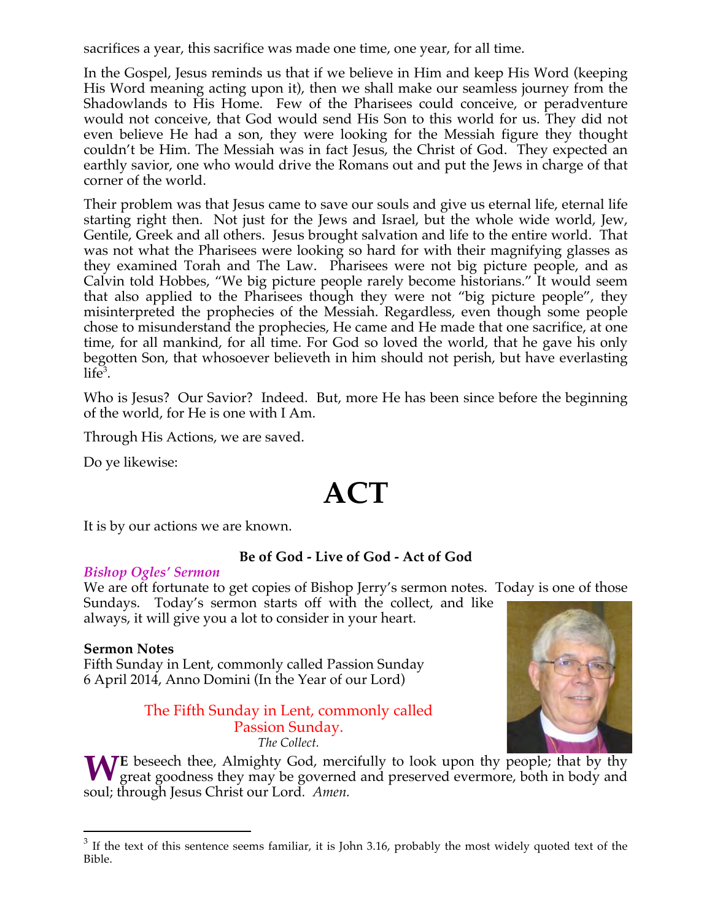sacrifices a year, this sacrifice was made one time, one year, for all time.

In the Gospel, Jesus reminds us that if we believe in Him and keep His Word (keeping His Word meaning acting upon it), then we shall make our seamless journey from the Shadowlands to His Home. Few of the Pharisees could conceive, or peradventure would not conceive, that God would send His Son to this world for us. They did not even believe He had a son, they were looking for the Messiah figure they thought couldn't be Him. The Messiah was in fact Jesus, the Christ of God. They expected an earthly savior, one who would drive the Romans out and put the Jews in charge of that corner of the world.

Their problem was that Jesus came to save our souls and give us eternal life, eternal life starting right then. Not just for the Jews and Israel, but the whole wide world, Jew, Gentile, Greek and all others. Jesus brought salvation and life to the entire world. That was not what the Pharisees were looking so hard for with their magnifying glasses as they examined Torah and The Law. Pharisees were not big picture people, and as Calvin told Hobbes, "We big picture people rarely become historians." It would seem that also applied to the Pharisees though they were not "big picture people", they misinterpreted the prophecies of the Messiah. Regardless, even though some people chose to misunderstand the prophecies, He came and He made that one sacrifice, at one time, for all mankind, for all time. For God so loved the world, that he gave his only begotten Son, that whosoever believeth in him should not perish, but have everlasting life[3].

Who is Jesus? Our Savior? Indeed. But, more He has been since before the beginning of the world, for He is one with I Am.

Through His Actions, we are saved.

Do ye likewise:

# ACT

It is by our actions we are known.

**Be of God - Live of God - Act of God**

*Bishop Ogles' Sermon*

We are oft fortunate to get copies of Bishop Jerry's sermon notes. Today is one of those Sundays. Today's sermon starts off with the collect, and like always, it will give you a lot to consider in your heart.

**Sermon Notes**
Fifth Sunday in Lent, commonly called Passion Sunday
6 April 2014, Anno Domini (In the Year of our Lord)

The Fifth Sunday in Lent, commonly called Passion Sunday.

*The Collect.*

WE beseech thee, Almighty God, mercifully to look upon thy people; that by thy great goodness they may be governed and preserved evermore, both in body and soul; through Jesus Christ our Lord. *Amen.*

---

[3] If the text of this sentence seems familiar, it is John 3.16, probably the most widely quoted text of the Bible.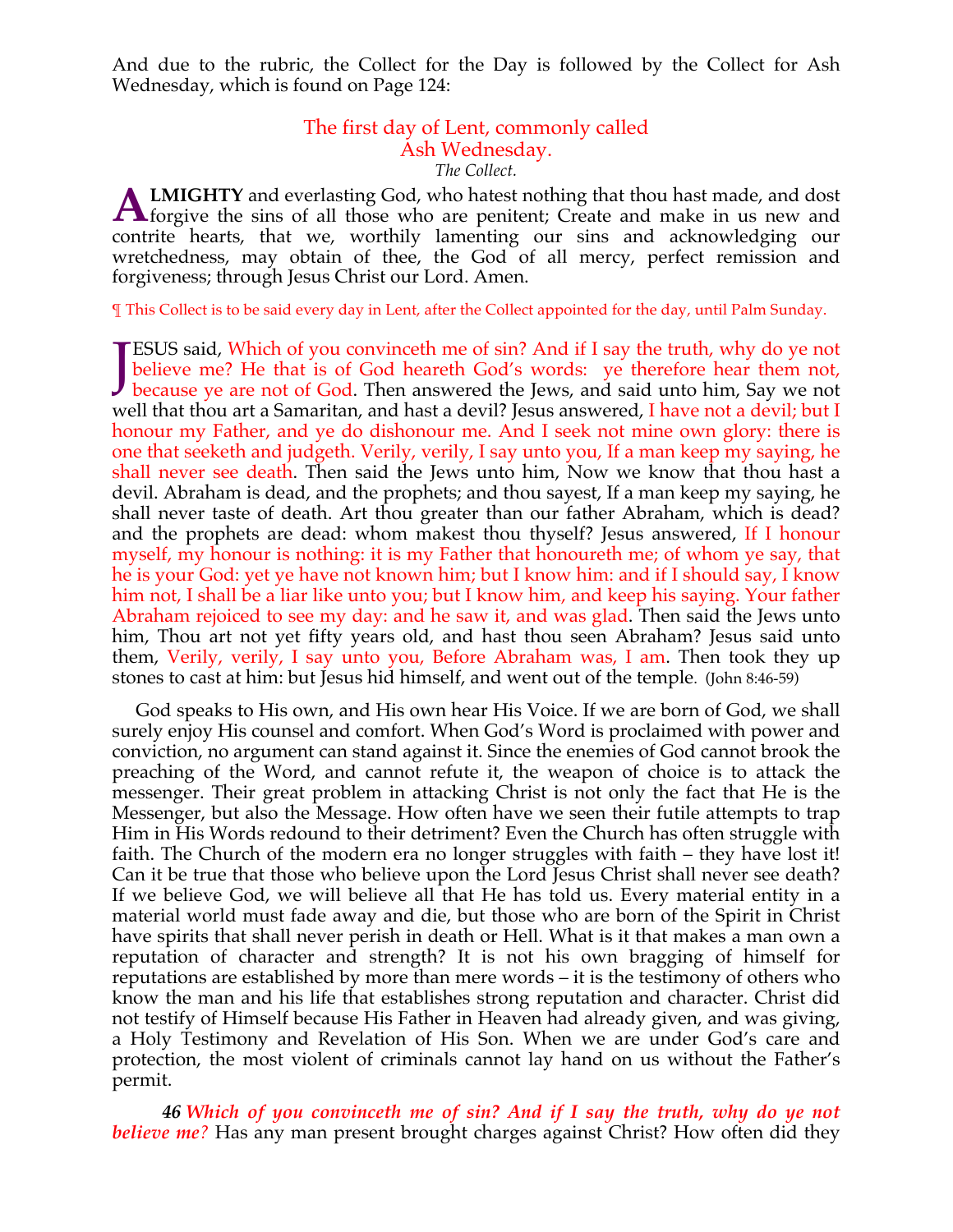And due to the rubric, the Collect for the Day is followed by the Collect for Ash Wednesday, which is found on Page 124:

### The first day of Lent, commonly called Ash Wednesday.

*The Collect.*

**ALMIGHTY** and everlasting God, who hatest nothing that thou hast made, and dost forgive the sins of all those who are penitent; Create and make in us new and contrite hearts, that we, worthily lamenting our sins and acknowledging our wretchedness, may obtain of thee, the God of all mercy, perfect remission and forgiveness; through Jesus Christ our Lord. Amen.

¶ This Collect is to be said every day in Lent, after the Collect appointed for the day, until Palm Sunday.

JESUS said, Which of you convinceth me of sin? And if I say the truth, why do ye not believe me? He that is of God heareth God's words: ye therefore hear them not, because ye are not of God. Then answered the Jews, and said unto him, Say we not well that thou art a Samaritan, and hast a devil? Jesus answered, I have not a devil; but I honour my Father, and ye do dishonour me. And I seek not mine own glory: there is one that seeketh and judgeth. Verily, verily, I say unto you, If a man keep my saying, he shall never see death. Then said the Jews unto him, Now we know that thou hast a devil. Abraham is dead, and the prophets; and thou sayest, If a man keep my saying, he shall never taste of death. Art thou greater than our father Abraham, which is dead? and the prophets are dead: whom makest thou thyself? Jesus answered, If I honour myself, my honour is nothing: it is my Father that honoureth me; of whom ye say, that he is your God: yet ye have not known him; but I know him: and if I should say, I know him not, I shall be a liar like unto you; but I know him, and keep his saying. Your father Abraham rejoiced to see my day: and he saw it, and was glad. Then said the Jews unto him, Thou art not yet fifty years old, and hast thou seen Abraham? Jesus said unto them, Verily, verily, I say unto you, Before Abraham was, I am. Then took they up stones to cast at him: but Jesus hid himself, and went out of the temple. (John 8:46-59)

God speaks to His own, and His own hear His Voice. If we are born of God, we shall surely enjoy His counsel and comfort. When God's Word is proclaimed with power and conviction, no argument can stand against it. Since the enemies of God cannot brook the preaching of the Word, and cannot refute it, the weapon of choice is to attack the messenger. Their great problem in attacking Christ is not only the fact that He is the Messenger, but also the Message. How often have we seen their futile attempts to trap Him in His Words redound to their detriment? Even the Church has often struggle with faith. The Church of the modern era no longer struggles with faith – they have lost it! Can it be true that those who believe upon the Lord Jesus Christ shall never see death? If we believe God, we will believe all that He has told us. Every material entity in a material world must fade away and die, but those who are born of the Spirit in Christ have spirits that shall never perish in death or Hell. What is it that makes a man own a reputation of character and strength? It is not his own bragging of himself for reputations are established by more than mere words – it is the testimony of others who know the man and his life that establishes strong reputation and character. Christ did not testify of Himself because His Father in Heaven had already given, and was giving, a Holy Testimony and Revelation of His Son. When we are under God's care and protection, the most violent of criminals cannot lay hand on us without the Father's permit.

***46*** ***Which of you convinceth me of sin? And if I say the truth, why do ye not believe me?*** Has any man present brought charges against Christ? How often did they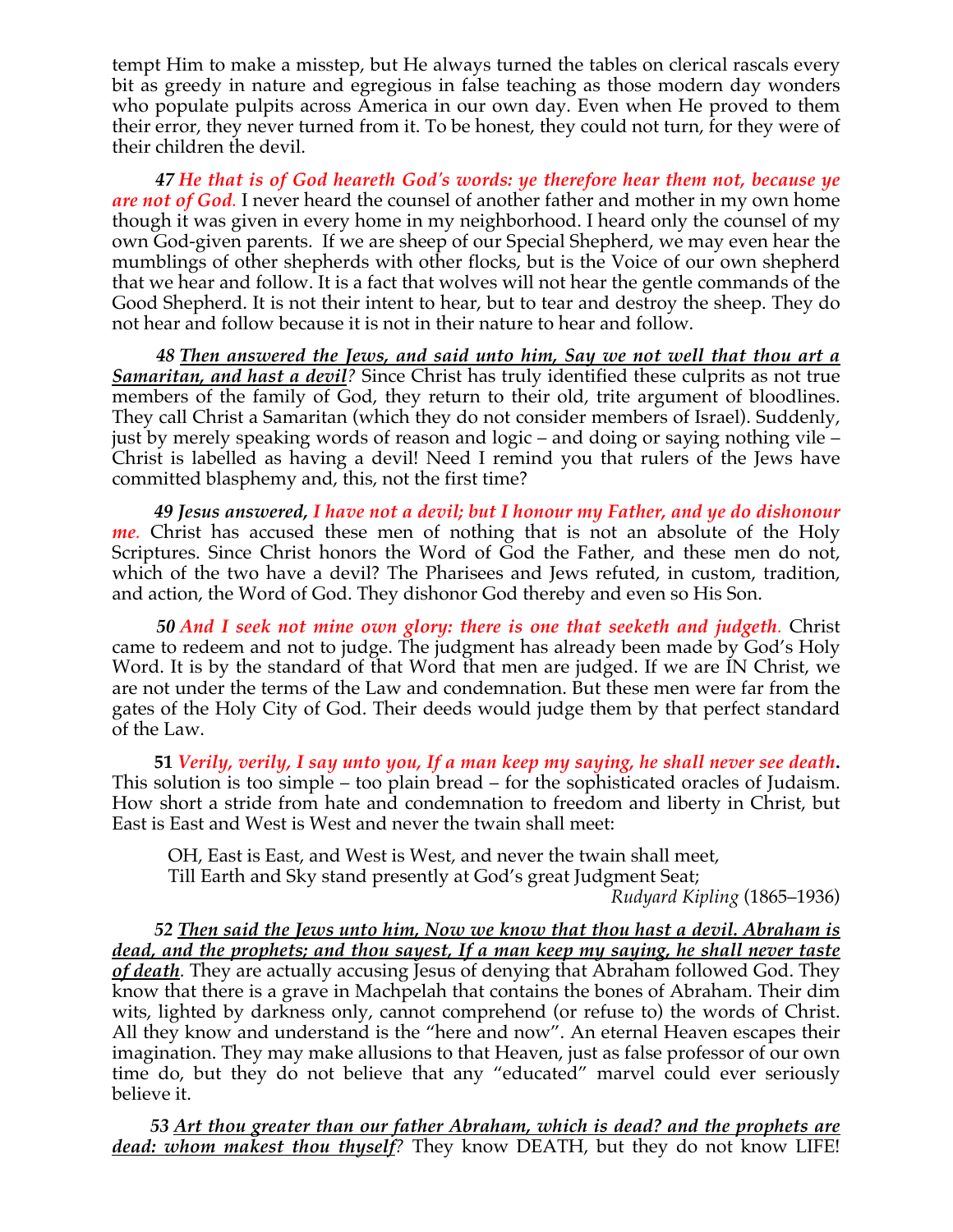tempt Him to make a misstep, but He always turned the tables on clerical rascals every bit as greedy in nature and egregious in false teaching as those modern day wonders who populate pulpits across America in our own day. Even when He proved to them their error, they never turned from it. To be honest, they could not turn, for they were of their children the devil.

***47 He that is of God heareth God's words: ye therefore hear them not, because ye are not of God.*** I never heard the counsel of another father and mother in my own home though it was given in every home in my neighborhood. I heard only the counsel of my own God-given parents. If we are sheep of our Special Shepherd, we may even hear the mumblings of other shepherds with other flocks, but is the Voice of our own shepherd that we hear and follow. It is a fact that wolves will not hear the gentle commands of the Good Shepherd. It is not their intent to hear, but to tear and destroy the sheep. They do not hear and follow because it is not in their nature to hear and follow.

***48 <u>Then answered the Jews, and said unto him, Say we not well that thou art a Samaritan, and hast a devil</u>?*** Since Christ has truly identified these culprits as not true members of the family of God, they return to their old, trite argument of bloodlines. They call Christ a Samaritan (which they do not consider members of Israel). Suddenly, just by merely speaking words of reason and logic – and doing or saying nothing vile – Christ is labelled as having a devil! Need I remind you that rulers of the Jews have committed blasphemy and, this, not the first time?

***49 Jesus answered, I have not a devil; but I honour my Father, and ye do dishonour me.*** Christ has accused these men of nothing that is not an absolute of the Holy Scriptures. Since Christ honors the Word of God the Father, and these men do not, which of the two have a devil? The Pharisees and Jews refuted, in custom, tradition, and action, the Word of God. They dishonor God thereby and even so His Son.

***50 And I seek not mine own glory: there is one that seeketh and judgeth.*** Christ came to redeem and not to judge. The judgment has already been made by God's Holy Word. It is by the standard of that Word that men are judged. If we are IN Christ, we are not under the terms of the Law and condemnation. But these men were far from the gates of the Holy City of God. Their deeds would judge them by that perfect standard of the Law.

**51** ***Verily, verily, I say unto you, If a man keep my saying, he shall never see death.*** This solution is too simple – too plain bread – for the sophisticated oracles of Judaism. How short a stride from hate and condemnation to freedom and liberty in Christ, but East is East and West is West and never the twain shall meet:

> OH, East is East, and West is West, and never the twain shall meet,
> Till Earth and Sky stand presently at God's great Judgment Seat;
>
> *Rudyard Kipling* (1865–1936)

***52 <u>Then said the Jews unto him, Now we know that thou hast a devil. Abraham is dead, and the prophets; and thou sayest, If a man keep my saying, he shall never taste of death</u>.*** They are actually accusing Jesus of denying that Abraham followed God. They know that there is a grave in Machpelah that contains the bones of Abraham. Their dim wits, lighted by darkness only, cannot comprehend (or refuse to) the words of Christ. All they know and understand is the "here and now". An eternal Heaven escapes their imagination. They may make allusions to that Heaven, just as false professor of our own time do, but they do not believe that any "educated" marvel could ever seriously believe it.

***53 <u>Art thou greater than our father Abraham, which is dead? and the prophets are dead: whom makest thou thyself</u>?*** They know DEATH, but they do not know LIFE!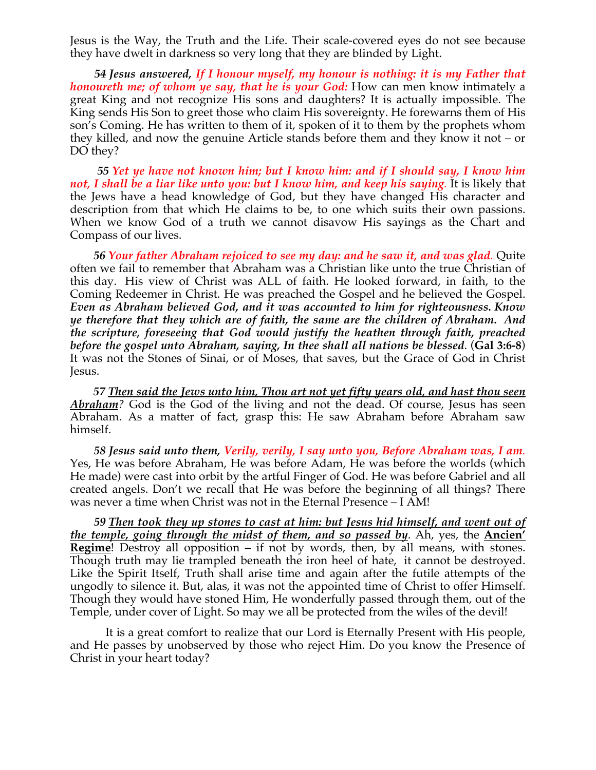Jesus is the Way, the Truth and the Life. Their scale-covered eyes do not see because they have dwelt in darkness so very long that they are blinded by Light.

***54 Jesus answered, If I honour myself, my honour is nothing: it is my Father that honoureth me; of whom ye say, that he is your God:*** How can men know intimately a great King and not recognize His sons and daughters? It is actually impossible. The King sends His Son to greet those who claim His sovereignty. He forewarns them of His son's Coming. He has written to them of it, spoken of it to them by the prophets whom they killed, and now the genuine Article stands before them and they know it not – or DO they?

***55 Yet ye have not known him; but I know him: and if I should say, I know him not, I shall be a liar like unto you: but I know him, and keep his saying.*** It is likely that the Jews have a head knowledge of God, but they have changed His character and description from that which He claims to be, to one which suits their own passions. When we know God of a truth we cannot disavow His sayings as the Chart and Compass of our lives.

***56 Your father Abraham rejoiced to see my day: and he saw it, and was glad.*** Quite often we fail to remember that Abraham was a Christian like unto the true Christian of this day. His view of Christ was ALL of faith. He looked forward, in faith, to the Coming Redeemer in Christ. He was preached the Gospel and he believed the Gospel. ***Even as Abraham believed God, and it was accounted to him for righteousness. Know ye therefore that they which are of faith, the same are the children of Abraham. And the scripture, foreseeing that God would justify the heathen through faith, preached before the gospel unto Abraham, saying, In thee shall all nations be blessed.*** (**Gal 3:6-8**) It was not the Stones of Sinai, or of Moses, that saves, but the Grace of God in Christ Jesus.

***57 Then said the Jews unto him, Thou art not yet fifty years old, and hast thou seen Abraham?*** God is the God of the living and not the dead. Of course, Jesus has seen Abraham. As a matter of fact, grasp this: He saw Abraham before Abraham saw himself.

***58 Jesus said unto them, Verily, verily, I say unto you, Before Abraham was, I am.*** Yes, He was before Abraham, He was before Adam, He was before the worlds (which He made) were cast into orbit by the artful Finger of God. He was before Gabriel and all created angels. Don't we recall that He was before the beginning of all things? There was never a time when Christ was not in the Eternal Presence – I AM!

***59 Then took they up stones to cast at him: but Jesus hid himself, and went out of the temple, going through the midst of them, and so passed by.*** Ah, yes, the **Ancien' Regime**! Destroy all opposition – if not by words, then, by all means, with stones. Though truth may lie trampled beneath the iron heel of hate, it cannot be destroyed. Like the Spirit Itself, Truth shall arise time and again after the futile attempts of the ungodly to silence it. But, alas, it was not the appointed time of Christ to offer Himself. Though they would have stoned Him, He wonderfully passed through them, out of the Temple, under cover of Light. So may we all be protected from the wiles of the devil!

It is a great comfort to realize that our Lord is Eternally Present with His people, and He passes by unobserved by those who reject Him. Do you know the Presence of Christ in your heart today?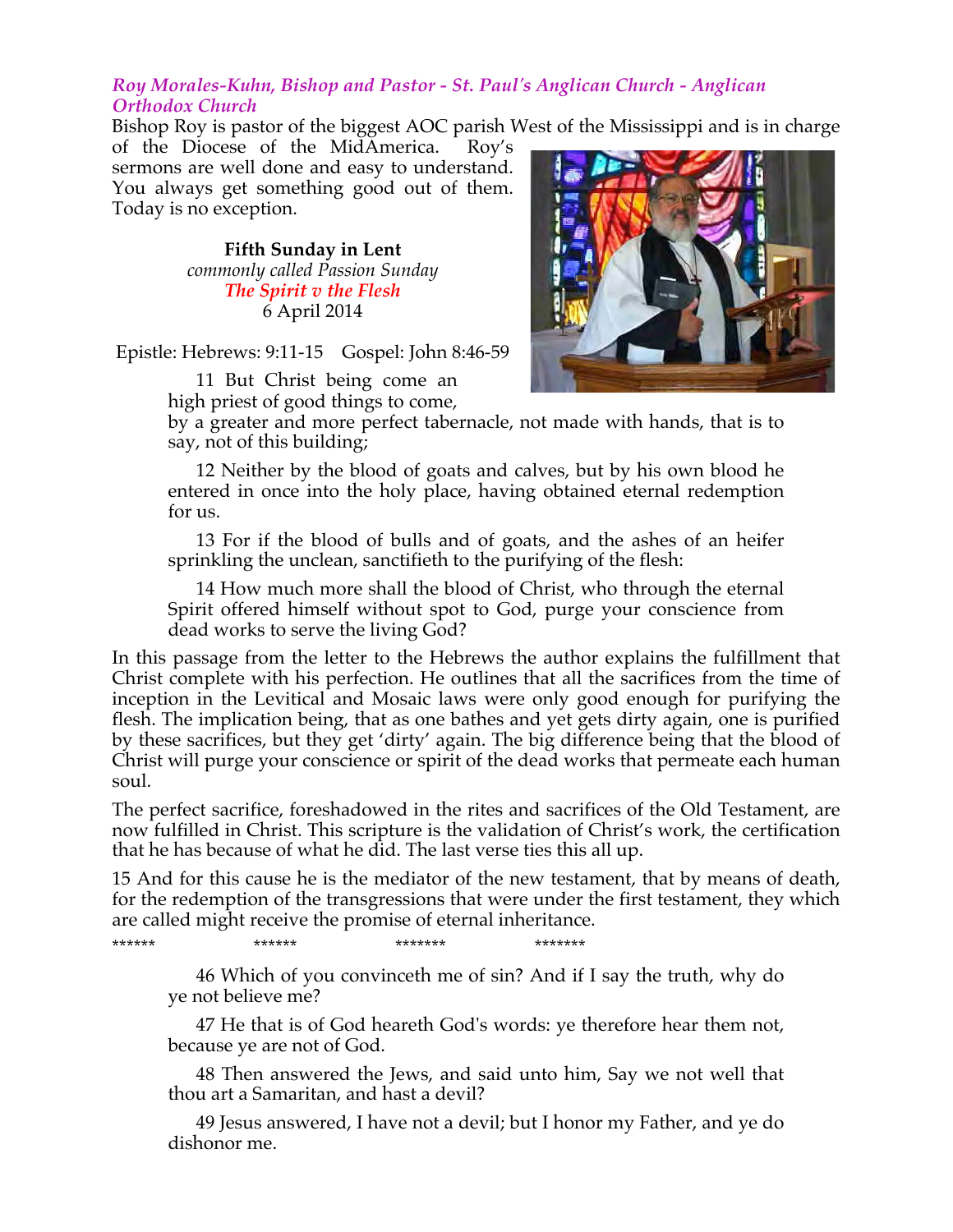*Roy Morales-Kuhn, Bishop and Pastor - St. Paul's Anglican Church - Anglican Orthodox Church*

Bishop Roy is pastor of the biggest AOC parish West of the Mississippi and is in charge of the Diocese of the MidAmerica. Roy's sermons are well done and easy to understand. You always get something good out of them. Today is no exception.

**Fifth Sunday in Lent**
*commonly called Passion Sunday*
*The Spirit v the Flesh*
6 April 2014

Epistle: Hebrews: 9:11-15 Gospel: John 8:46-59

> 11 But Christ being come an high priest of good things to come, by a greater and more perfect tabernacle, not made with hands, that is to say, not of this building;
>
> 12 Neither by the blood of goats and calves, but by his own blood he entered in once into the holy place, having obtained eternal redemption for us.
>
> 13 For if the blood of bulls and of goats, and the ashes of an heifer sprinkling the unclean, sanctifieth to the purifying of the flesh:
>
> 14 How much more shall the blood of Christ, who through the eternal Spirit offered himself without spot to God, purge your conscience from dead works to serve the living God?

In this passage from the letter to the Hebrews the author explains the fulfillment that Christ complete with his perfection. He outlines that all the sacrifices from the time of inception in the Levitical and Mosaic laws were only good enough for purifying the flesh. The implication being, that as one bathes and yet gets dirty again, one is purified by these sacrifices, but they get 'dirty' again. The big difference being that the blood of Christ will purge your conscience or spirit of the dead works that permeate each human soul.

The perfect sacrifice, foreshadowed in the rites and sacrifices of the Old Testament, are now fulfilled in Christ. This scripture is the validation of Christ's work, the certification that he has because of what he did. The last verse ties this all up.

15 And for this cause he is the mediator of the new testament, that by means of death, for the redemption of the transgressions that were under the first testament, they which are called might receive the promise of eternal inheritance.

****** ****** ******* *******

> 46 Which of you convinceth me of sin? And if I say the truth, why do ye not believe me?
>
> 47 He that is of God heareth God's words: ye therefore hear them not, because ye are not of God.
>
> 48 Then answered the Jews, and said unto him, Say we not well that thou art a Samaritan, and hast a devil?
>
> 49 Jesus answered, I have not a devil; but I honor my Father, and ye do dishonor me.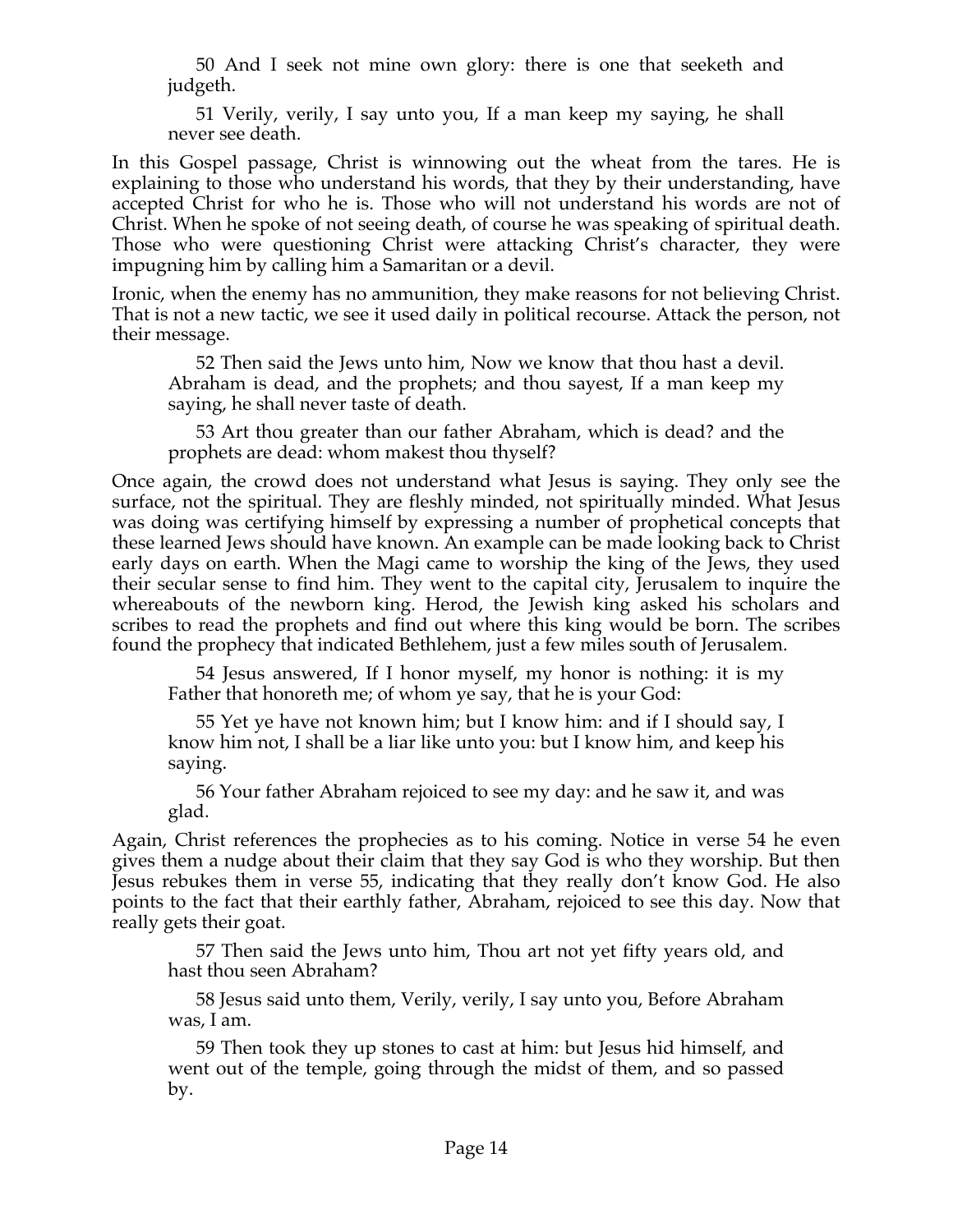50 And I seek not mine own glory: there is one that seeketh and judgeth.

51 Verily, verily, I say unto you, If a man keep my saying, he shall never see death.

In this Gospel passage, Christ is winnowing out the wheat from the tares. He is explaining to those who understand his words, that they by their understanding, have accepted Christ for who he is. Those who will not understand his words are not of Christ. When he spoke of not seeing death, of course he was speaking of spiritual death. Those who were questioning Christ were attacking Christ's character, they were impugning him by calling him a Samaritan or a devil.

Ironic, when the enemy has no ammunition, they make reasons for not believing Christ. That is not a new tactic, we see it used daily in political recourse. Attack the person, not their message.

52 Then said the Jews unto him, Now we know that thou hast a devil. Abraham is dead, and the prophets; and thou sayest, If a man keep my saying, he shall never taste of death.

53 Art thou greater than our father Abraham, which is dead? and the prophets are dead: whom makest thou thyself?

Once again, the crowd does not understand what Jesus is saying. They only see the surface, not the spiritual. They are fleshly minded, not spiritually minded. What Jesus was doing was certifying himself by expressing a number of prophetical concepts that these learned Jews should have known. An example can be made looking back to Christ early days on earth. When the Magi came to worship the king of the Jews, they used their secular sense to find him. They went to the capital city, Jerusalem to inquire the whereabouts of the newborn king. Herod, the Jewish king asked his scholars and scribes to read the prophets and find out where this king would be born. The scribes found the prophecy that indicated Bethlehem, just a few miles south of Jerusalem.

54 Jesus answered, If I honor myself, my honor is nothing: it is my Father that honoreth me; of whom ye say, that he is your God:

55 Yet ye have not known him; but I know him: and if I should say, I know him not, I shall be a liar like unto you: but I know him, and keep his saying.

56 Your father Abraham rejoiced to see my day: and he saw it, and was glad.

Again, Christ references the prophecies as to his coming. Notice in verse 54 he even gives them a nudge about their claim that they say God is who they worship. But then Jesus rebukes them in verse 55, indicating that they really don't know God. He also points to the fact that their earthly father, Abraham, rejoiced to see this day. Now that really gets their goat.

57 Then said the Jews unto him, Thou art not yet fifty years old, and hast thou seen Abraham?

58 Jesus said unto them, Verily, verily, I say unto you, Before Abraham was, I am.

59 Then took they up stones to cast at him: but Jesus hid himself, and went out of the temple, going through the midst of them, and so passed by.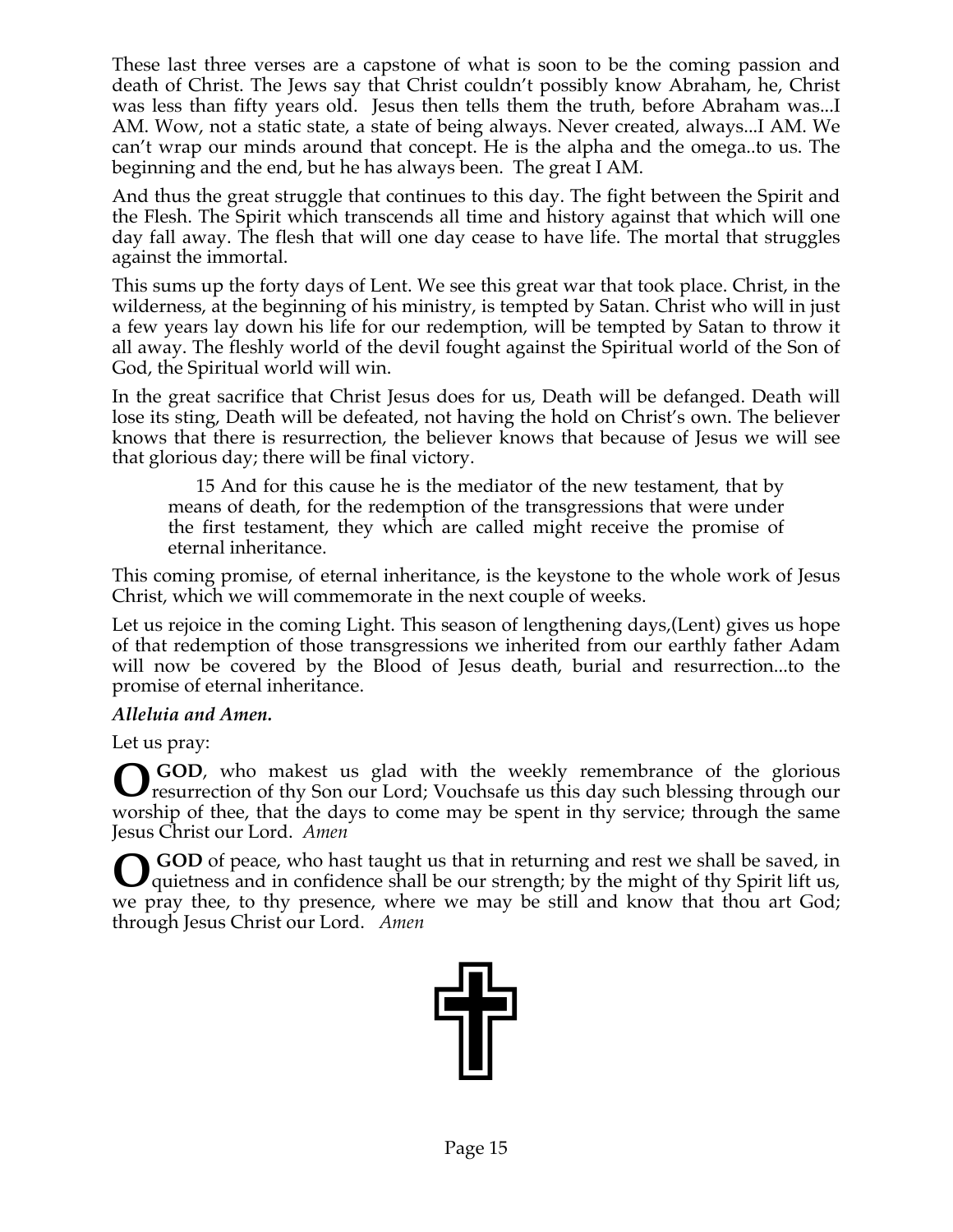These last three verses are a capstone of what is soon to be the coming passion and death of Christ. The Jews say that Christ couldn't possibly know Abraham, he, Christ was less than fifty years old. Jesus then tells them the truth, before Abraham was...I AM. Wow, not a static state, a state of being always. Never created, always...I AM. We can't wrap our minds around that concept. He is the alpha and the omega..to us. The beginning and the end, but he has always been. The great I AM.

And thus the great struggle that continues to this day. The fight between the Spirit and the Flesh. The Spirit which transcends all time and history against that which will one day fall away. The flesh that will one day cease to have life. The mortal that struggles against the immortal.

This sums up the forty days of Lent. We see this great war that took place. Christ, in the wilderness, at the beginning of his ministry, is tempted by Satan. Christ who will in just a few years lay down his life for our redemption, will be tempted by Satan to throw it all away. The fleshly world of the devil fought against the Spiritual world of the Son of God, the Spiritual world will win.

In the great sacrifice that Christ Jesus does for us, Death will be defanged. Death will lose its sting, Death will be defeated, not having the hold on Christ's own. The believer knows that there is resurrection, the believer knows that because of Jesus we will see that glorious day; there will be final victory.

> 15 And for this cause he is the mediator of the new testament, that by means of death, for the redemption of the transgressions that were under the first testament, they which are called might receive the promise of eternal inheritance.

This coming promise, of eternal inheritance, is the keystone to the whole work of Jesus Christ, which we will commemorate in the next couple of weeks.

Let us rejoice in the coming Light. This season of lengthening days,(Lent) gives us hope of that redemption of those transgressions we inherited from our earthly father Adam will now be covered by the Blood of Jesus death, burial and resurrection...to the promise of eternal inheritance.

***Alleluia and Amen.***

Let us pray:

**O GOD**, who makest us glad with the weekly remembrance of the glorious resurrection of thy Son our Lord; Vouchsafe us this day such blessing through our worship of thee, that the days to come may be spent in thy service; through the same Jesus Christ our Lord. *Amen*

**O GOD** of peace, who hast taught us that in returning and rest we shall be saved, in quietness and in confidence shall be our strength; by the might of thy Spirit lift us, we pray thee, to thy presence, where we may be still and know that thou art God; through Jesus Christ our Lord. *Amen*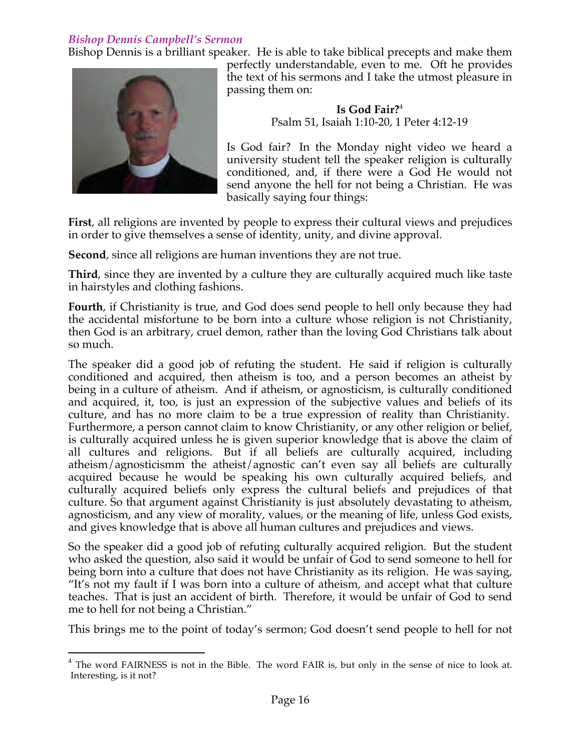*Bishop Dennis Campbell's Sermon*

Bishop Dennis is a brilliant speaker. He is able to take biblical precepts and make them perfectly understandable, even to me. Oft he provides the text of his sermons and I take the utmost pleasure in passing them on:

**Is God Fair?**[4]
Psalm 51, Isaiah 1:10-20, 1 Peter 4:12-19

Is God fair? In the Monday night video we heard a university student tell the speaker religion is culturally conditioned, and, if there were a God He would not send anyone the hell for not being a Christian. He was basically saying four things:

**First**, all religions are invented by people to express their cultural views and prejudices in order to give themselves a sense of identity, unity, and divine approval.

**Second**, since all religions are human inventions they are not true.

**Third**, since they are invented by a culture they are culturally acquired much like taste in hairstyles and clothing fashions.

**Fourth**, if Christianity is true, and God does send people to hell only because they had the accidental misfortune to be born into a culture whose religion is not Christianity, then God is an arbitrary, cruel demon, rather than the loving God Christians talk about so much.

The speaker did a good job of refuting the student. He said if religion is culturally conditioned and acquired, then atheism is too, and a person becomes an atheist by being in a culture of atheism. And if atheism, or agnosticism, is culturally conditioned and acquired, it, too, is just an expression of the subjective values and beliefs of its culture, and has no more claim to be a true expression of reality than Christianity. Furthermore, a person cannot claim to know Christianity, or any other religion or belief, is culturally acquired unless he is given superior knowledge that is above the claim of all cultures and religions. But if all beliefs are culturally acquired, including atheism/agnosticismm the atheist/agnostic can't even say all beliefs are culturally acquired because he would be speaking his own culturally acquired beliefs, and culturally acquired beliefs only express the cultural beliefs and prejudices of that culture. So that argument against Christianity is just absolutely devastating to atheism, agnosticism, and any view of morality, values, or the meaning of life, unless God exists, and gives knowledge that is above all human cultures and prejudices and views.

So the speaker did a good job of refuting culturally acquired religion. But the student who asked the question, also said it would be unfair of God to send someone to hell for being born into a culture that does not have Christianity as its religion. He was saying, "It's not my fault if I was born into a culture of atheism, and accept what that culture teaches. That is just an accident of birth. Therefore, it would be unfair of God to send me to hell for not being a Christian."

This brings me to the point of today's sermon; God doesn't send people to hell for not

---

[4] The word FAIRNESS is not in the Bible. The word FAIR is, but only in the sense of nice to look at. Interesting, is it not?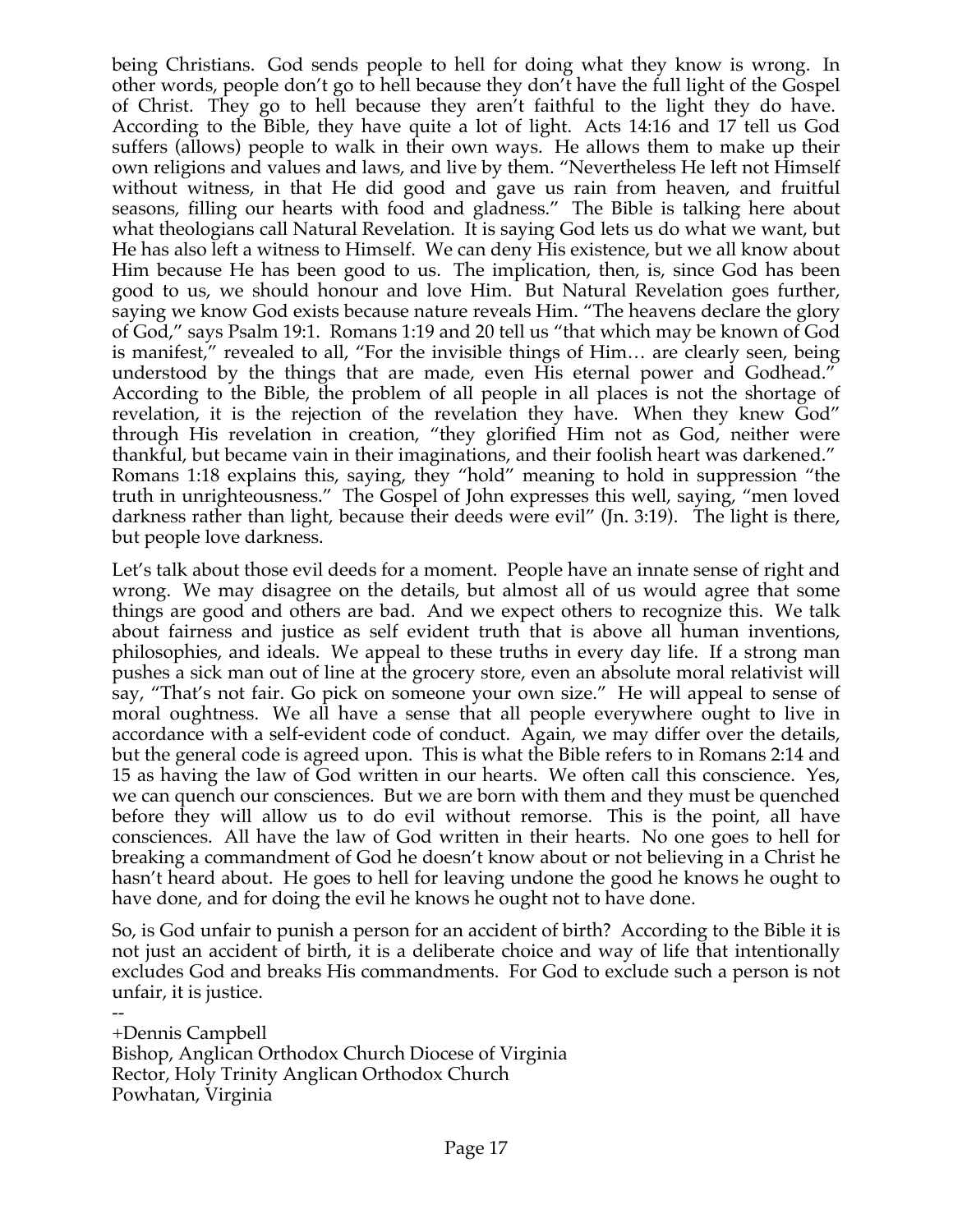being Christians. God sends people to hell for doing what they know is wrong. In other words, people don't go to hell because they don't have the full light of the Gospel of Christ. They go to hell because they aren't faithful to the light they do have. According to the Bible, they have quite a lot of light. Acts 14:16 and 17 tell us God suffers (allows) people to walk in their own ways. He allows them to make up their own religions and values and laws, and live by them. "Nevertheless He left not Himself without witness, in that He did good and gave us rain from heaven, and fruitful seasons, filling our hearts with food and gladness." The Bible is talking here about what theologians call Natural Revelation. It is saying God lets us do what we want, but He has also left a witness to Himself. We can deny His existence, but we all know about Him because He has been good to us. The implication, then, is, since God has been good to us, we should honour and love Him. But Natural Revelation goes further, saying we know God exists because nature reveals Him. "The heavens declare the glory of God," says Psalm 19:1. Romans 1:19 and 20 tell us "that which may be known of God is manifest," revealed to all, "For the invisible things of Him… are clearly seen, being understood by the things that are made, even His eternal power and Godhead." According to the Bible, the problem of all people in all places is not the shortage of revelation, it is the rejection of the revelation they have. When they knew God" through His revelation in creation, "they glorified Him not as God, neither were thankful, but became vain in their imaginations, and their foolish heart was darkened." Romans 1:18 explains this, saying, they "hold" meaning to hold in suppression "the truth in unrighteousness." The Gospel of John expresses this well, saying, "men loved darkness rather than light, because their deeds were evil" (Jn. 3:19). The light is there, but people love darkness.

Let's talk about those evil deeds for a moment. People have an innate sense of right and wrong. We may disagree on the details, but almost all of us would agree that some things are good and others are bad. And we expect others to recognize this. We talk about fairness and justice as self evident truth that is above all human inventions, philosophies, and ideals. We appeal to these truths in every day life. If a strong man pushes a sick man out of line at the grocery store, even an absolute moral relativist will say, "That's not fair. Go pick on someone your own size." He will appeal to sense of moral oughtness. We all have a sense that all people everywhere ought to live in accordance with a self-evident code of conduct. Again, we may differ over the details, but the general code is agreed upon. This is what the Bible refers to in Romans 2:14 and 15 as having the law of God written in our hearts. We often call this conscience. Yes, we can quench our consciences. But we are born with them and they must be quenched before they will allow us to do evil without remorse. This is the point, all have consciences. All have the law of God written in their hearts. No one goes to hell for breaking a commandment of God he doesn't know about or not believing in a Christ he hasn't heard about. He goes to hell for leaving undone the good he knows he ought to have done, and for doing the evil he knows he ought not to have done.

So, is God unfair to punish a person for an accident of birth? According to the Bible it is not just an accident of birth, it is a deliberate choice and way of life that intentionally excludes God and breaks His commandments. For God to exclude such a person is not unfair, it is justice.

--
+Dennis Campbell
Bishop, Anglican Orthodox Church Diocese of Virginia
Rector, Holy Trinity Anglican Orthodox Church
Powhatan, Virginia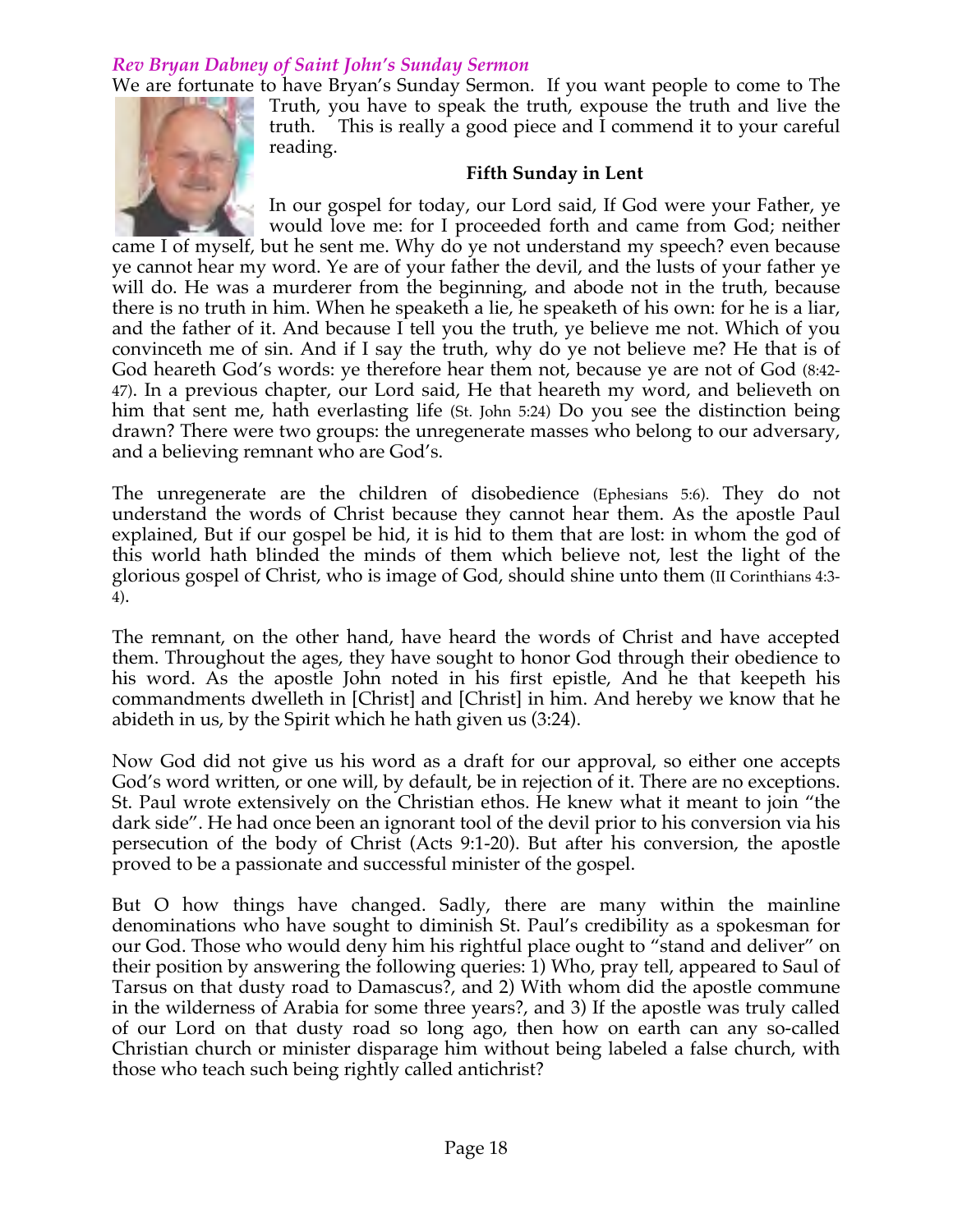### *Rev Bryan Dabney of Saint John's Sunday Sermon*

We are fortunate to have Bryan's Sunday Sermon. If you want people to come to The Truth, you have to speak the truth, expouse the truth and live the truth. This is really a good piece and I commend it to your careful reading.

**Fifth Sunday in Lent**

In our gospel for today, our Lord said, If God were your Father, ye would love me: for I proceeded forth and came from God; neither came I of myself, but he sent me. Why do ye not understand my speech? even because ye cannot hear my word. Ye are of your father the devil, and the lusts of your father ye will do. He was a murderer from the beginning, and abode not in the truth, because there is no truth in him. When he speaketh a lie, he speaketh of his own: for he is a liar, and the father of it. And because I tell you the truth, ye believe me not. Which of you convinceth me of sin. And if I say the truth, why do ye not believe me? He that is of God heareth God's words: ye therefore hear them not, because ye are not of God (8:42-47). In a previous chapter, our Lord said, He that heareth my word, and believeth on him that sent me, hath everlasting life (St. John 5:24) Do you see the distinction being drawn? There were two groups: the unregenerate masses who belong to our adversary, and a believing remnant who are God's.

The unregenerate are the children of disobedience (Ephesians 5:6). They do not understand the words of Christ because they cannot hear them. As the apostle Paul explained, But if our gospel be hid, it is hid to them that are lost: in whom the god of this world hath blinded the minds of them which believe not, lest the light of the glorious gospel of Christ, who is image of God, should shine unto them (II Corinthians 4:3-4).

The remnant, on the other hand, have heard the words of Christ and have accepted them. Throughout the ages, they have sought to honor God through their obedience to his word. As the apostle John noted in his first epistle, And he that keepeth his commandments dwelleth in [Christ] and [Christ] in him. And hereby we know that he abideth in us, by the Spirit which he hath given us (3:24).

Now God did not give us his word as a draft for our approval, so either one accepts God's word written, or one will, by default, be in rejection of it. There are no exceptions. St. Paul wrote extensively on the Christian ethos. He knew what it meant to join "the dark side". He had once been an ignorant tool of the devil prior to his conversion via his persecution of the body of Christ (Acts 9:1-20). But after his conversion, the apostle proved to be a passionate and successful minister of the gospel.

But O how things have changed. Sadly, there are many within the mainline denominations who have sought to diminish St. Paul's credibility as a spokesman for our God. Those who would deny him his rightful place ought to "stand and deliver" on their position by answering the following queries: 1) Who, pray tell, appeared to Saul of Tarsus on that dusty road to Damascus?, and 2) With whom did the apostle commune in the wilderness of Arabia for some three years?, and 3) If the apostle was truly called of our Lord on that dusty road so long ago, then how on earth can any so-called Christian church or minister disparage him without being labeled a false church, with those who teach such being rightly called antichrist?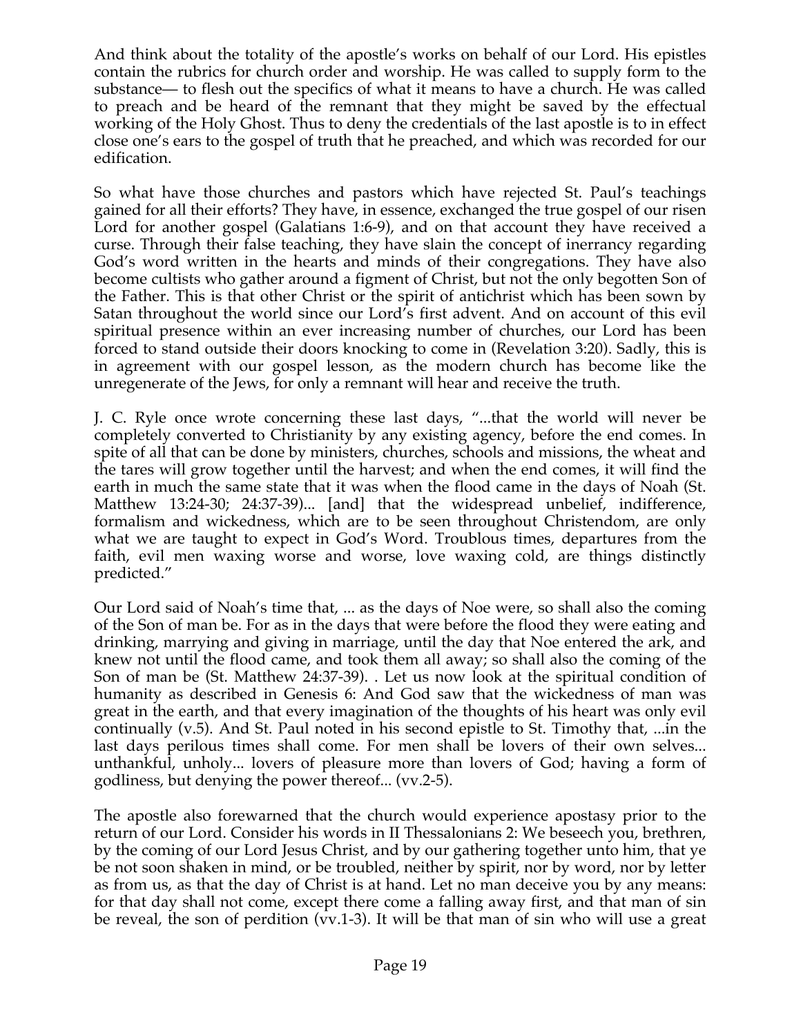And think about the totality of the apostle's works on behalf of our Lord. His epistles contain the rubrics for church order and worship. He was called to supply form to the substance— to flesh out the specifics of what it means to have a church. He was called to preach and be heard of the remnant that they might be saved by the effectual working of the Holy Ghost. Thus to deny the credentials of the last apostle is to in effect close one's ears to the gospel of truth that he preached, and which was recorded for our edification.

So what have those churches and pastors which have rejected St. Paul's teachings gained for all their efforts? They have, in essence, exchanged the true gospel of our risen Lord for another gospel (Galatians 1:6-9), and on that account they have received a curse. Through their false teaching, they have slain the concept of inerrancy regarding God's word written in the hearts and minds of their congregations. They have also become cultists who gather around a figment of Christ, but not the only begotten Son of the Father. This is that other Christ or the spirit of antichrist which has been sown by Satan throughout the world since our Lord's first advent. And on account of this evil spiritual presence within an ever increasing number of churches, our Lord has been forced to stand outside their doors knocking to come in (Revelation 3:20). Sadly, this is in agreement with our gospel lesson, as the modern church has become like the unregenerate of the Jews, for only a remnant will hear and receive the truth.

J. C. Ryle once wrote concerning these last days, "...that the world will never be completely converted to Christianity by any existing agency, before the end comes. In spite of all that can be done by ministers, churches, schools and missions, the wheat and the tares will grow together until the harvest; and when the end comes, it will find the earth in much the same state that it was when the flood came in the days of Noah (St. Matthew 13:24-30; 24:37-39)... [and] that the widespread unbelief, indifference, formalism and wickedness, which are to be seen throughout Christendom, are only what we are taught to expect in God's Word. Troublous times, departures from the faith, evil men waxing worse and worse, love waxing cold, are things distinctly predicted."

Our Lord said of Noah's time that, ... as the days of Noe were, so shall also the coming of the Son of man be. For as in the days that were before the flood they were eating and drinking, marrying and giving in marriage, until the day that Noe entered the ark, and knew not until the flood came, and took them all away; so shall also the coming of the Son of man be (St. Matthew 24:37-39). . Let us now look at the spiritual condition of humanity as described in Genesis 6: And God saw that the wickedness of man was great in the earth, and that every imagination of the thoughts of his heart was only evil continually (v.5). And St. Paul noted in his second epistle to St. Timothy that, ...in the last days perilous times shall come. For men shall be lovers of their own selves... unthankful, unholy... lovers of pleasure more than lovers of God; having a form of godliness, but denying the power thereof... (vv.2-5).

The apostle also forewarned that the church would experience apostasy prior to the return of our Lord. Consider his words in II Thessalonians 2: We beseech you, brethren, by the coming of our Lord Jesus Christ, and by our gathering together unto him, that ye be not soon shaken in mind, or be troubled, neither by spirit, nor by word, nor by letter as from us, as that the day of Christ is at hand. Let no man deceive you by any means: for that day shall not come, except there come a falling away first, and that man of sin be reveal, the son of perdition (vv.1-3). It will be that man of sin who will use a great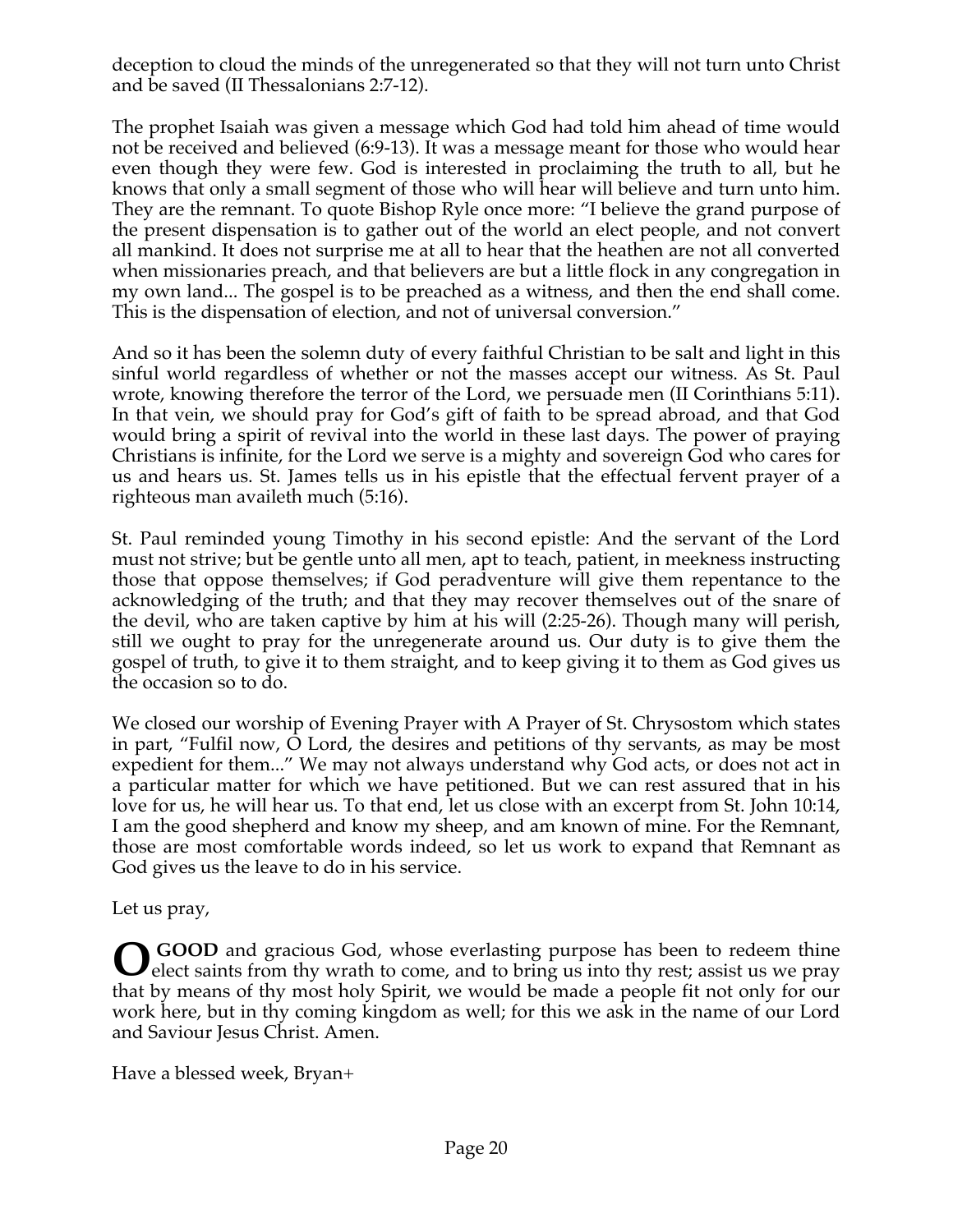deception to cloud the minds of the unregenerated so that they will not turn unto Christ and be saved (II Thessalonians 2:7-12).

The prophet Isaiah was given a message which God had told him ahead of time would not be received and believed (6:9-13). It was a message meant for those who would hear even though they were few. God is interested in proclaiming the truth to all, but he knows that only a small segment of those who will hear will believe and turn unto him. They are the remnant. To quote Bishop Ryle once more: "I believe the grand purpose of the present dispensation is to gather out of the world an elect people, and not convert all mankind. It does not surprise me at all to hear that the heathen are not all converted when missionaries preach, and that believers are but a little flock in any congregation in my own land... The gospel is to be preached as a witness, and then the end shall come. This is the dispensation of election, and not of universal conversion."

And so it has been the solemn duty of every faithful Christian to be salt and light in this sinful world regardless of whether or not the masses accept our witness. As St. Paul wrote, knowing therefore the terror of the Lord, we persuade men (II Corinthians 5:11). In that vein, we should pray for God's gift of faith to be spread abroad, and that God would bring a spirit of revival into the world in these last days. The power of praying Christians is infinite, for the Lord we serve is a mighty and sovereign God who cares for us and hears us. St. James tells us in his epistle that the effectual fervent prayer of a righteous man availeth much (5:16).

St. Paul reminded young Timothy in his second epistle: And the servant of the Lord must not strive; but be gentle unto all men, apt to teach, patient, in meekness instructing those that oppose themselves; if God peradventure will give them repentance to the acknowledging of the truth; and that they may recover themselves out of the snare of the devil, who are taken captive by him at his will (2:25-26). Though many will perish, still we ought to pray for the unregenerate around us. Our duty is to give them the gospel of truth, to give it to them straight, and to keep giving it to them as God gives us the occasion so to do.

We closed our worship of Evening Prayer with A Prayer of St. Chrysostom which states in part, "Fulfil now, O Lord, the desires and petitions of thy servants, as may be most expedient for them..." We may not always understand why God acts, or does not act in a particular matter for which we have petitioned. But we can rest assured that in his love for us, he will hear us. To that end, let us close with an excerpt from St. John 10:14, I am the good shepherd and know my sheep, and am known of mine. For the Remnant, those are most comfortable words indeed, so let us work to expand that Remnant as God gives us the leave to do in his service.

Let us pray,

**O GOOD** and gracious God, whose everlasting purpose has been to redeem thine elect saints from thy wrath to come, and to bring us into thy rest; assist us we pray that by means of thy most holy Spirit, we would be made a people fit not only for our work here, but in thy coming kingdom as well; for this we ask in the name of our Lord and Saviour Jesus Christ. Amen.

Have a blessed week, Bryan+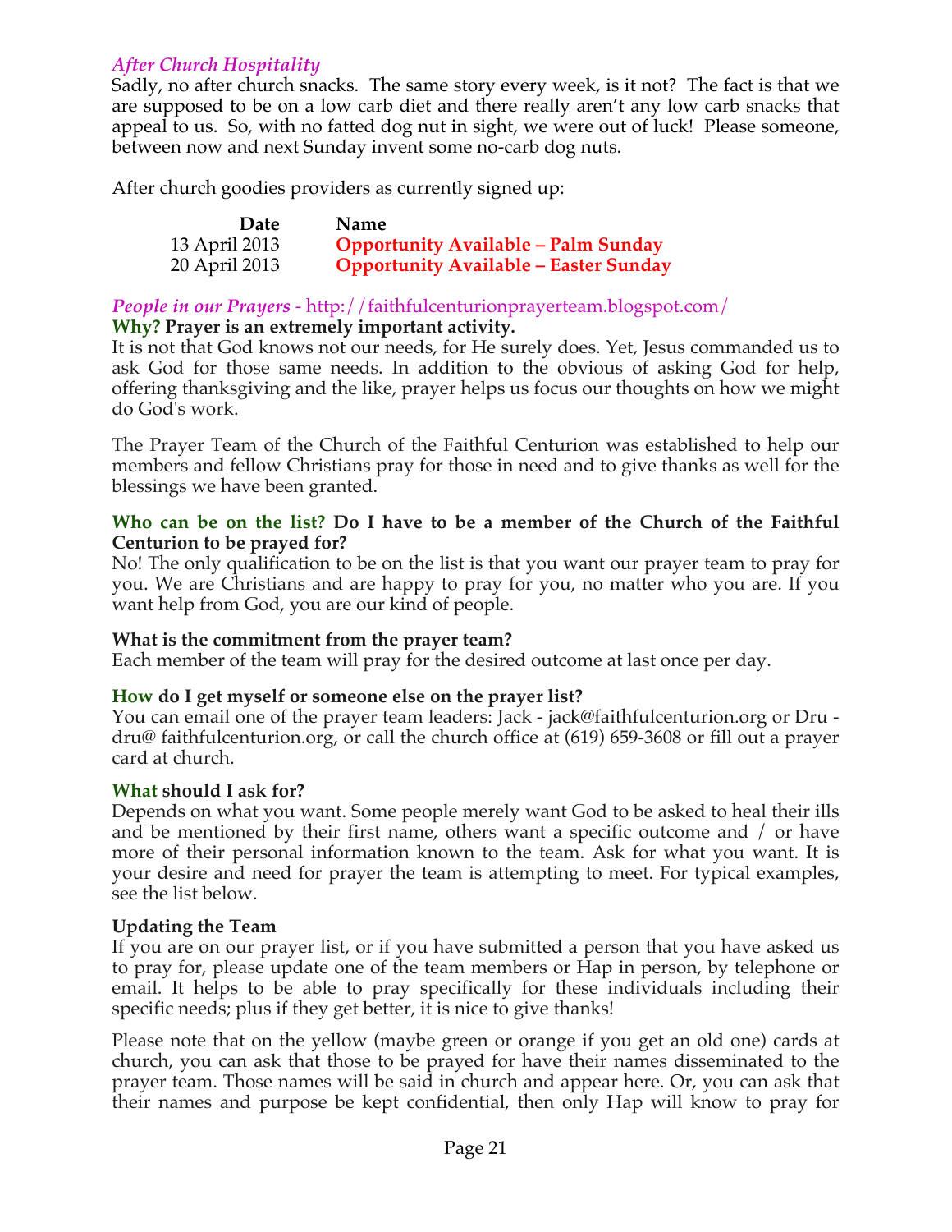### *After Church Hospitality*

Sadly, no after church snacks. The same story every week, is it not? The fact is that we are supposed to be on a low carb diet and there really aren't any low carb snacks that appeal to us. So, with no fatted dog nut in sight, we were out of luck! Please someone, between now and next Sunday invent some no-carb dog nuts.

After church goodies providers as currently signed up:

| Date | Name |
|---|---|
| 13 April 2013 | **Opportunity Available – Palm Sunday** |
| 20 April 2013 | **Opportunity Available – Easter Sunday** |

### *People in our Prayers* - http://faithfulcenturionprayerteam.blogspot.com/

**Why? Prayer is an extremely important activity.**

It is not that God knows not our needs, for He surely does. Yet, Jesus commanded us to ask God for those same needs. In addition to the obvious of asking God for help, offering thanksgiving and the like, prayer helps us focus our thoughts on how we might do God's work.

The Prayer Team of the Church of the Faithful Centurion was established to help our members and fellow Christians pray for those in need and to give thanks as well for the blessings we have been granted.

**Who can be on the list? Do I have to be a member of the Church of the Faithful Centurion to be prayed for?**

No! The only qualification to be on the list is that you want our prayer team to pray for you. We are Christians and are happy to pray for you, no matter who you are. If you want help from God, you are our kind of people.

**What is the commitment from the prayer team?**

Each member of the team will pray for the desired outcome at last once per day.

**How do I get myself or someone else on the prayer list?**

You can email one of the prayer team leaders: Jack - jack@faithfulcenturion.org or Dru - dru@ faithfulcenturion.org, or call the church office at (619) 659-3608 or fill out a prayer card at church.

**What should I ask for?**

Depends on what you want. Some people merely want God to be asked to heal their ills and be mentioned by their first name, others want a specific outcome and / or have more of their personal information known to the team. Ask for what you want. It is your desire and need for prayer the team is attempting to meet. For typical examples, see the list below.

**Updating the Team**

If you are on our prayer list, or if you have submitted a person that you have asked us to pray for, please update one of the team members or Hap in person, by telephone or email. It helps to be able to pray specifically for these individuals including their specific needs; plus if they get better, it is nice to give thanks!

Please note that on the yellow (maybe green or orange if you get an old one) cards at church, you can ask that those to be prayed for have their names disseminated to the prayer team. Those names will be said in church and appear here. Or, you can ask that their names and purpose be kept confidential, then only Hap will know to pray for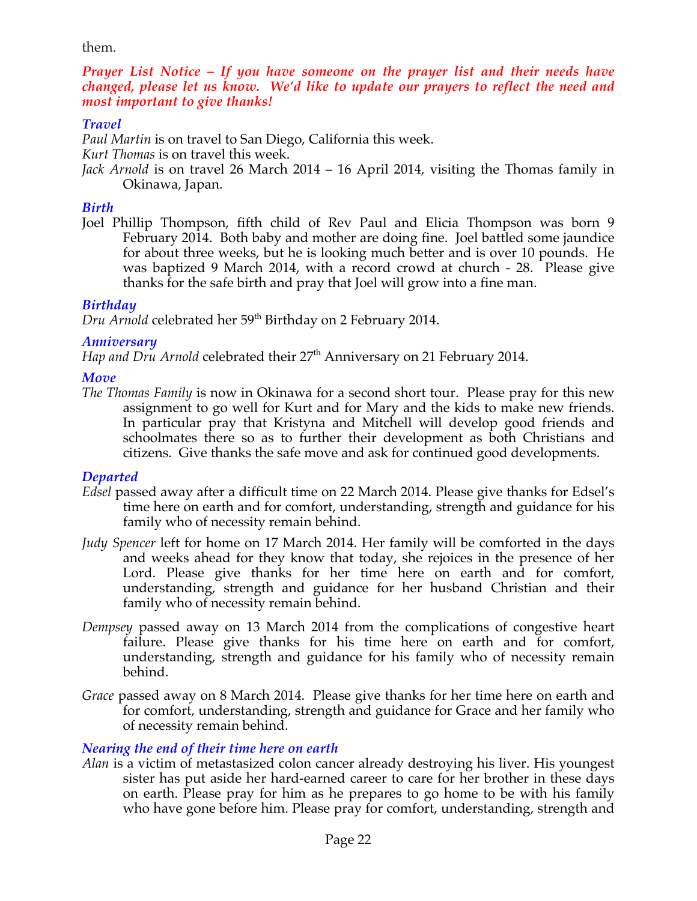them.

***Prayer List Notice – If you have someone on the prayer list and their needs have changed, please let us know. We'd like to update our prayers to reflect the need and most important to give thanks!***

### *Travel*

*Paul Martin* is on travel to San Diego, California this week.

*Kurt Thomas* is on travel this week.

*Jack Arnold* is on travel 26 March 2014 – 16 April 2014, visiting the Thomas family in Okinawa, Japan.

### *Birth*

Joel Phillip Thompson, fifth child of Rev Paul and Elicia Thompson was born 9 February 2014. Both baby and mother are doing fine. Joel battled some jaundice for about three weeks, but he is looking much better and is over 10 pounds. He was baptized 9 March 2014, with a record crowd at church - 28. Please give thanks for the safe birth and pray that Joel will grow into a fine man.

### *Birthday*

*Dru Arnold* celebrated her 59th Birthday on 2 February 2014.

### *Anniversary*

*Hap and Dru Arnold* celebrated their 27th Anniversary on 21 February 2014.

### *Move*

*The Thomas Family* is now in Okinawa for a second short tour. Please pray for this new assignment to go well for Kurt and for Mary and the kids to make new friends. In particular pray that Kristyna and Mitchell will develop good friends and schoolmates there so as to further their development as both Christians and citizens. Give thanks the safe move and ask for continued good developments.

### *Departed*

*Edsel* passed away after a difficult time on 22 March 2014. Please give thanks for Edsel's time here on earth and for comfort, understanding, strength and guidance for his family who of necessity remain behind.

*Judy Spencer* left for home on 17 March 2014. Her family will be comforted in the days and weeks ahead for they know that today, she rejoices in the presence of her Lord. Please give thanks for her time here on earth and for comfort, understanding, strength and guidance for her husband Christian and their family who of necessity remain behind.

*Dempsey* passed away on 13 March 2014 from the complications of congestive heart failure. Please give thanks for his time here on earth and for comfort, understanding, strength and guidance for his family who of necessity remain behind.

*Grace* passed away on 8 March 2014. Please give thanks for her time here on earth and for comfort, understanding, strength and guidance for Grace and her family who of necessity remain behind.

### *Nearing the end of their time here on earth*

*Alan* is a victim of metastasized colon cancer already destroying his liver. His youngest sister has put aside her hard-earned career to care for her brother in these days on earth. Please pray for him as he prepares to go home to be with his family who have gone before him. Please pray for comfort, understanding, strength and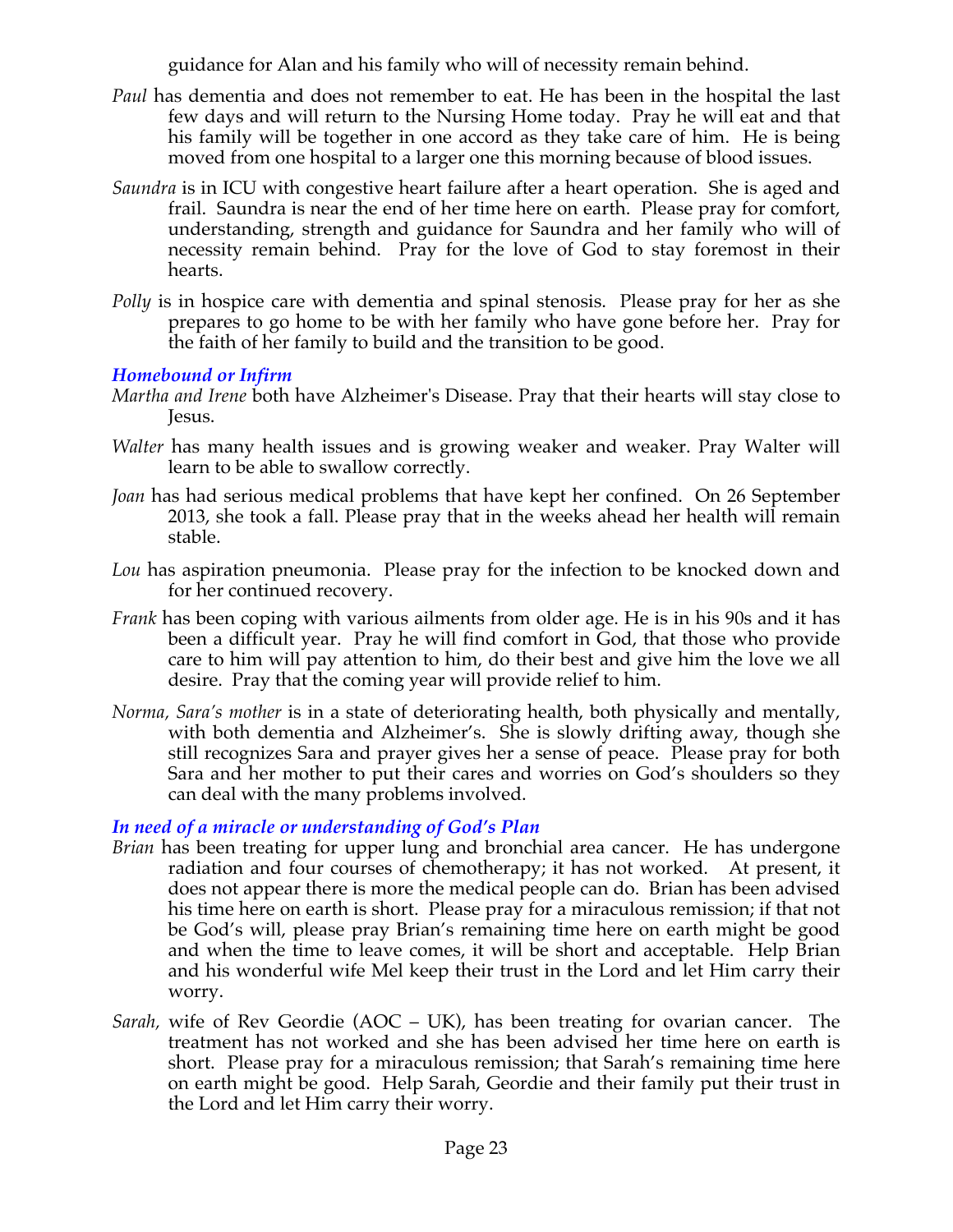guidance for Alan and his family who will of necessity remain behind.

*Paul* has dementia and does not remember to eat. He has been in the hospital the last few days and will return to the Nursing Home today. Pray he will eat and that his family will be together in one accord as they take care of him. He is being moved from one hospital to a larger one this morning because of blood issues.

*Saundra* is in ICU with congestive heart failure after a heart operation. She is aged and frail. Saundra is near the end of her time here on earth. Please pray for comfort, understanding, strength and guidance for Saundra and her family who will of necessity remain behind. Pray for the love of God to stay foremost in their hearts.

*Polly* is in hospice care with dementia and spinal stenosis. Please pray for her as she prepares to go home to be with her family who have gone before her. Pray for the faith of her family to build and the transition to be good.

### *Homebound or Infirm*

*Martha and Irene* both have Alzheimer's Disease. Pray that their hearts will stay close to Jesus.

*Walter* has many health issues and is growing weaker and weaker. Pray Walter will learn to be able to swallow correctly.

*Joan* has had serious medical problems that have kept her confined. On 26 September 2013, she took a fall. Please pray that in the weeks ahead her health will remain stable.

*Lou* has aspiration pneumonia. Please pray for the infection to be knocked down and for her continued recovery.

*Frank* has been coping with various ailments from older age. He is in his 90s and it has been a difficult year. Pray he will find comfort in God, that those who provide care to him will pay attention to him, do their best and give him the love we all desire. Pray that the coming year will provide relief to him.

*Norma, Sara's mother* is in a state of deteriorating health, both physically and mentally, with both dementia and Alzheimer's. She is slowly drifting away, though she still recognizes Sara and prayer gives her a sense of peace. Please pray for both Sara and her mother to put their cares and worries on God's shoulders so they can deal with the many problems involved.

### *In need of a miracle or understanding of God's Plan*

*Brian* has been treating for upper lung and bronchial area cancer. He has undergone radiation and four courses of chemotherapy; it has not worked. At present, it does not appear there is more the medical people can do. Brian has been advised his time here on earth is short. Please pray for a miraculous remission; if that not be God's will, please pray Brian's remaining time here on earth might be good and when the time to leave comes, it will be short and acceptable. Help Brian and his wonderful wife Mel keep their trust in the Lord and let Him carry their worry.

*Sarah,* wife of Rev Geordie (AOC – UK), has been treating for ovarian cancer. The treatment has not worked and she has been advised her time here on earth is short. Please pray for a miraculous remission; that Sarah's remaining time here on earth might be good. Help Sarah, Geordie and their family put their trust in the Lord and let Him carry their worry.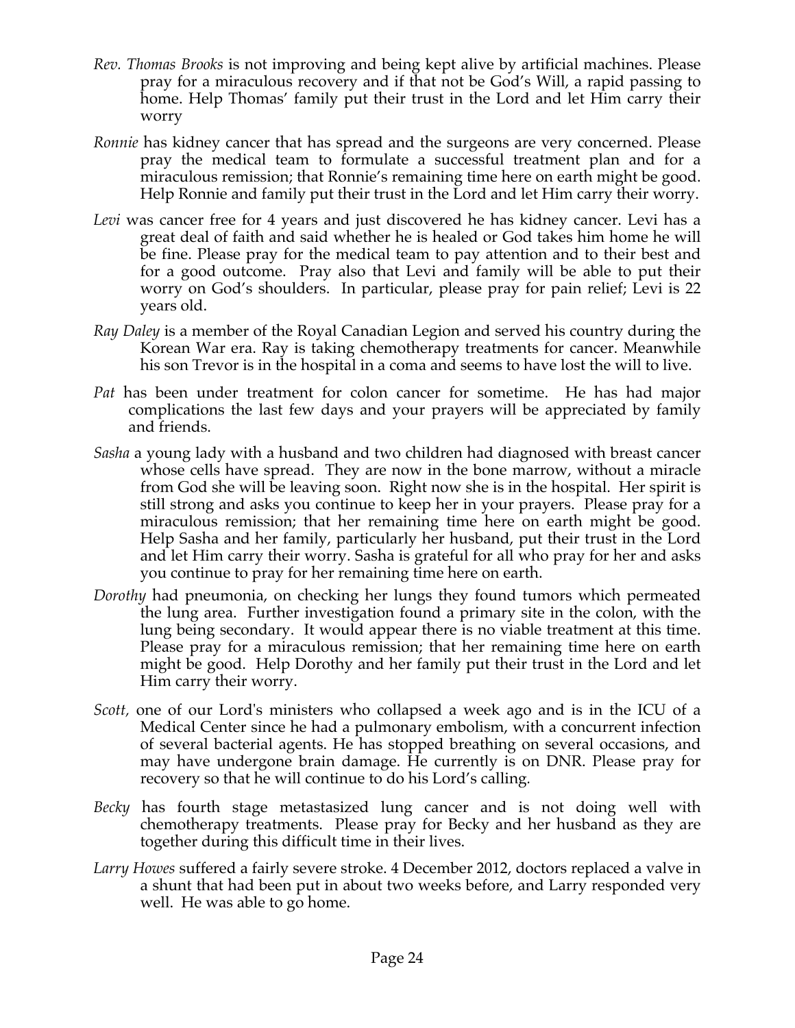*Rev. Thomas Brooks* is not improving and being kept alive by artificial machines. Please pray for a miraculous recovery and if that not be God's Will, a rapid passing to home. Help Thomas' family put their trust in the Lord and let Him carry their worry

*Ronnie* has kidney cancer that has spread and the surgeons are very concerned. Please pray the medical team to formulate a successful treatment plan and for a miraculous remission; that Ronnie's remaining time here on earth might be good. Help Ronnie and family put their trust in the Lord and let Him carry their worry.

*Levi* was cancer free for 4 years and just discovered he has kidney cancer. Levi has a great deal of faith and said whether he is healed or God takes him home he will be fine. Please pray for the medical team to pay attention and to their best and for a good outcome. Pray also that Levi and family will be able to put their worry on God's shoulders. In particular, please pray for pain relief; Levi is 22 years old.

*Ray Daley* is a member of the Royal Canadian Legion and served his country during the Korean War era. Ray is taking chemotherapy treatments for cancer. Meanwhile his son Trevor is in the hospital in a coma and seems to have lost the will to live.

*Pat* has been under treatment for colon cancer for sometime. He has had major complications the last few days and your prayers will be appreciated by family and friends.

*Sasha* a young lady with a husband and two children had diagnosed with breast cancer whose cells have spread. They are now in the bone marrow, without a miracle from God she will be leaving soon. Right now she is in the hospital. Her spirit is still strong and asks you continue to keep her in your prayers. Please pray for a miraculous remission; that her remaining time here on earth might be good. Help Sasha and her family, particularly her husband, put their trust in the Lord and let Him carry their worry. Sasha is grateful for all who pray for her and asks you continue to pray for her remaining time here on earth.

*Dorothy* had pneumonia, on checking her lungs they found tumors which permeated the lung area. Further investigation found a primary site in the colon, with the lung being secondary. It would appear there is no viable treatment at this time. Please pray for a miraculous remission; that her remaining time here on earth might be good. Help Dorothy and her family put their trust in the Lord and let Him carry their worry.

*Scott,* one of our Lord's ministers who collapsed a week ago and is in the ICU of a Medical Center since he had a pulmonary embolism, with a concurrent infection of several bacterial agents. He has stopped breathing on several occasions, and may have undergone brain damage. He currently is on DNR. Please pray for recovery so that he will continue to do his Lord's calling.

*Becky* has fourth stage metastasized lung cancer and is not doing well with chemotherapy treatments. Please pray for Becky and her husband as they are together during this difficult time in their lives.

*Larry Howes* suffered a fairly severe stroke. 4 December 2012, doctors replaced a valve in a shunt that had been put in about two weeks before, and Larry responded very well. He was able to go home.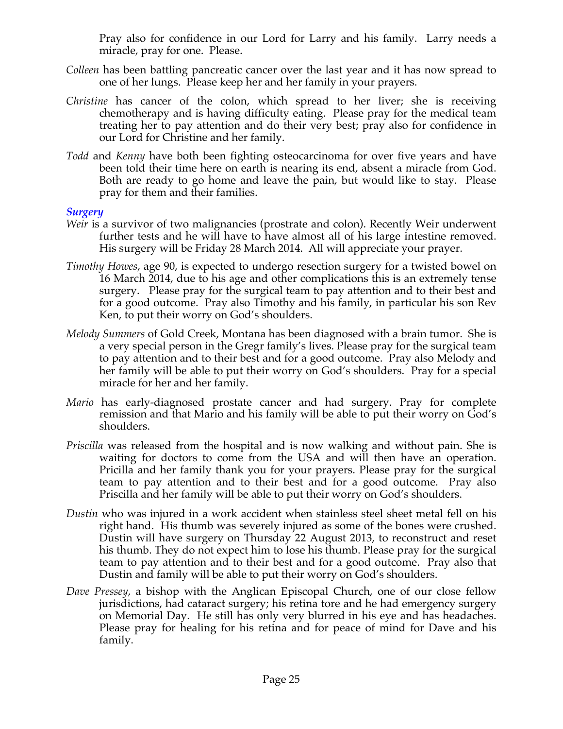Pray also for confidence in our Lord for Larry and his family. Larry needs a miracle, pray for one. Please.

*Colleen* has been battling pancreatic cancer over the last year and it has now spread to one of her lungs. Please keep her and her family in your prayers.

*Christine* has cancer of the colon, which spread to her liver; she is receiving chemotherapy and is having difficulty eating. Please pray for the medical team treating her to pay attention and do their very best; pray also for confidence in our Lord for Christine and her family.

*Todd* and *Kenny* have both been fighting osteocarcinoma for over five years and have been told their time here on earth is nearing its end, absent a miracle from God. Both are ready to go home and leave the pain, but would like to stay. Please pray for them and their families.

### *Surgery*

*Weir* is a survivor of two malignancies (prostrate and colon). Recently Weir underwent further tests and he will have to have almost all of his large intestine removed. His surgery will be Friday 28 March 2014. All will appreciate your prayer.

*Timothy Howes*, age 90, is expected to undergo resection surgery for a twisted bowel on 16 March 2014, due to his age and other complications this is an extremely tense surgery. Please pray for the surgical team to pay attention and to their best and for a good outcome. Pray also Timothy and his family, in particular his son Rev Ken, to put their worry on God's shoulders.

*Melody Summers* of Gold Creek, Montana has been diagnosed with a brain tumor. She is a very special person in the Gregr family's lives. Please pray for the surgical team to pay attention and to their best and for a good outcome. Pray also Melody and her family will be able to put their worry on God's shoulders. Pray for a special miracle for her and her family.

*Mario* has early-diagnosed prostate cancer and had surgery. Pray for complete remission and that Mario and his family will be able to put their worry on God's shoulders.

*Priscilla* was released from the hospital and is now walking and without pain. She is waiting for doctors to come from the USA and will then have an operation. Pricilla and her family thank you for your prayers. Please pray for the surgical team to pay attention and to their best and for a good outcome. Pray also Priscilla and her family will be able to put their worry on God's shoulders.

*Dustin* who was injured in a work accident when stainless steel sheet metal fell on his right hand. His thumb was severely injured as some of the bones were crushed. Dustin will have surgery on Thursday 22 August 2013, to reconstruct and reset his thumb. They do not expect him to lose his thumb. Please pray for the surgical team to pay attention and to their best and for a good outcome. Pray also that Dustin and family will be able to put their worry on God's shoulders.

*Dave Pressey*, a bishop with the Anglican Episcopal Church, one of our close fellow jurisdictions, had cataract surgery; his retina tore and he had emergency surgery on Memorial Day. He still has only very blurred in his eye and has headaches. Please pray for healing for his retina and for peace of mind for Dave and his family.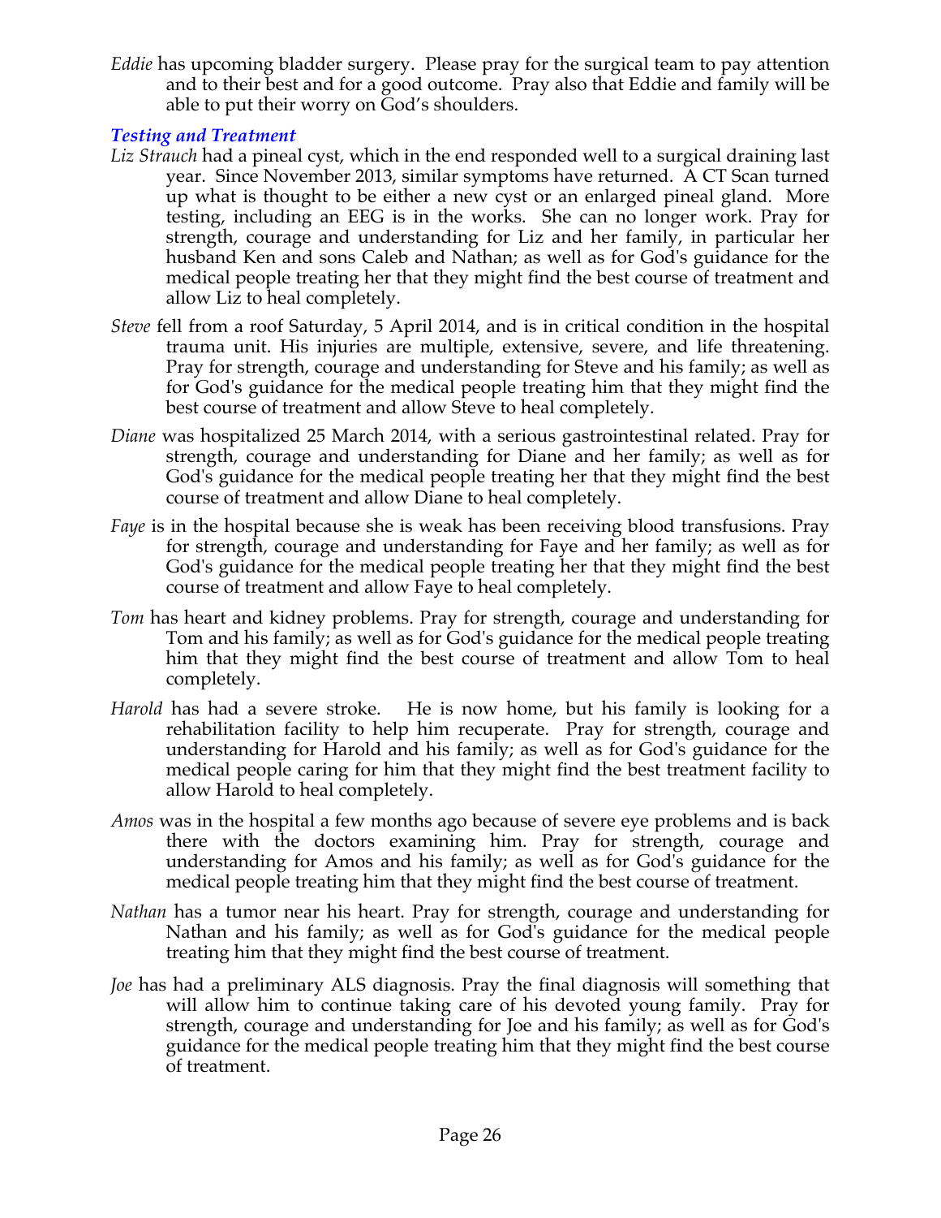*Eddie* has upcoming bladder surgery. Please pray for the surgical team to pay attention and to their best and for a good outcome. Pray also that Eddie and family will be able to put their worry on God's shoulders.

### *Testing and Treatment*

*Liz Strauch* had a pineal cyst, which in the end responded well to a surgical draining last year. Since November 2013, similar symptoms have returned. A CT Scan turned up what is thought to be either a new cyst or an enlarged pineal gland. More testing, including an EEG is in the works. She can no longer work. Pray for strength, courage and understanding for Liz and her family, in particular her husband Ken and sons Caleb and Nathan; as well as for God's guidance for the medical people treating her that they might find the best course of treatment and allow Liz to heal completely.

*Steve* fell from a roof Saturday, 5 April 2014, and is in critical condition in the hospital trauma unit. His injuries are multiple, extensive, severe, and life threatening. Pray for strength, courage and understanding for Steve and his family; as well as for God's guidance for the medical people treating him that they might find the best course of treatment and allow Steve to heal completely.

*Diane* was hospitalized 25 March 2014, with a serious gastrointestinal related. Pray for strength, courage and understanding for Diane and her family; as well as for God's guidance for the medical people treating her that they might find the best course of treatment and allow Diane to heal completely.

*Faye* is in the hospital because she is weak has been receiving blood transfusions. Pray for strength, courage and understanding for Faye and her family; as well as for God's guidance for the medical people treating her that they might find the best course of treatment and allow Faye to heal completely.

*Tom* has heart and kidney problems. Pray for strength, courage and understanding for Tom and his family; as well as for God's guidance for the medical people treating him that they might find the best course of treatment and allow Tom to heal completely.

*Harold* has had a severe stroke. He is now home, but his family is looking for a rehabilitation facility to help him recuperate. Pray for strength, courage and understanding for Harold and his family; as well as for God's guidance for the medical people caring for him that they might find the best treatment facility to allow Harold to heal completely.

*Amos* was in the hospital a few months ago because of severe eye problems and is back there with the doctors examining him. Pray for strength, courage and understanding for Amos and his family; as well as for God's guidance for the medical people treating him that they might find the best course of treatment.

*Nathan* has a tumor near his heart. Pray for strength, courage and understanding for Nathan and his family; as well as for God's guidance for the medical people treating him that they might find the best course of treatment.

*Joe* has had a preliminary ALS diagnosis. Pray the final diagnosis will something that will allow him to continue taking care of his devoted young family. Pray for strength, courage and understanding for Joe and his family; as well as for God's guidance for the medical people treating him that they might find the best course of treatment.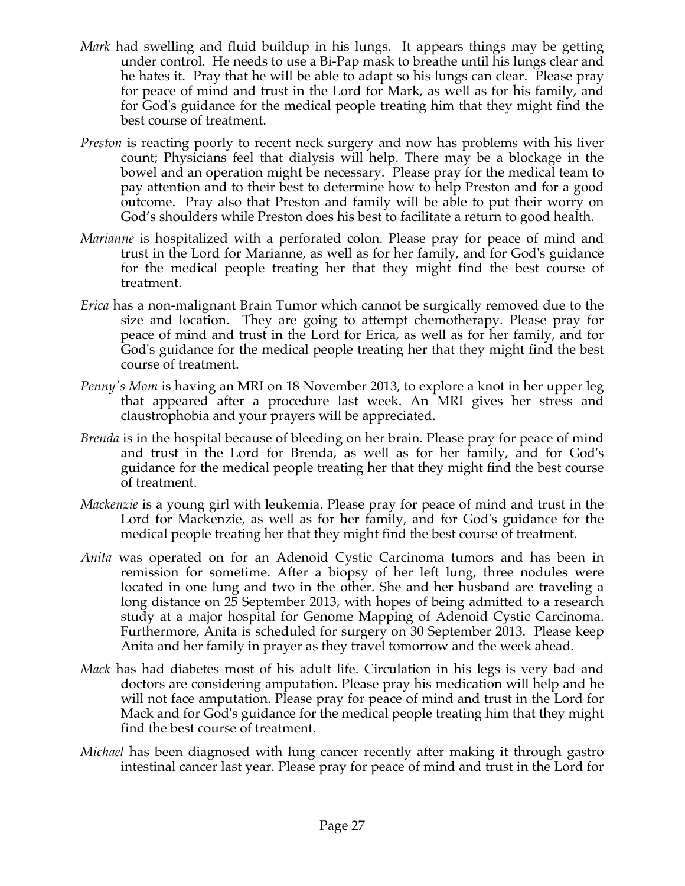*Mark* had swelling and fluid buildup in his lungs. It appears things may be getting under control. He needs to use a Bi-Pap mask to breathe until his lungs clear and he hates it. Pray that he will be able to adapt so his lungs can clear. Please pray for peace of mind and trust in the Lord for Mark, as well as for his family, and for God's guidance for the medical people treating him that they might find the best course of treatment.

*Preston* is reacting poorly to recent neck surgery and now has problems with his liver count; Physicians feel that dialysis will help. There may be a blockage in the bowel and an operation might be necessary. Please pray for the medical team to pay attention and to their best to determine how to help Preston and for a good outcome. Pray also that Preston and family will be able to put their worry on God's shoulders while Preston does his best to facilitate a return to good health.

*Marianne* is hospitalized with a perforated colon. Please pray for peace of mind and trust in the Lord for Marianne, as well as for her family, and for God's guidance for the medical people treating her that they might find the best course of treatment.

*Erica* has a non-malignant Brain Tumor which cannot be surgically removed due to the size and location. They are going to attempt chemotherapy. Please pray for peace of mind and trust in the Lord for Erica, as well as for her family, and for God's guidance for the medical people treating her that they might find the best course of treatment.

*Penny's Mom* is having an MRI on 18 November 2013, to explore a knot in her upper leg that appeared after a procedure last week. An MRI gives her stress and claustrophobia and your prayers will be appreciated.

*Brenda* is in the hospital because of bleeding on her brain. Please pray for peace of mind and trust in the Lord for Brenda, as well as for her family, and for God's guidance for the medical people treating her that they might find the best course of treatment.

*Mackenzie* is a young girl with leukemia. Please pray for peace of mind and trust in the Lord for Mackenzie, as well as for her family, and for God's guidance for the medical people treating her that they might find the best course of treatment.

*Anita* was operated on for an Adenoid Cystic Carcinoma tumors and has been in remission for sometime. After a biopsy of her left lung, three nodules were located in one lung and two in the other. She and her husband are traveling a long distance on 25 September 2013, with hopes of being admitted to a research study at a major hospital for Genome Mapping of Adenoid Cystic Carcinoma. Furthermore, Anita is scheduled for surgery on 30 September 2013. Please keep Anita and her family in prayer as they travel tomorrow and the week ahead.

*Mack* has had diabetes most of his adult life. Circulation in his legs is very bad and doctors are considering amputation. Please pray his medication will help and he will not face amputation. Please pray for peace of mind and trust in the Lord for Mack and for God's guidance for the medical people treating him that they might find the best course of treatment.

*Michael* has been diagnosed with lung cancer recently after making it through gastro intestinal cancer last year. Please pray for peace of mind and trust in the Lord for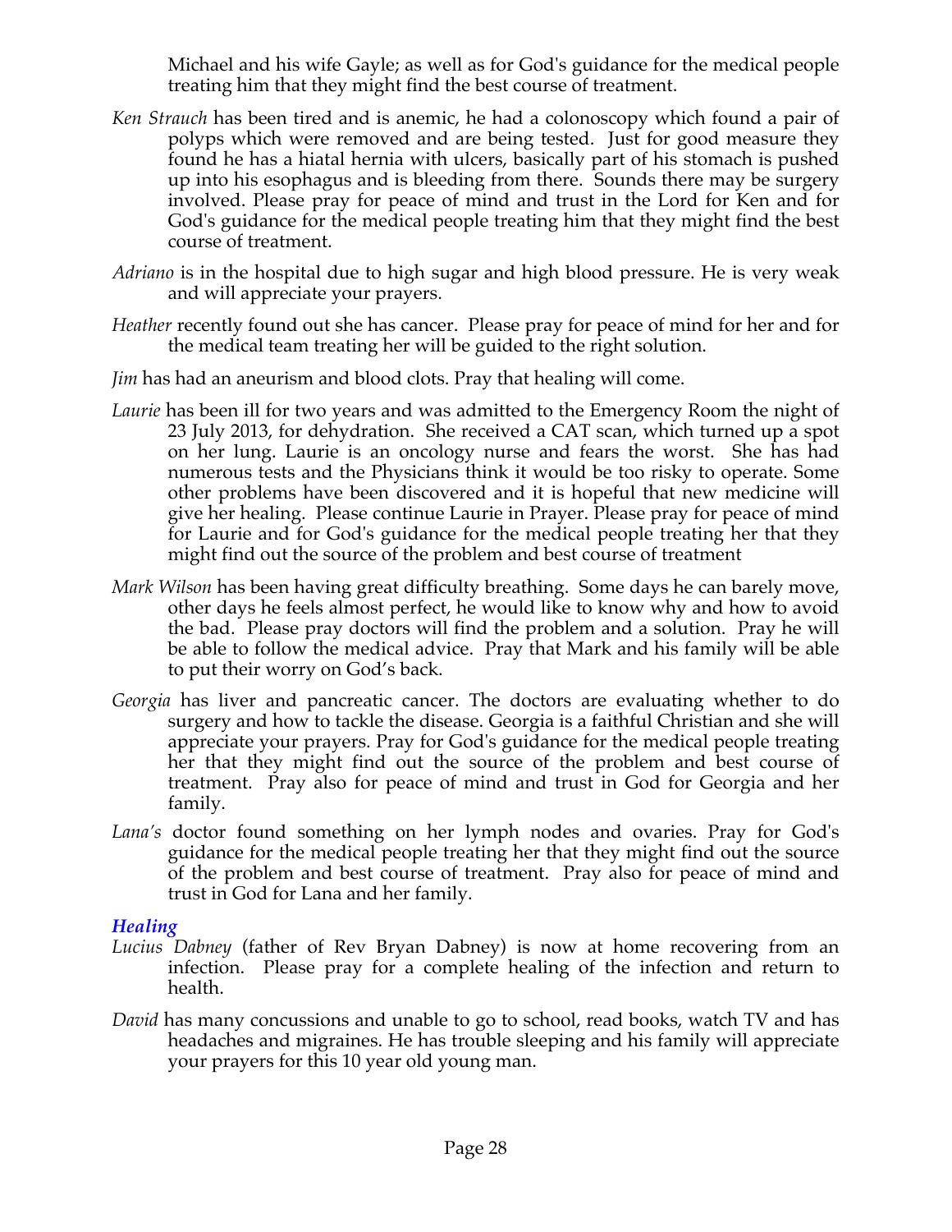Michael and his wife Gayle; as well as for God's guidance for the medical people treating him that they might find the best course of treatment.

*Ken Strauch* has been tired and is anemic, he had a colonoscopy which found a pair of polyps which were removed and are being tested. Just for good measure they found he has a hiatal hernia with ulcers, basically part of his stomach is pushed up into his esophagus and is bleeding from there. Sounds there may be surgery involved. Please pray for peace of mind and trust in the Lord for Ken and for God's guidance for the medical people treating him that they might find the best course of treatment.

*Adriano* is in the hospital due to high sugar and high blood pressure. He is very weak and will appreciate your prayers.

*Heather* recently found out she has cancer. Please pray for peace of mind for her and for the medical team treating her will be guided to the right solution.

*Jim* has had an aneurism and blood clots. Pray that healing will come.

*Laurie* has been ill for two years and was admitted to the Emergency Room the night of 23 July 2013, for dehydration. She received a CAT scan, which turned up a spot on her lung. Laurie is an oncology nurse and fears the worst. She has had numerous tests and the Physicians think it would be too risky to operate. Some other problems have been discovered and it is hopeful that new medicine will give her healing. Please continue Laurie in Prayer. Please pray for peace of mind for Laurie and for God's guidance for the medical people treating her that they might find out the source of the problem and best course of treatment

*Mark Wilson* has been having great difficulty breathing. Some days he can barely move, other days he feels almost perfect, he would like to know why and how to avoid the bad. Please pray doctors will find the problem and a solution. Pray he will be able to follow the medical advice. Pray that Mark and his family will be able to put their worry on God's back.

*Georgia* has liver and pancreatic cancer. The doctors are evaluating whether to do surgery and how to tackle the disease. Georgia is a faithful Christian and she will appreciate your prayers. Pray for God's guidance for the medical people treating her that they might find out the source of the problem and best course of treatment. Pray also for peace of mind and trust in God for Georgia and her family.

*Lana's* doctor found something on her lymph nodes and ovaries. Pray for God's guidance for the medical people treating her that they might find out the source of the problem and best course of treatment. Pray also for peace of mind and trust in God for Lana and her family.

### *Healing*

*Lucius Dabney* (father of Rev Bryan Dabney) is now at home recovering from an infection. Please pray for a complete healing of the infection and return to health.

*David* has many concussions and unable to go to school, read books, watch TV and has headaches and migraines. He has trouble sleeping and his family will appreciate your prayers for this 10 year old young man.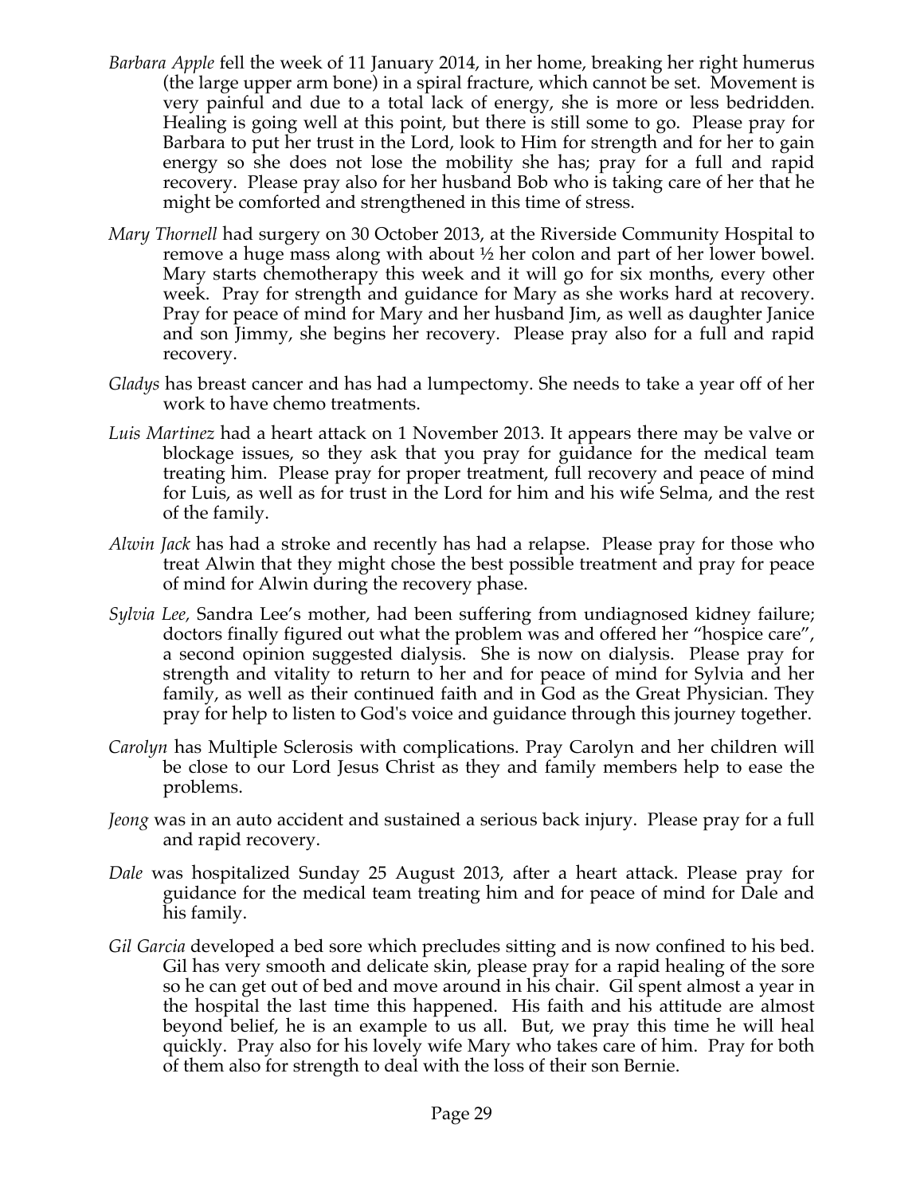*Barbara Apple* fell the week of 11 January 2014, in her home, breaking her right humerus (the large upper arm bone) in a spiral fracture, which cannot be set. Movement is very painful and due to a total lack of energy, she is more or less bedridden. Healing is going well at this point, but there is still some to go. Please pray for Barbara to put her trust in the Lord, look to Him for strength and for her to gain energy so she does not lose the mobility she has; pray for a full and rapid recovery. Please pray also for her husband Bob who is taking care of her that he might be comforted and strengthened in this time of stress.

*Mary Thornell* had surgery on 30 October 2013, at the Riverside Community Hospital to remove a huge mass along with about ½ her colon and part of her lower bowel. Mary starts chemotherapy this week and it will go for six months, every other week. Pray for strength and guidance for Mary as she works hard at recovery. Pray for peace of mind for Mary and her husband Jim, as well as daughter Janice and son Jimmy, she begins her recovery. Please pray also for a full and rapid recovery.

*Gladys* has breast cancer and has had a lumpectomy. She needs to take a year off of her work to have chemo treatments.

*Luis Martinez* had a heart attack on 1 November 2013. It appears there may be valve or blockage issues, so they ask that you pray for guidance for the medical team treating him. Please pray for proper treatment, full recovery and peace of mind for Luis, as well as for trust in the Lord for him and his wife Selma, and the rest of the family.

*Alwin Jack* has had a stroke and recently has had a relapse. Please pray for those who treat Alwin that they might chose the best possible treatment and pray for peace of mind for Alwin during the recovery phase.

*Sylvia Lee,* Sandra Lee's mother, had been suffering from undiagnosed kidney failure; doctors finally figured out what the problem was and offered her "hospice care", a second opinion suggested dialysis. She is now on dialysis. Please pray for strength and vitality to return to her and for peace of mind for Sylvia and her family, as well as their continued faith and in God as the Great Physician. They pray for help to listen to God's voice and guidance through this journey together.

*Carolyn* has Multiple Sclerosis with complications. Pray Carolyn and her children will be close to our Lord Jesus Christ as they and family members help to ease the problems.

*Jeong* was in an auto accident and sustained a serious back injury. Please pray for a full and rapid recovery.

*Dale* was hospitalized Sunday 25 August 2013, after a heart attack. Please pray for guidance for the medical team treating him and for peace of mind for Dale and his family.

*Gil Garcia* developed a bed sore which precludes sitting and is now confined to his bed. Gil has very smooth and delicate skin, please pray for a rapid healing of the sore so he can get out of bed and move around in his chair. Gil spent almost a year in the hospital the last time this happened. His faith and his attitude are almost beyond belief, he is an example to us all. But, we pray this time he will heal quickly. Pray also for his lovely wife Mary who takes care of him. Pray for both of them also for strength to deal with the loss of their son Bernie.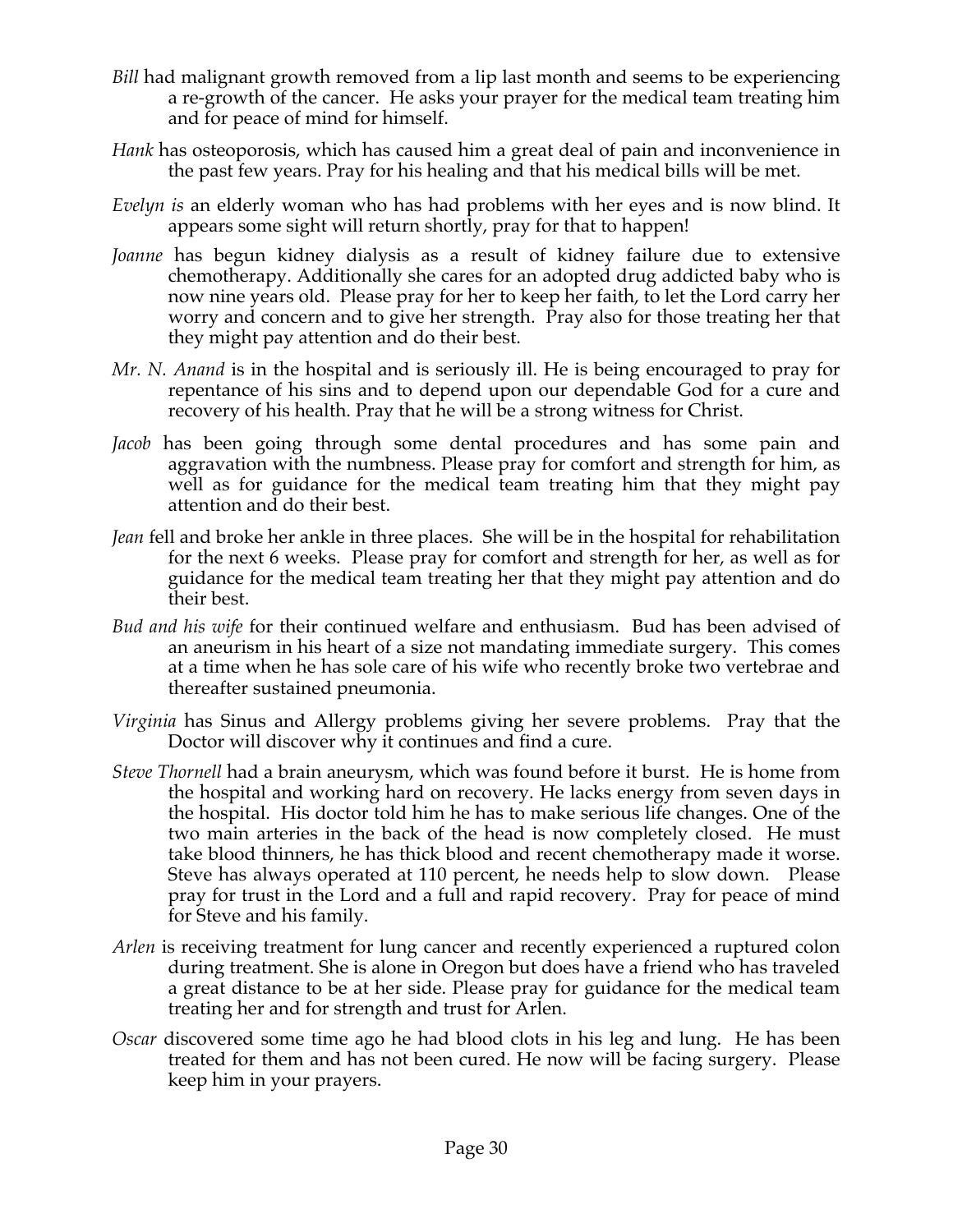*Bill* had malignant growth removed from a lip last month and seems to be experiencing a re-growth of the cancer. He asks your prayer for the medical team treating him and for peace of mind for himself.

*Hank* has osteoporosis, which has caused him a great deal of pain and inconvenience in the past few years. Pray for his healing and that his medical bills will be met.

*Evelyn is* an elderly woman who has had problems with her eyes and is now blind. It appears some sight will return shortly, pray for that to happen!

*Joanne* has begun kidney dialysis as a result of kidney failure due to extensive chemotherapy. Additionally she cares for an adopted drug addicted baby who is now nine years old. Please pray for her to keep her faith, to let the Lord carry her worry and concern and to give her strength. Pray also for those treating her that they might pay attention and do their best.

*Mr. N. Anand* is in the hospital and is seriously ill. He is being encouraged to pray for repentance of his sins and to depend upon our dependable God for a cure and recovery of his health. Pray that he will be a strong witness for Christ.

*Jacob* has been going through some dental procedures and has some pain and aggravation with the numbness. Please pray for comfort and strength for him, as well as for guidance for the medical team treating him that they might pay attention and do their best.

*Jean* fell and broke her ankle in three places. She will be in the hospital for rehabilitation for the next 6 weeks. Please pray for comfort and strength for her, as well as for guidance for the medical team treating her that they might pay attention and do their best.

*Bud and his wife* for their continued welfare and enthusiasm. Bud has been advised of an aneurism in his heart of a size not mandating immediate surgery. This comes at a time when he has sole care of his wife who recently broke two vertebrae and thereafter sustained pneumonia.

*Virginia* has Sinus and Allergy problems giving her severe problems. Pray that the Doctor will discover why it continues and find a cure.

*Steve Thornell* had a brain aneurysm, which was found before it burst. He is home from the hospital and working hard on recovery. He lacks energy from seven days in the hospital. His doctor told him he has to make serious life changes. One of the two main arteries in the back of the head is now completely closed. He must take blood thinners, he has thick blood and recent chemotherapy made it worse. Steve has always operated at 110 percent, he needs help to slow down. Please pray for trust in the Lord and a full and rapid recovery. Pray for peace of mind for Steve and his family.

*Arlen* is receiving treatment for lung cancer and recently experienced a ruptured colon during treatment. She is alone in Oregon but does have a friend who has traveled a great distance to be at her side. Please pray for guidance for the medical team treating her and for strength and trust for Arlen.

*Oscar* discovered some time ago he had blood clots in his leg and lung. He has been treated for them and has not been cured. He now will be facing surgery. Please keep him in your prayers.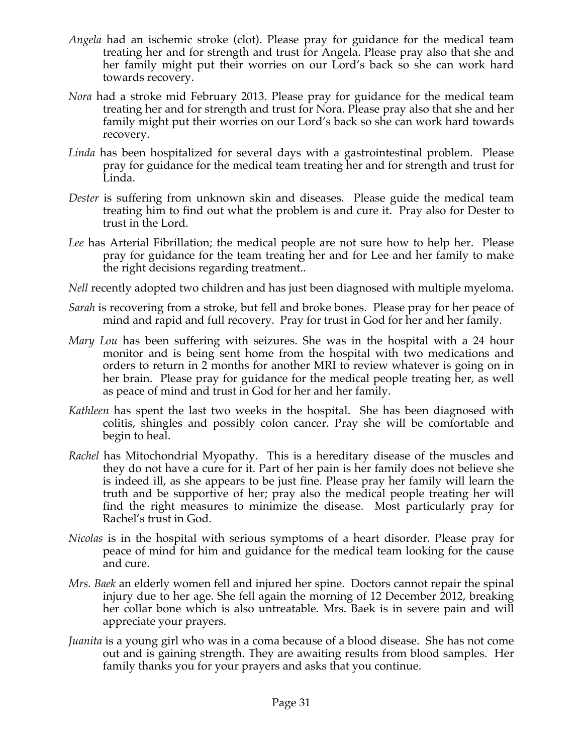*Angela* had an ischemic stroke (clot). Please pray for guidance for the medical team treating her and for strength and trust for Angela. Please pray also that she and her family might put their worries on our Lord's back so she can work hard towards recovery.

*Nora* had a stroke mid February 2013. Please pray for guidance for the medical team treating her and for strength and trust for Nora. Please pray also that she and her family might put their worries on our Lord's back so she can work hard towards recovery.

*Linda* has been hospitalized for several days with a gastrointestinal problem. Please pray for guidance for the medical team treating her and for strength and trust for Linda.

*Dester* is suffering from unknown skin and diseases. Please guide the medical team treating him to find out what the problem is and cure it. Pray also for Dester to trust in the Lord.

*Lee* has Arterial Fibrillation; the medical people are not sure how to help her. Please pray for guidance for the team treating her and for Lee and her family to make the right decisions regarding treatment..

*Nell* recently adopted two children and has just been diagnosed with multiple myeloma.

*Sarah* is recovering from a stroke, but fell and broke bones. Please pray for her peace of mind and rapid and full recovery. Pray for trust in God for her and her family.

*Mary Lou* has been suffering with seizures. She was in the hospital with a 24 hour monitor and is being sent home from the hospital with two medications and orders to return in 2 months for another MRI to review whatever is going on in her brain. Please pray for guidance for the medical people treating her, as well as peace of mind and trust in God for her and her family.

*Kathleen* has spent the last two weeks in the hospital. She has been diagnosed with colitis, shingles and possibly colon cancer. Pray she will be comfortable and begin to heal.

*Rachel* has Mitochondrial Myopathy. This is a hereditary disease of the muscles and they do not have a cure for it. Part of her pain is her family does not believe she is indeed ill, as she appears to be just fine. Please pray her family will learn the truth and be supportive of her; pray also the medical people treating her will find the right measures to minimize the disease. Most particularly pray for Rachel's trust in God.

*Nicolas* is in the hospital with serious symptoms of a heart disorder. Please pray for peace of mind for him and guidance for the medical team looking for the cause and cure.

*Mrs. Baek* an elderly women fell and injured her spine. Doctors cannot repair the spinal injury due to her age. She fell again the morning of 12 December 2012, breaking her collar bone which is also untreatable. Mrs. Baek is in severe pain and will appreciate your prayers.

*Juanita* is a young girl who was in a coma because of a blood disease. She has not come out and is gaining strength. They are awaiting results from blood samples. Her family thanks you for your prayers and asks that you continue.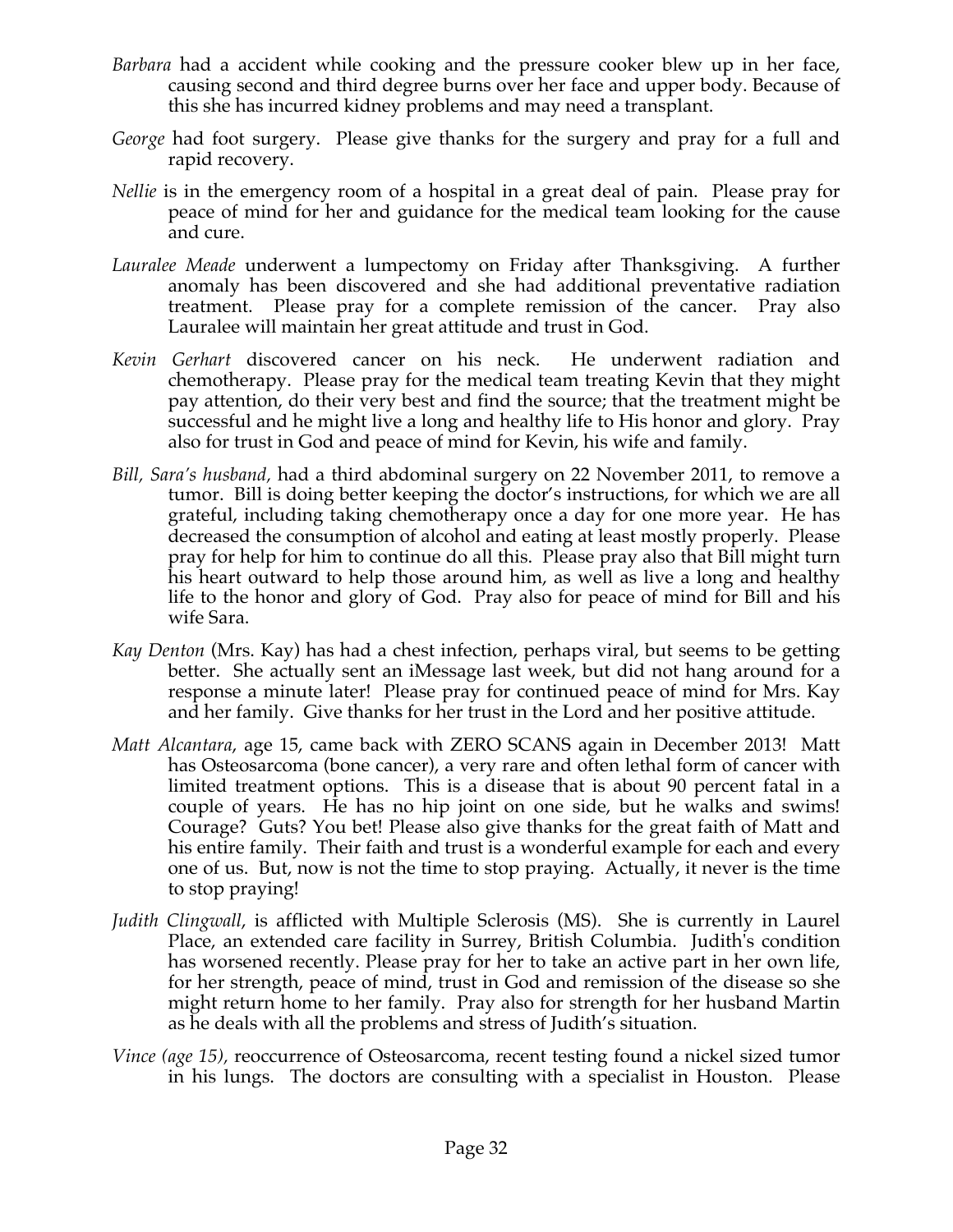*Barbara* had a accident while cooking and the pressure cooker blew up in her face, causing second and third degree burns over her face and upper body. Because of this she has incurred kidney problems and may need a transplant.

*George* had foot surgery. Please give thanks for the surgery and pray for a full and rapid recovery.

*Nellie* is in the emergency room of a hospital in a great deal of pain. Please pray for peace of mind for her and guidance for the medical team looking for the cause and cure.

*Lauralee Meade* underwent a lumpectomy on Friday after Thanksgiving. A further anomaly has been discovered and she had additional preventative radiation treatment. Please pray for a complete remission of the cancer. Pray also Lauralee will maintain her great attitude and trust in God.

*Kevin Gerhart* discovered cancer on his neck. He underwent radiation and chemotherapy. Please pray for the medical team treating Kevin that they might pay attention, do their very best and find the source; that the treatment might be successful and he might live a long and healthy life to His honor and glory. Pray also for trust in God and peace of mind for Kevin, his wife and family.

*Bill, Sara's husband,* had a third abdominal surgery on 22 November 2011, to remove a tumor. Bill is doing better keeping the doctor's instructions, for which we are all grateful, including taking chemotherapy once a day for one more year. He has decreased the consumption of alcohol and eating at least mostly properly. Please pray for help for him to continue do all this. Please pray also that Bill might turn his heart outward to help those around him, as well as live a long and healthy life to the honor and glory of God. Pray also for peace of mind for Bill and his wife Sara.

*Kay Denton* (Mrs. Kay) has had a chest infection, perhaps viral, but seems to be getting better. She actually sent an iMessage last week, but did not hang around for a response a minute later! Please pray for continued peace of mind for Mrs. Kay and her family. Give thanks for her trust in the Lord and her positive attitude.

*Matt Alcantara*, age 15, came back with ZERO SCANS again in December 2013! Matt has Osteosarcoma (bone cancer), a very rare and often lethal form of cancer with limited treatment options. This is a disease that is about 90 percent fatal in a couple of years. He has no hip joint on one side, but he walks and swims! Courage? Guts? You bet! Please also give thanks for the great faith of Matt and his entire family. Their faith and trust is a wonderful example for each and every one of us. But, now is not the time to stop praying. Actually, it never is the time to stop praying!

*Judith Clingwall*, is afflicted with Multiple Sclerosis (MS). She is currently in Laurel Place, an extended care facility in Surrey, British Columbia. Judith's condition has worsened recently. Please pray for her to take an active part in her own life, for her strength, peace of mind, trust in God and remission of the disease so she might return home to her family. Pray also for strength for her husband Martin as he deals with all the problems and stress of Judith's situation.

*Vince (age 15),* reoccurrence of Osteosarcoma, recent testing found a nickel sized tumor in his lungs. The doctors are consulting with a specialist in Houston. Please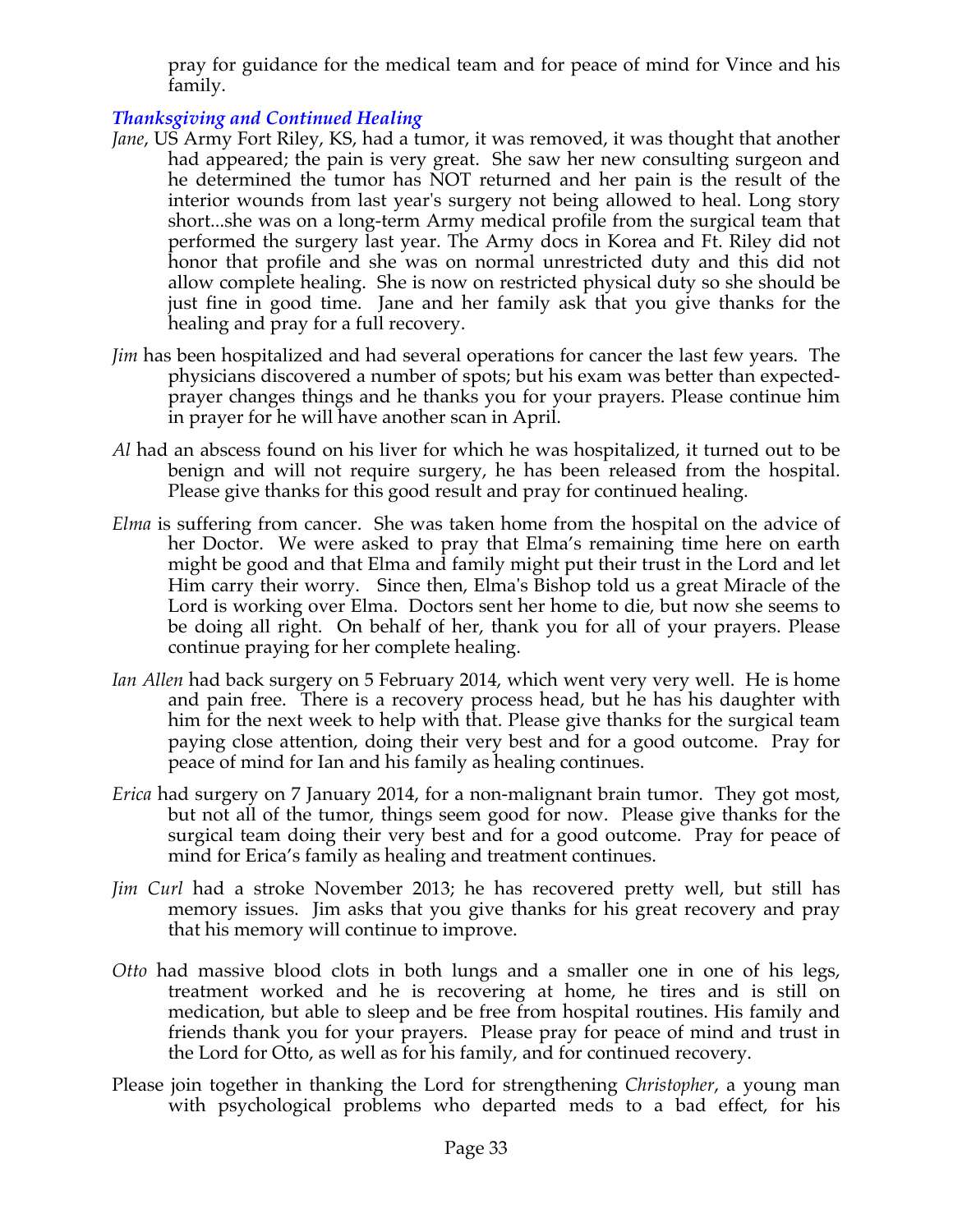pray for guidance for the medical team and for peace of mind for Vince and his family.

### *Thanksgiving and Continued Healing*

*Jane*, US Army Fort Riley, KS, had a tumor, it was removed, it was thought that another had appeared; the pain is very great. She saw her new consulting surgeon and he determined the tumor has NOT returned and her pain is the result of the interior wounds from last year's surgery not being allowed to heal. Long story short...she was on a long-term Army medical profile from the surgical team that performed the surgery last year. The Army docs in Korea and Ft. Riley did not honor that profile and she was on normal unrestricted duty and this did not allow complete healing. She is now on restricted physical duty so she should be just fine in good time. Jane and her family ask that you give thanks for the healing and pray for a full recovery.

*Jim* has been hospitalized and had several operations for cancer the last few years. The physicians discovered a number of spots; but his exam was better than expected-prayer changes things and he thanks you for your prayers. Please continue him in prayer for he will have another scan in April.

*Al* had an abscess found on his liver for which he was hospitalized, it turned out to be benign and will not require surgery, he has been released from the hospital. Please give thanks for this good result and pray for continued healing.

*Elma* is suffering from cancer. She was taken home from the hospital on the advice of her Doctor. We were asked to pray that Elma's remaining time here on earth might be good and that Elma and family might put their trust in the Lord and let Him carry their worry. Since then, Elma's Bishop told us a great Miracle of the Lord is working over Elma. Doctors sent her home to die, but now she seems to be doing all right. On behalf of her, thank you for all of your prayers. Please continue praying for her complete healing.

*Ian Allen* had back surgery on 5 February 2014, which went very very well. He is home and pain free. There is a recovery process head, but he has his daughter with him for the next week to help with that. Please give thanks for the surgical team paying close attention, doing their very best and for a good outcome. Pray for peace of mind for Ian and his family as healing continues.

*Erica* had surgery on 7 January 2014, for a non-malignant brain tumor. They got most, but not all of the tumor, things seem good for now. Please give thanks for the surgical team doing their very best and for a good outcome. Pray for peace of mind for Erica's family as healing and treatment continues.

*Jim Curl* had a stroke November 2013; he has recovered pretty well, but still has memory issues. Jim asks that you give thanks for his great recovery and pray that his memory will continue to improve.

*Otto* had massive blood clots in both lungs and a smaller one in one of his legs, treatment worked and he is recovering at home, he tires and is still on medication, but able to sleep and be free from hospital routines. His family and friends thank you for your prayers. Please pray for peace of mind and trust in the Lord for Otto, as well as for his family, and for continued recovery.

Please join together in thanking the Lord for strengthening *Christopher*, a young man with psychological problems who departed meds to a bad effect, for his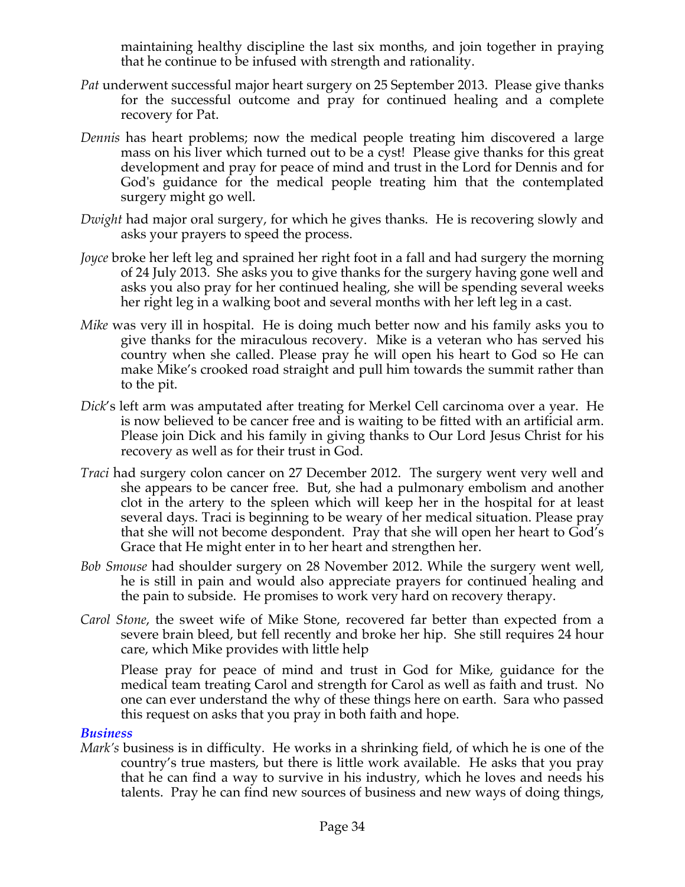maintaining healthy discipline the last six months, and join together in praying that he continue to be infused with strength and rationality.

*Pat* underwent successful major heart surgery on 25 September 2013. Please give thanks for the successful outcome and pray for continued healing and a complete recovery for Pat.

*Dennis* has heart problems; now the medical people treating him discovered a large mass on his liver which turned out to be a cyst! Please give thanks for this great development and pray for peace of mind and trust in the Lord for Dennis and for God's guidance for the medical people treating him that the contemplated surgery might go well.

*Dwight* had major oral surgery, for which he gives thanks. He is recovering slowly and asks your prayers to speed the process.

*Joyce* broke her left leg and sprained her right foot in a fall and had surgery the morning of 24 July 2013. She asks you to give thanks for the surgery having gone well and asks you also pray for her continued healing, she will be spending several weeks her right leg in a walking boot and several months with her left leg in a cast.

*Mike* was very ill in hospital. He is doing much better now and his family asks you to give thanks for the miraculous recovery. Mike is a veteran who has served his country when she called. Please pray he will open his heart to God so He can make Mike's crooked road straight and pull him towards the summit rather than to the pit.

*Dick*'s left arm was amputated after treating for Merkel Cell carcinoma over a year. He is now believed to be cancer free and is waiting to be fitted with an artificial arm. Please join Dick and his family in giving thanks to Our Lord Jesus Christ for his recovery as well as for their trust in God.

*Traci* had surgery colon cancer on 27 December 2012. The surgery went very well and she appears to be cancer free. But, she had a pulmonary embolism and another clot in the artery to the spleen which will keep her in the hospital for at least several days. Traci is beginning to be weary of her medical situation. Please pray that she will not become despondent. Pray that she will open her heart to God's Grace that He might enter in to her heart and strengthen her.

*Bob Smouse* had shoulder surgery on 28 November 2012. While the surgery went well, he is still in pain and would also appreciate prayers for continued healing and the pain to subside. He promises to work very hard on recovery therapy.

*Carol Stone*, the sweet wife of Mike Stone, recovered far better than expected from a severe brain bleed, but fell recently and broke her hip. She still requires 24 hour care, which Mike provides with little help

Please pray for peace of mind and trust in God for Mike, guidance for the medical team treating Carol and strength for Carol as well as faith and trust. No one can ever understand the why of these things here on earth. Sara who passed this request on asks that you pray in both faith and hope.

### *Business*

*Mark's* business is in difficulty. He works in a shrinking field, of which he is one of the country's true masters, but there is little work available. He asks that you pray that he can find a way to survive in his industry, which he loves and needs his talents. Pray he can find new sources of business and new ways of doing things,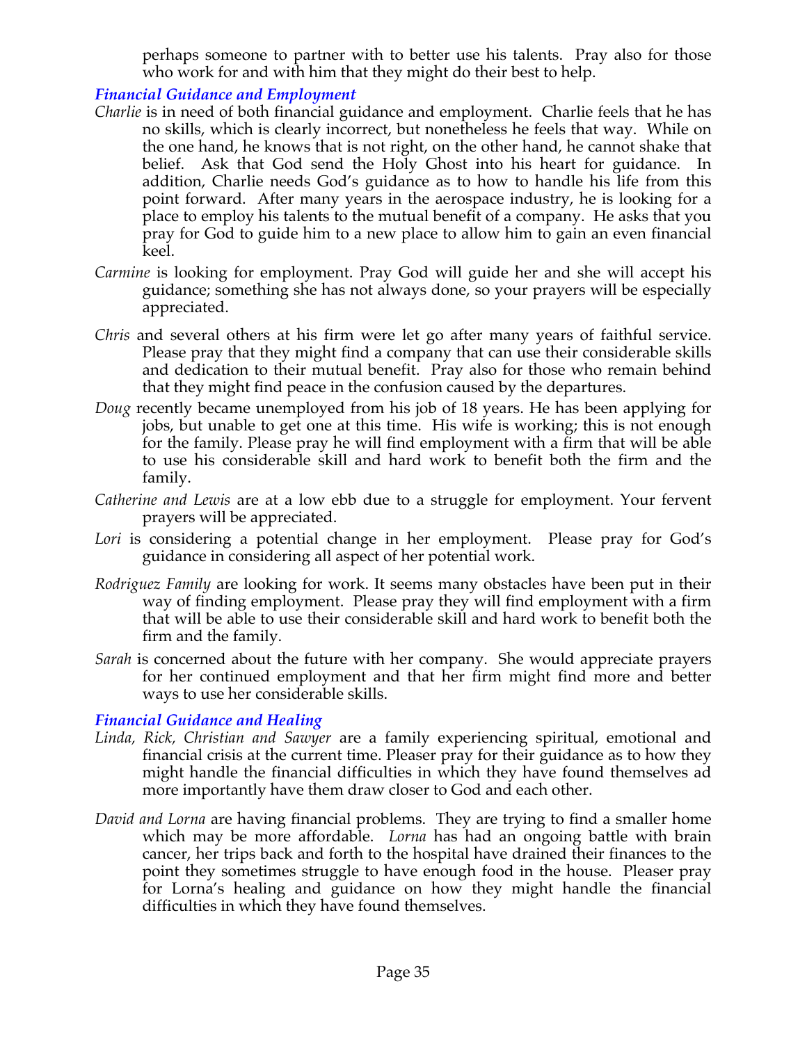perhaps someone to partner with to better use his talents. Pray also for those who work for and with him that they might do their best to help.

### *Financial Guidance and Employment*

*Charlie* is in need of both financial guidance and employment. Charlie feels that he has no skills, which is clearly incorrect, but nonetheless he feels that way. While on the one hand, he knows that is not right, on the other hand, he cannot shake that belief. Ask that God send the Holy Ghost into his heart for guidance. In addition, Charlie needs God's guidance as to how to handle his life from this point forward. After many years in the aerospace industry, he is looking for a place to employ his talents to the mutual benefit of a company. He asks that you pray for God to guide him to a new place to allow him to gain an even financial keel.

*Carmine* is looking for employment. Pray God will guide her and she will accept his guidance; something she has not always done, so your prayers will be especially appreciated.

*Chris* and several others at his firm were let go after many years of faithful service. Please pray that they might find a company that can use their considerable skills and dedication to their mutual benefit. Pray also for those who remain behind that they might find peace in the confusion caused by the departures.

*Doug* recently became unemployed from his job of 18 years. He has been applying for jobs, but unable to get one at this time. His wife is working; this is not enough for the family. Please pray he will find employment with a firm that will be able to use his considerable skill and hard work to benefit both the firm and the family.

*Catherine and Lewis* are at a low ebb due to a struggle for employment. Your fervent prayers will be appreciated.

*Lori* is considering a potential change in her employment. Please pray for God's guidance in considering all aspect of her potential work.

*Rodriguez Family* are looking for work. It seems many obstacles have been put in their way of finding employment. Please pray they will find employment with a firm that will be able to use their considerable skill and hard work to benefit both the firm and the family.

*Sarah* is concerned about the future with her company. She would appreciate prayers for her continued employment and that her firm might find more and better ways to use her considerable skills.

### *Financial Guidance and Healing*

*Linda, Rick, Christian and Sawyer* are a family experiencing spiritual, emotional and financial crisis at the current time. Pleaser pray for their guidance as to how they might handle the financial difficulties in which they have found themselves ad more importantly have them draw closer to God and each other.

*David and Lorna* are having financial problems. They are trying to find a smaller home which may be more affordable. *Lorna* has had an ongoing battle with brain cancer, her trips back and forth to the hospital have drained their finances to the point they sometimes struggle to have enough food in the house. Pleaser pray for Lorna's healing and guidance on how they might handle the financial difficulties in which they have found themselves.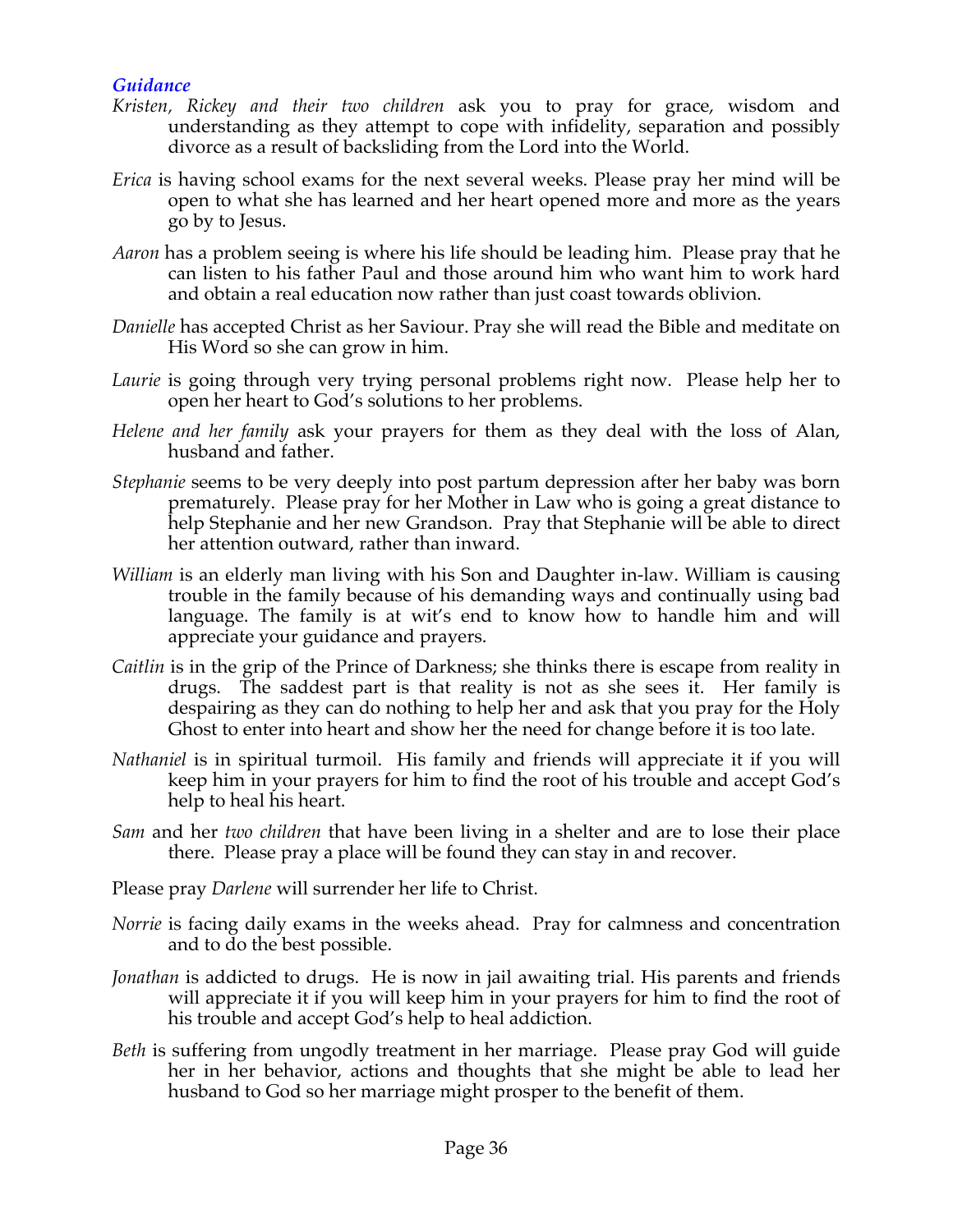### *Guidance*

*Kristen, Rickey and their two children* ask you to pray for grace, wisdom and understanding as they attempt to cope with infidelity, separation and possibly divorce as a result of backsliding from the Lord into the World.

*Erica* is having school exams for the next several weeks. Please pray her mind will be open to what she has learned and her heart opened more and more as the years go by to Jesus.

*Aaron* has a problem seeing is where his life should be leading him. Please pray that he can listen to his father Paul and those around him who want him to work hard and obtain a real education now rather than just coast towards oblivion.

*Danielle* has accepted Christ as her Saviour. Pray she will read the Bible and meditate on His Word so she can grow in him.

*Laurie* is going through very trying personal problems right now. Please help her to open her heart to God's solutions to her problems.

*Helene and her family* ask your prayers for them as they deal with the loss of Alan, husband and father.

*Stephanie* seems to be very deeply into post partum depression after her baby was born prematurely. Please pray for her Mother in Law who is going a great distance to help Stephanie and her new Grandson. Pray that Stephanie will be able to direct her attention outward, rather than inward.

*William* is an elderly man living with his Son and Daughter in-law. William is causing trouble in the family because of his demanding ways and continually using bad language. The family is at wit's end to know how to handle him and will appreciate your guidance and prayers.

*Caitlin* is in the grip of the Prince of Darkness; she thinks there is escape from reality in drugs. The saddest part is that reality is not as she sees it. Her family is despairing as they can do nothing to help her and ask that you pray for the Holy Ghost to enter into heart and show her the need for change before it is too late.

*Nathaniel* is in spiritual turmoil. His family and friends will appreciate it if you will keep him in your prayers for him to find the root of his trouble and accept God's help to heal his heart.

*Sam* and her *two children* that have been living in a shelter and are to lose their place there. Please pray a place will be found they can stay in and recover.

Please pray *Darlene* will surrender her life to Christ.

*Norrie* is facing daily exams in the weeks ahead. Pray for calmness and concentration and to do the best possible.

*Jonathan* is addicted to drugs. He is now in jail awaiting trial. His parents and friends will appreciate it if you will keep him in your prayers for him to find the root of his trouble and accept God's help to heal addiction.

*Beth* is suffering from ungodly treatment in her marriage. Please pray God will guide her in her behavior, actions and thoughts that she might be able to lead her husband to God so her marriage might prosper to the benefit of them.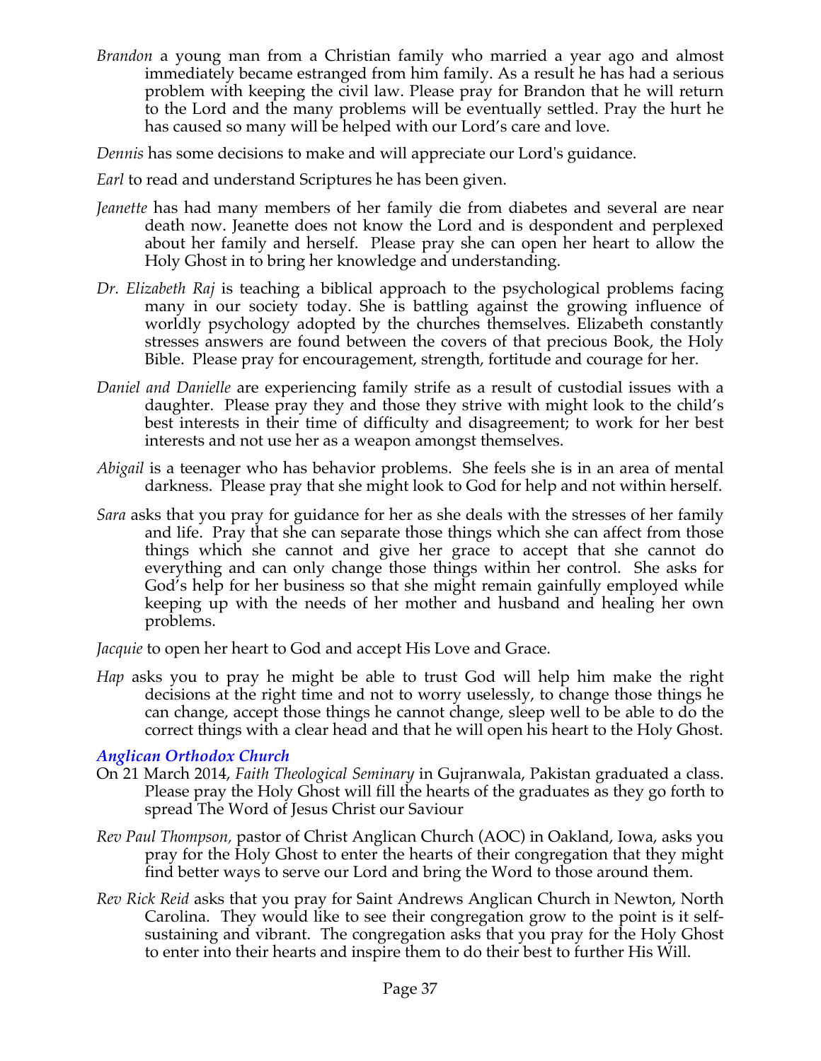*Brandon* a young man from a Christian family who married a year ago and almost immediately became estranged from him family. As a result he has had a serious problem with keeping the civil law. Please pray for Brandon that he will return to the Lord and the many problems will be eventually settled. Pray the hurt he has caused so many will be helped with our Lord's care and love.

*Dennis* has some decisions to make and will appreciate our Lord's guidance.

*Earl* to read and understand Scriptures he has been given.

*Jeanette* has had many members of her family die from diabetes and several are near death now. Jeanette does not know the Lord and is despondent and perplexed about her family and herself. Please pray she can open her heart to allow the Holy Ghost in to bring her knowledge and understanding.

*Dr. Elizabeth Raj* is teaching a biblical approach to the psychological problems facing many in our society today. She is battling against the growing influence of worldly psychology adopted by the churches themselves. Elizabeth constantly stresses answers are found between the covers of that precious Book, the Holy Bible. Please pray for encouragement, strength, fortitude and courage for her.

*Daniel and Danielle* are experiencing family strife as a result of custodial issues with a daughter. Please pray they and those they strive with might look to the child's best interests in their time of difficulty and disagreement; to work for her best interests and not use her as a weapon amongst themselves.

*Abigail* is a teenager who has behavior problems. She feels she is in an area of mental darkness. Please pray that she might look to God for help and not within herself.

*Sara* asks that you pray for guidance for her as she deals with the stresses of her family and life. Pray that she can separate those things which she can affect from those things which she cannot and give her grace to accept that she cannot do everything and can only change those things within her control. She asks for God's help for her business so that she might remain gainfully employed while keeping up with the needs of her mother and husband and healing her own problems.

*Jacquie* to open her heart to God and accept His Love and Grace.

*Hap* asks you to pray he might be able to trust God will help him make the right decisions at the right time and not to worry uselessly, to change those things he can change, accept those things he cannot change, sleep well to be able to do the correct things with a clear head and that he will open his heart to the Holy Ghost.

### *Anglican Orthodox Church*

On 21 March 2014, *Faith Theological Seminary* in Gujranwala, Pakistan graduated a class. Please pray the Holy Ghost will fill the hearts of the graduates as they go forth to spread The Word of Jesus Christ our Saviour

*Rev Paul Thompson,* pastor of Christ Anglican Church (AOC) in Oakland, Iowa, asks you pray for the Holy Ghost to enter the hearts of their congregation that they might find better ways to serve our Lord and bring the Word to those around them.

*Rev Rick Reid* asks that you pray for Saint Andrews Anglican Church in Newton, North Carolina. They would like to see their congregation grow to the point is it self-sustaining and vibrant. The congregation asks that you pray for the Holy Ghost to enter into their hearts and inspire them to do their best to further His Will.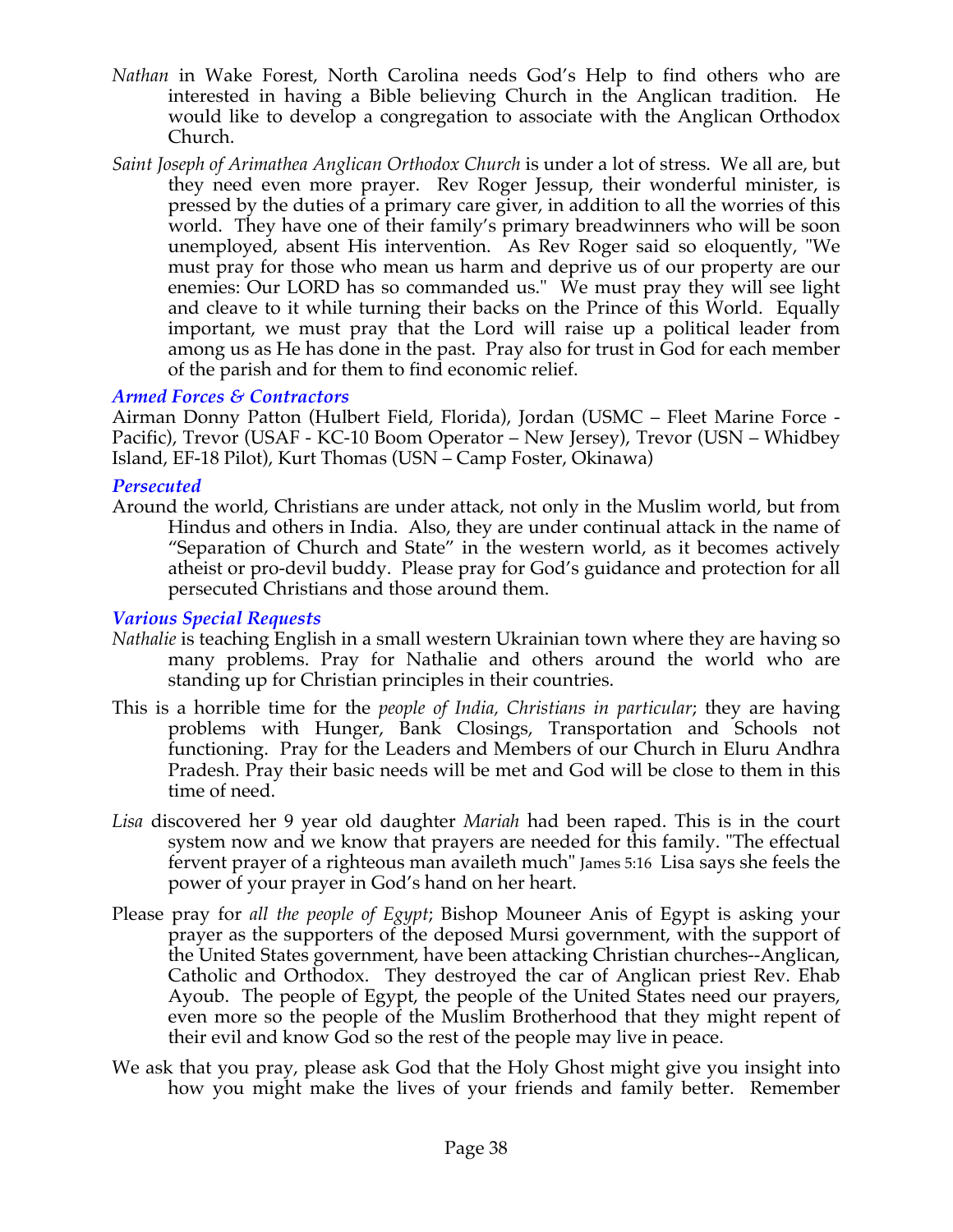*Nathan* in Wake Forest, North Carolina needs God's Help to find others who are interested in having a Bible believing Church in the Anglican tradition. He would like to develop a congregation to associate with the Anglican Orthodox Church.

*Saint Joseph of Arimathea Anglican Orthodox Church* is under a lot of stress. We all are, but they need even more prayer. Rev Roger Jessup, their wonderful minister, is pressed by the duties of a primary care giver, in addition to all the worries of this world. They have one of their family's primary breadwinners who will be soon unemployed, absent His intervention. As Rev Roger said so eloquently, "We must pray for those who mean us harm and deprive us of our property are our enemies: Our LORD has so commanded us." We must pray they will see light and cleave to it while turning their backs on the Prince of this World. Equally important, we must pray that the Lord will raise up a political leader from among us as He has done in the past. Pray also for trust in God for each member of the parish and for them to find economic relief.

### *Armed Forces & Contractors*

Airman Donny Patton (Hulbert Field, Florida), Jordan (USMC – Fleet Marine Force - Pacific), Trevor (USAF - KC-10 Boom Operator – New Jersey), Trevor (USN – Whidbey Island, EF-18 Pilot), Kurt Thomas (USN – Camp Foster, Okinawa)

### *Persecuted*

Around the world, Christians are under attack, not only in the Muslim world, but from Hindus and others in India. Also, they are under continual attack in the name of "Separation of Church and State" in the western world, as it becomes actively atheist or pro-devil buddy. Please pray for God's guidance and protection for all persecuted Christians and those around them.

### *Various Special Requests*

*Nathalie* is teaching English in a small western Ukrainian town where they are having so many problems. Pray for Nathalie and others around the world who are standing up for Christian principles in their countries.

This is a horrible time for the *people of India, Christians in particular*; they are having problems with Hunger, Bank Closings, Transportation and Schools not functioning. Pray for the Leaders and Members of our Church in Eluru Andhra Pradesh. Pray their basic needs will be met and God will be close to them in this time of need.

*Lisa* discovered her 9 year old daughter *Mariah* had been raped. This is in the court system now and we know that prayers are needed for this family. "The effectual fervent prayer of a righteous man availeth much" James 5:16 Lisa says she feels the power of your prayer in God's hand on her heart.

Please pray for *all the people of Egypt*; Bishop Mouneer Anis of Egypt is asking your prayer as the supporters of the deposed Mursi government, with the support of the United States government, have been attacking Christian churches--Anglican, Catholic and Orthodox. They destroyed the car of Anglican priest Rev. Ehab Ayoub. The people of Egypt, the people of the United States need our prayers, even more so the people of the Muslim Brotherhood that they might repent of their evil and know God so the rest of the people may live in peace.

We ask that you pray, please ask God that the Holy Ghost might give you insight into how you might make the lives of your friends and family better. Remember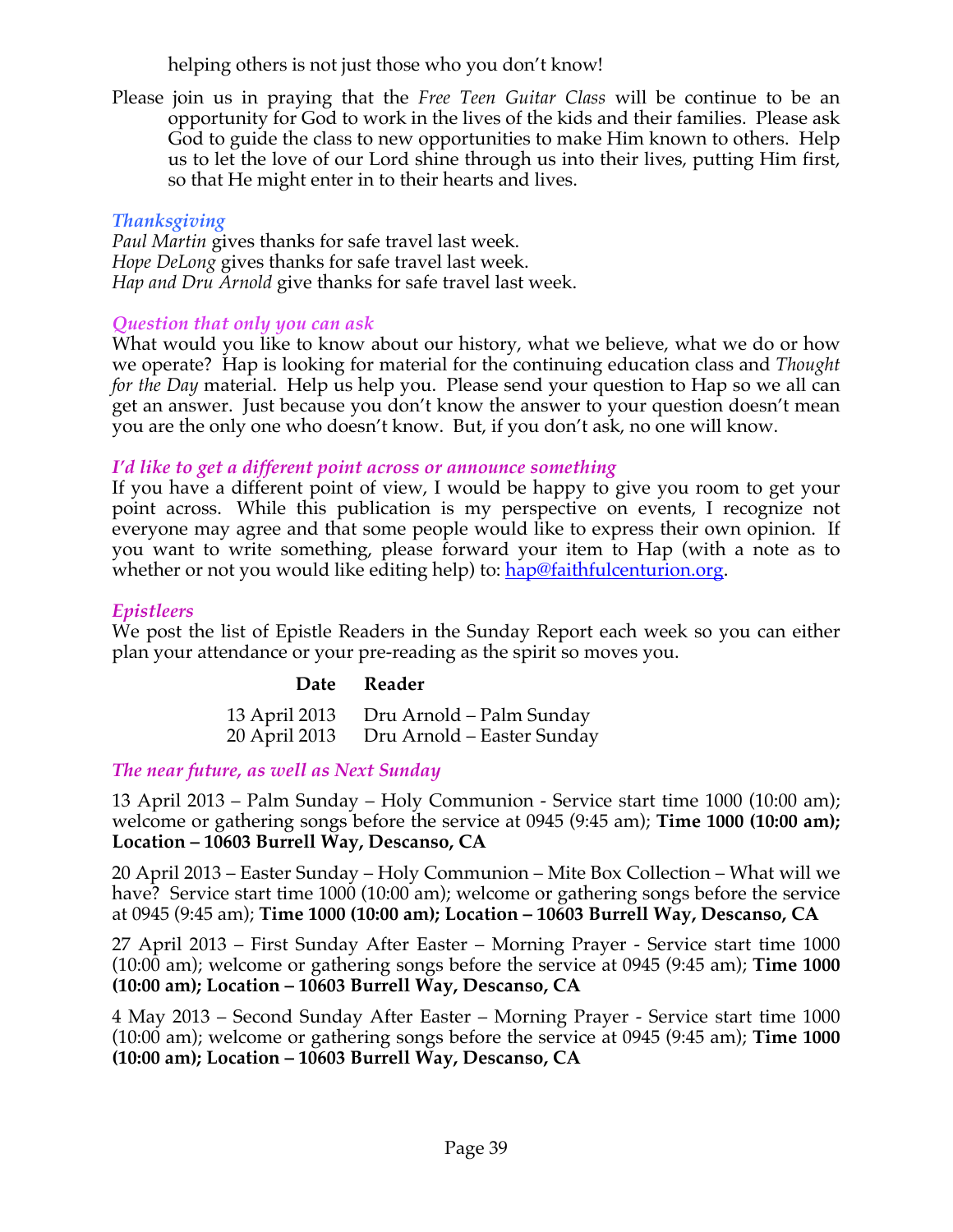helping others is not just those who you don't know!

Please join us in praying that the *Free Teen Guitar Class* will be continue to be an opportunity for God to work in the lives of the kids and their families. Please ask God to guide the class to new opportunities to make Him known to others. Help us to let the love of our Lord shine through us into their lives, putting Him first, so that He might enter in to their hearts and lives.

### *Thanksgiving*

*Paul Martin* gives thanks for safe travel last week.
*Hope DeLong* gives thanks for safe travel last week.
*Hap and Dru Arnold* give thanks for safe travel last week.

### *Question that only you can ask*

What would you like to know about our history, what we believe, what we do or how we operate? Hap is looking for material for the continuing education class and *Thought for the Day* material. Help us help you. Please send your question to Hap so we all can get an answer. Just because you don't know the answer to your question doesn't mean you are the only one who doesn't know. But, if you don't ask, no one will know.

### *I'd like to get a different point across or announce something*

If you have a different point of view, I would be happy to give you room to get your point across. While this publication is my perspective on events, I recognize not everyone may agree and that some people would like to express their own opinion. If you want to write something, please forward your item to Hap (with a note as to whether or not you would like editing help) to: hap@faithfulcenturion.org.

### *Epistleers*

We post the list of Epistle Readers in the Sunday Report each week so you can either plan your attendance or your pre-reading as the spirit so moves you.

| Date | Reader |
|---|---|
| 13 April 2013 | Dru Arnold – Palm Sunday |
| 20 April 2013 | Dru Arnold – Easter Sunday |

### *The near future, as well as Next Sunday*

13 April 2013 – Palm Sunday – Holy Communion - Service start time 1000 (10:00 am); welcome or gathering songs before the service at 0945 (9:45 am); **Time 1000 (10:00 am); Location – 10603 Burrell Way, Descanso, CA**

20 April 2013 – Easter Sunday – Holy Communion – Mite Box Collection – What will we have? Service start time 1000 (10:00 am); welcome or gathering songs before the service at 0945 (9:45 am); **Time 1000 (10:00 am); Location – 10603 Burrell Way, Descanso, CA**

27 April 2013 – First Sunday After Easter – Morning Prayer - Service start time 1000 (10:00 am); welcome or gathering songs before the service at 0945 (9:45 am); **Time 1000 (10:00 am); Location – 10603 Burrell Way, Descanso, CA**

4 May 2013 – Second Sunday After Easter – Morning Prayer - Service start time 1000 (10:00 am); welcome or gathering songs before the service at 0945 (9:45 am); **Time 1000 (10:00 am); Location – 10603 Burrell Way, Descanso, CA**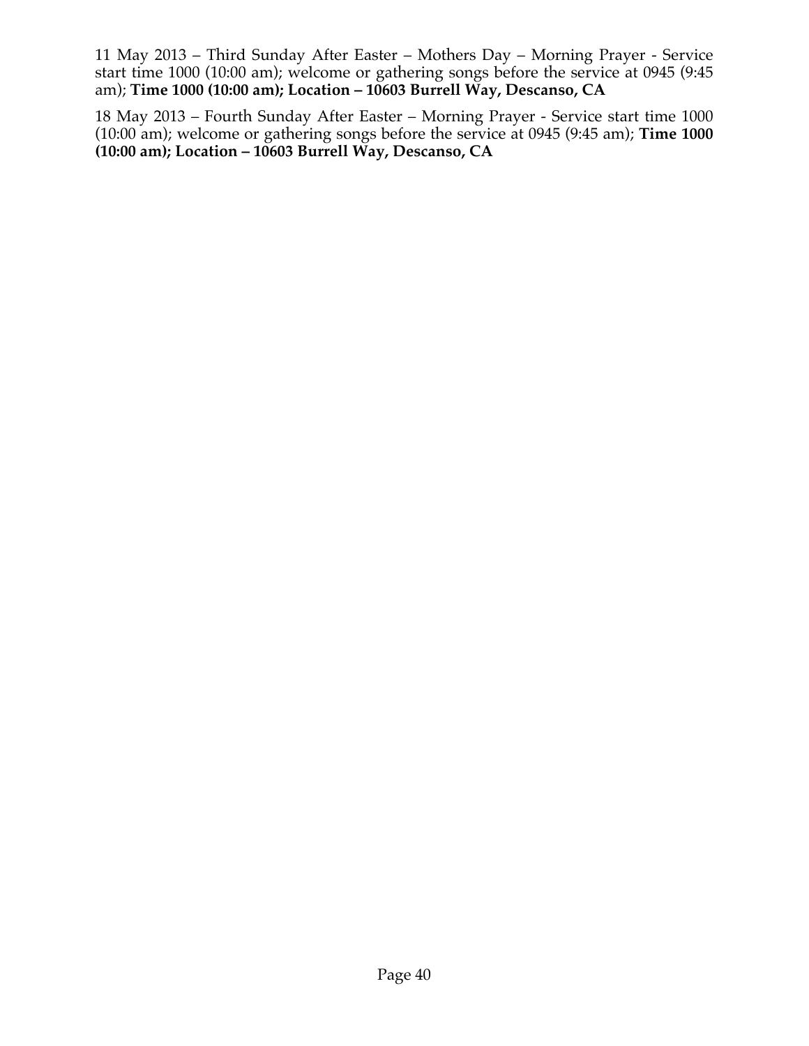11 May 2013 – Third Sunday After Easter – Mothers Day – Morning Prayer - Service start time 1000 (10:00 am); welcome or gathering songs before the service at 0945 (9:45 am); **Time 1000 (10:00 am); Location – 10603 Burrell Way, Descanso, CA**

18 May 2013 – Fourth Sunday After Easter – Morning Prayer - Service start time 1000 (10:00 am); welcome or gathering songs before the service at 0945 (9:45 am); **Time 1000 (10:00 am); Location – 10603 Burrell Way, Descanso, CA**